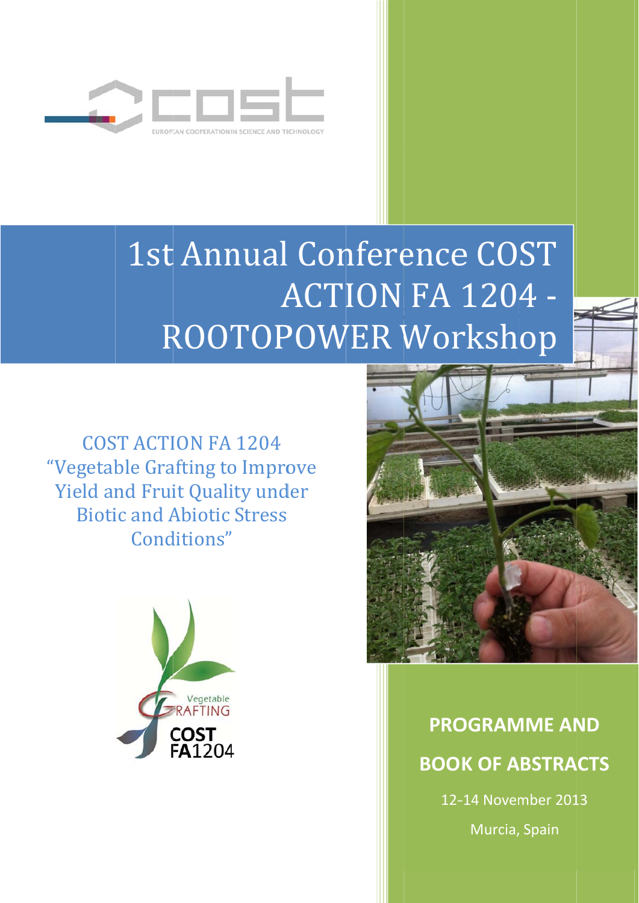cost

EUROPEAN COOPERATION IN SCIENCE AND TECHNOLOGY

# 1st Annual Conference COST ACTION FA 1204 - ROOTOPOWER Workshop

COST ACTION FA 1204
"Vegetable Grafting to Improve Yield and Fruit Quality under Biotic and Abiotic Stress Conditions"

Vegetable GRAFTING COST FA1204

**PROGRAMME AND BOOK OF ABSTRACTS**

12-14 November 2013

Murcia, Spain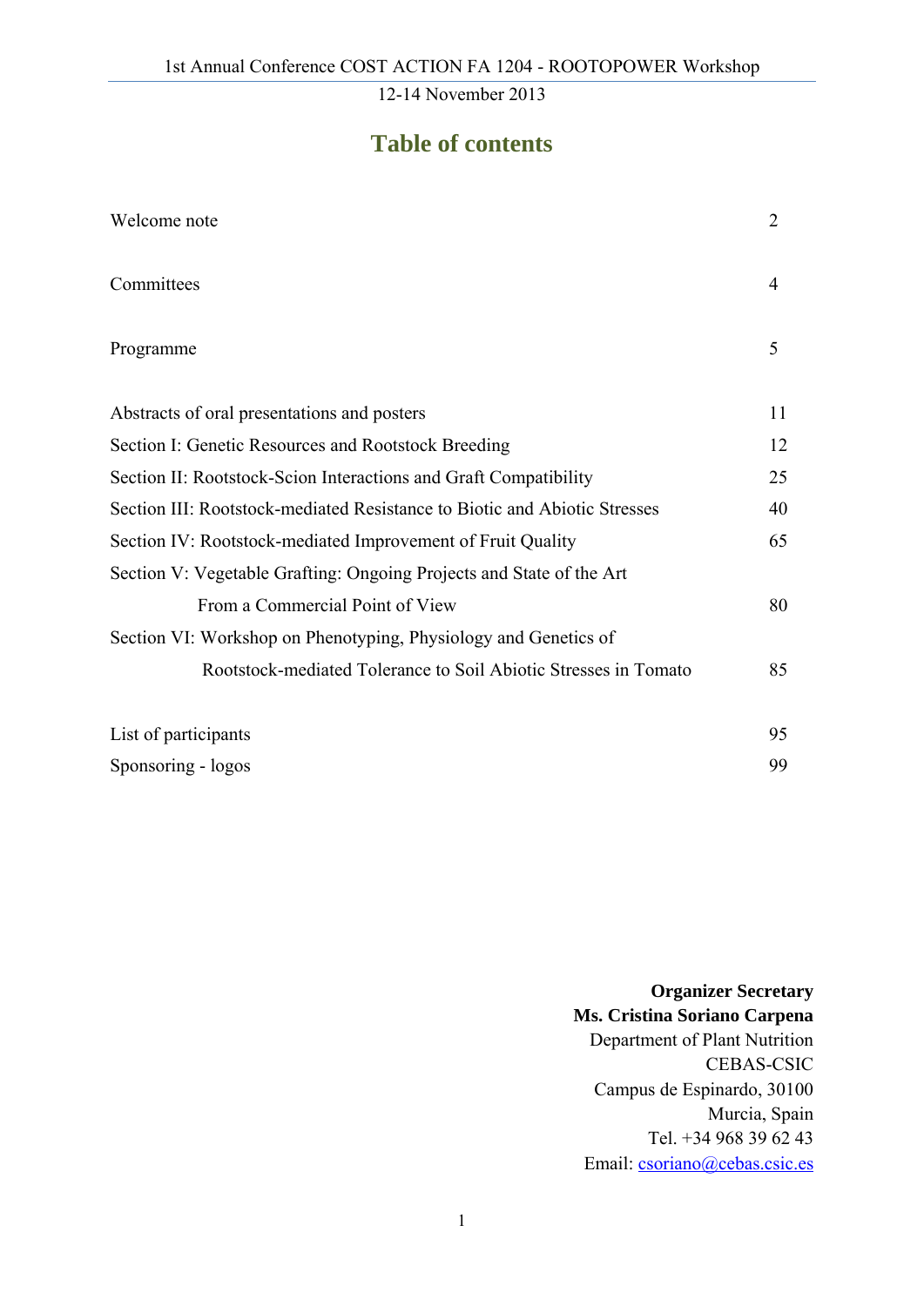# Table of contents

| | |
|---|---|
| Welcome note | 2 |
| Committees | 4 |
| Programme | 5 |
| Abstracts of oral presentations and posters | 11 |
| Section I: Genetic Resources and Rootstock Breeding | 12 |
| Section II: Rootstock-Scion Interactions and Graft Compatibility | 25 |
| Section III: Rootstock-mediated Resistance to Biotic and Abiotic Stresses | 40 |
| Section IV: Rootstock-mediated Improvement of Fruit Quality | 65 |
| Section V: Vegetable Grafting: Ongoing Projects and State of the Art From a Commercial Point of View | 80 |
| Section VI: Workshop on Phenotyping, Physiology and Genetics of Rootstock-mediated Tolerance to Soil Abiotic Stresses in Tomato | 85 |
| List of participants | 95 |
| Sponsoring - logos | 99 |

**Organizer Secretary**
**Ms. Cristina Soriano Carpena**
Department of Plant Nutrition
CEBAS-CSIC
Campus de Espinardo, 30100
Murcia, Spain
Tel. +34 968 39 62 43
Email: csoriano@cebas.csic.es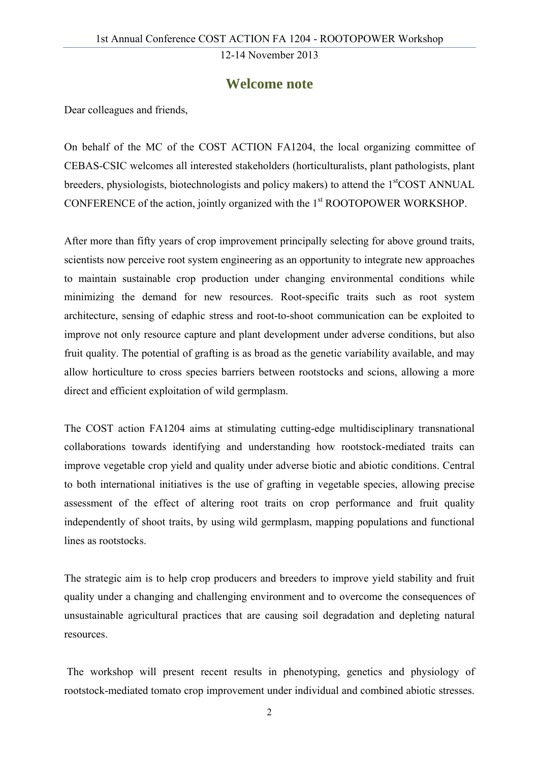## Welcome note

Dear colleagues and friends,

On behalf of the MC of the COST ACTION FA1204, the local organizing committee of CEBAS-CSIC welcomes all interested stakeholders (horticulturalists, plant pathologists, plant breeders, physiologists, biotechnologists and policy makers) to attend the 1st COST ANNUAL CONFERENCE of the action, jointly organized with the 1st ROOTOPOWER WORKSHOP.

After more than fifty years of crop improvement principally selecting for above ground traits, scientists now perceive root system engineering as an opportunity to integrate new approaches to maintain sustainable crop production under changing environmental conditions while minimizing the demand for new resources. Root-specific traits such as root system architecture, sensing of edaphic stress and root-to-shoot communication can be exploited to improve not only resource capture and plant development under adverse conditions, but also fruit quality. The potential of grafting is as broad as the genetic variability available, and may allow horticulture to cross species barriers between rootstocks and scions, allowing a more direct and efficient exploitation of wild germplasm.

The COST action FA1204 aims at stimulating cutting-edge multidisciplinary transnational collaborations towards identifying and understanding how rootstock-mediated traits can improve vegetable crop yield and quality under adverse biotic and abiotic conditions. Central to both international initiatives is the use of grafting in vegetable species, allowing precise assessment of the effect of altering root traits on crop performance and fruit quality independently of shoot traits, by using wild germplasm, mapping populations and functional lines as rootstocks.

The strategic aim is to help crop producers and breeders to improve yield stability and fruit quality under a changing and challenging environment and to overcome the consequences of unsustainable agricultural practices that are causing soil degradation and depleting natural resources.

The workshop will present recent results in phenotyping, genetics and physiology of rootstock-mediated tomato crop improvement under individual and combined abiotic stresses.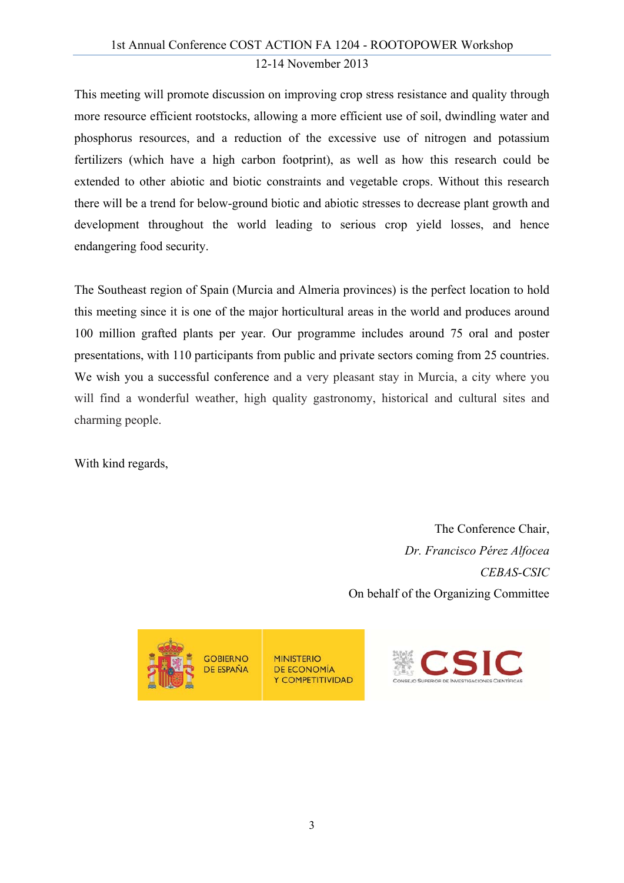This meeting will promote discussion on improving crop stress resistance and quality through more resource efficient rootstocks, allowing a more efficient use of soil, dwindling water and phosphorus resources, and a reduction of the excessive use of nitrogen and potassium fertilizers (which have a high carbon footprint), as well as how this research could be extended to other abiotic and biotic constraints and vegetable crops. Without this research there will be a trend for below-ground biotic and abiotic stresses to decrease plant growth and development throughout the world leading to serious crop yield losses, and hence endangering food security.

The Southeast region of Spain (Murcia and Almeria provinces) is the perfect location to hold this meeting since it is one of the major horticultural areas in the world and produces around 100 million grafted plants per year. Our programme includes around 75 oral and poster presentations, with 110 participants from public and private sectors coming from 25 countries. We wish you a successful conference and a very pleasant stay in Murcia, a city where you will find a wonderful weather, high quality gastronomy, historical and cultural sites and charming people.

With kind regards,

The Conference Chair,

*Dr. Francisco Pérez Alfocea*

*CEBAS-CSIC*

On behalf of the Organizing Committee

GOBIERNO DE ESPAÑA — MINISTERIO DE ECONOMÍA Y COMPETITIVIDAD

CSIC — CONSEJO SUPERIOR DE INVESTIGACIONES CIENTÍFICAS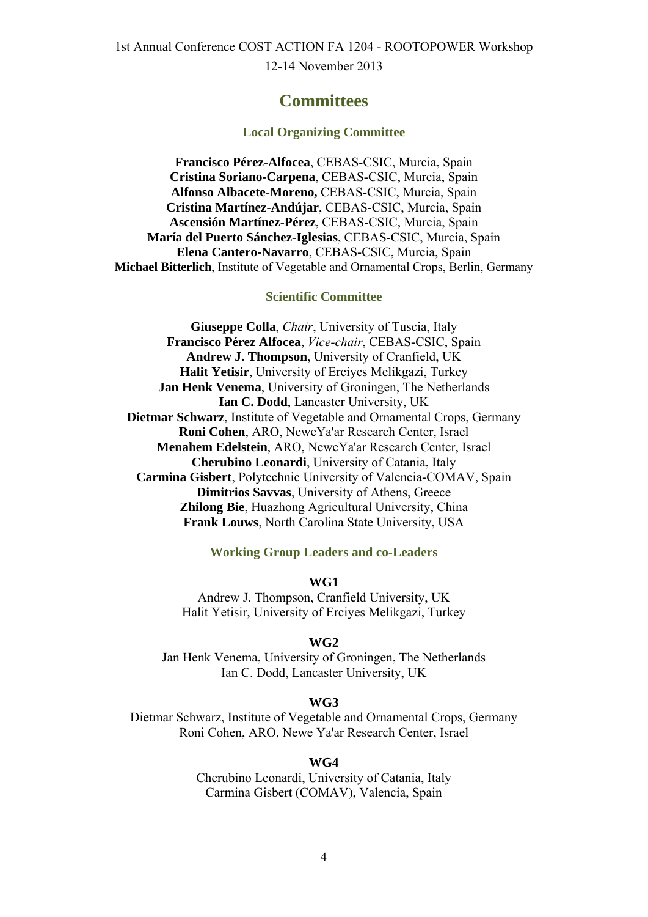# Committees

## Local Organizing Committee

**Francisco Pérez-Alfocea**, CEBAS-CSIC, Murcia, Spain
**Cristina Soriano-Carpena**, CEBAS-CSIC, Murcia, Spain
**Alfonso Albacete-Moreno,** CEBAS-CSIC, Murcia, Spain
**Cristina Martínez-Andújar**, CEBAS-CSIC, Murcia, Spain
**Ascensión Martínez-Pérez**, CEBAS-CSIC, Murcia, Spain
**María del Puerto Sánchez-Iglesias**, CEBAS-CSIC, Murcia, Spain
**Elena Cantero-Navarro**, CEBAS-CSIC, Murcia, Spain
**Michael Bitterlich**, Institute of Vegetable and Ornamental Crops, Berlin, Germany

## Scientific Committee

**Giuseppe Colla**, *Chair*, University of Tuscia, Italy
**Francisco Pérez Alfocea**, *Vice-chair*, CEBAS-CSIC, Spain
**Andrew J. Thompson**, University of Cranfield, UK
**Halit Yetisir**, University of Erciyes Melikgazi, Turkey
**Jan Henk Venema**, University of Groningen, The Netherlands
**Ian C. Dodd**, Lancaster University, UK
**Dietmar Schwarz**, Institute of Vegetable and Ornamental Crops, Germany
**Roni Cohen**, ARO, NeweYa'ar Research Center, Israel
**Menahem Edelstein**, ARO, NeweYa'ar Research Center, Israel
**Cherubino Leonardi**, University of Catania, Italy
**Carmina Gisbert**, Polytechnic University of Valencia-COMAV, Spain
**Dimitrios Savvas**, University of Athens, Greece
**Zhilong Bie**, Huazhong Agricultural University, China
**Frank Louws**, North Carolina State University, USA

## Working Group Leaders and co-Leaders

**WG1**

Andrew J. Thompson, Cranfield University, UK
Halit Yetisir, University of Erciyes Melikgazi, Turkey

**WG2**

Jan Henk Venema, University of Groningen, The Netherlands
Ian C. Dodd, Lancaster University, UK

**WG3**

Dietmar Schwarz, Institute of Vegetable and Ornamental Crops, Germany
Roni Cohen, ARO, Newe Ya'ar Research Center, Israel

**WG4**

Cherubino Leonardi, University of Catania, Italy
Carmina Gisbert (COMAV), Valencia, Spain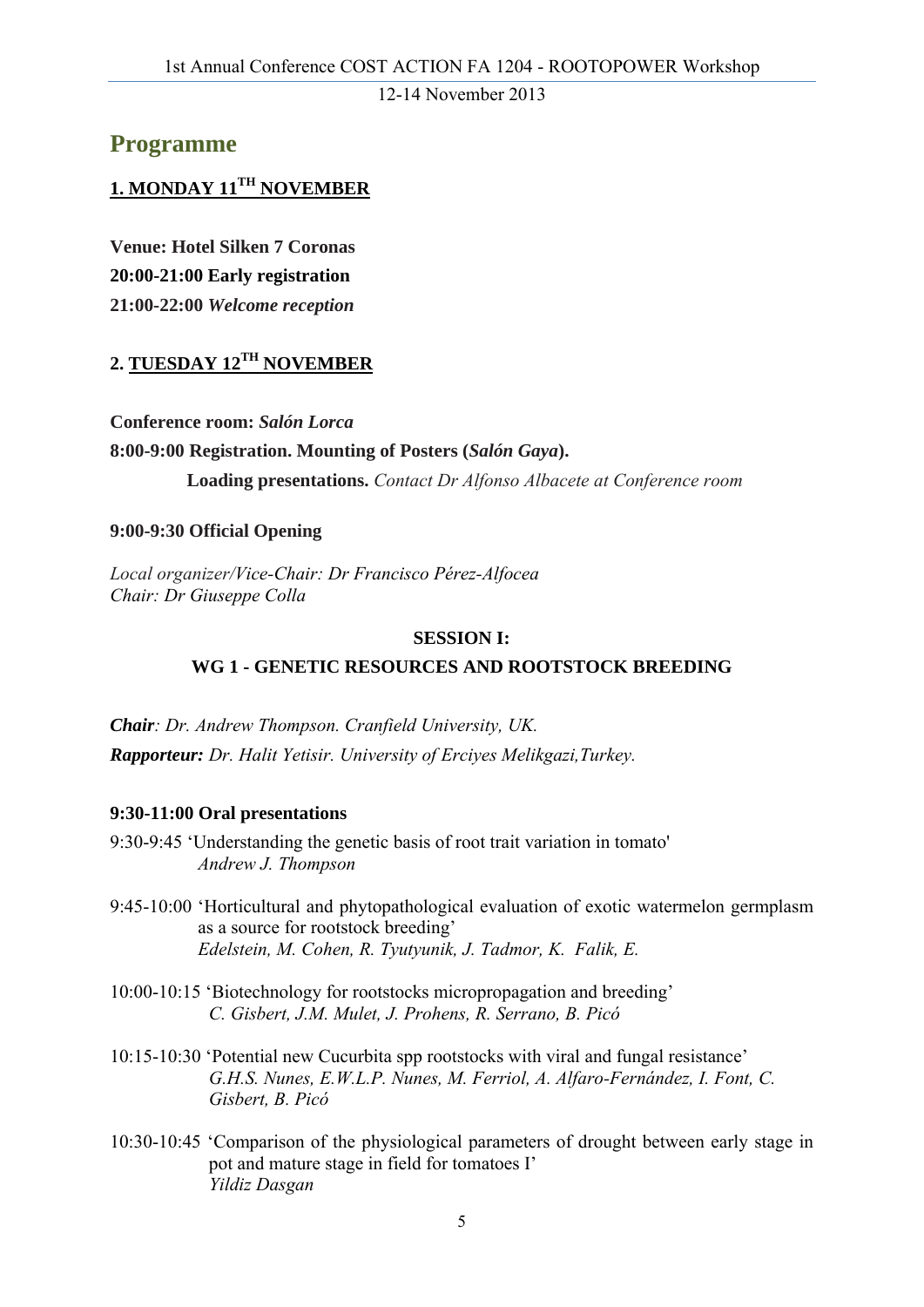# Programme

## 1. MONDAY 11[TH] NOVEMBER

**Venue: Hotel Silken 7 Coronas**

**20:00-21:00 Early registration**

**21:00-22:00** ***Welcome reception***

## 2. TUESDAY 12[TH] NOVEMBER

**Conference room:** ***Salón Lorca***

**8:00-9:00 Registration. Mounting of Posters (*Salón Gaya*).**

**Loading presentations.** *Contact Dr Alfonso Albacete at Conference room*

**9:00-9:30 Official Opening**

*Local organizer/Vice-Chair: Dr Francisco Pérez-Alfocea*
*Chair: Dr Giuseppe Colla*

### SESSION I:
### WG 1 - GENETIC RESOURCES AND ROOTSTOCK BREEDING

***Chair****: Dr. Andrew Thompson. Cranfield University, UK.*

***Rapporteur:*** *Dr. Halit Yetisir. University of Erciyes Melikgazi,Turkey.*

**9:30-11:00 Oral presentations**

9:30-9:45 'Understanding the genetic basis of root trait variation in tomato'
*Andrew J. Thompson*

9:45-10:00 'Horticultural and phytopathological evaluation of exotic watermelon germplasm as a source for rootstock breeding'
*Edelstein, M. Cohen, R. Tyutyunik, J. Tadmor, K. Falik, E.*

10:00-10:15 'Biotechnology for rootstocks micropropagation and breeding'
*C. Gisbert, J.M. Mulet, J. Prohens, R. Serrano, B. Picó*

10:15-10:30 'Potential new Cucurbita spp rootstocks with viral and fungal resistance'
*G.H.S. Nunes, E.W.L.P. Nunes, M. Ferriol, A. Alfaro-Fernández, I. Font, C. Gisbert, B. Picó*

10:30-10:45 'Comparison of the physiological parameters of drought between early stage in pot and mature stage in field for tomatoes I'
*Yildiz Dasgan*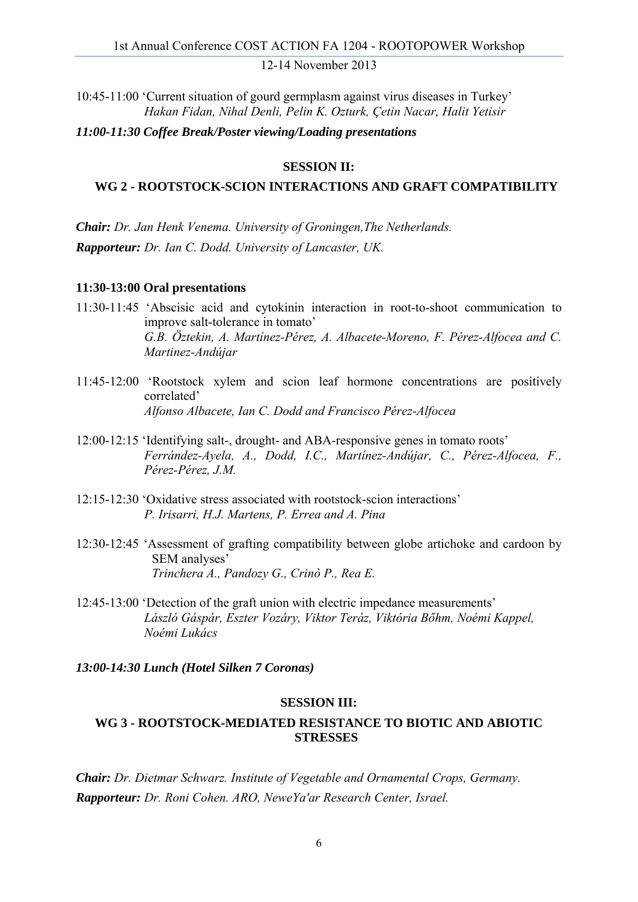10:45-11:00 'Current situation of gourd germplasm against virus diseases in Turkey'
*Hakan Fidan, Nihal Denli, Pelin K. Ozturk, Çetin Nacar, Halit Yetisir*

***11:00-11:30 Coffee Break/Poster viewing/Loading presentations***

## SESSION II:

## WG 2 - ROOTSTOCK-SCION INTERACTIONS AND GRAFT COMPATIBILITY

***Chair:*** *Dr. Jan Henk Venema. University of Groningen,The Netherlands.*

***Rapporteur:*** *Dr. Ian C. Dodd. University of Lancaster, UK.*

**11:30-13:00 Oral presentations**

11:30-11:45 'Abscisic acid and cytokinin interaction in root-to-shoot communication to improve salt-tolerance in tomato'
*G.B. Öztekin, A. Martínez-Pérez, A. Albacete-Moreno, F. Pérez-Alfocea and C. Martinez-Andújar*

11:45-12:00 'Rootstock xylem and scion leaf hormone concentrations are positively correlated'
*Alfonso Albacete, Ian C. Dodd and Francisco Pérez-Alfocea*

12:00-12:15 'Identifying salt-, drought- and ABA-responsive genes in tomato roots'
*Ferrández-Ayela, A., Dodd, I.C., Martínez-Andújar, C., Pérez-Alfocea, F., Pérez-Pérez, J.M.*

12:15-12:30 'Oxidative stress associated with rootstock-scion interactions'
*P. Irisarri, H.J. Martens, P. Errea and A. Pina*

12:30-12:45 'Assessment of grafting compatibility between globe artichoke and cardoon by SEM analyses'
*Trinchera A., Pandozy G., Crinò P., Rea E.*

12:45-13:00 'Detection of the graft union with electric impedance measurements'
*László Gáspár, Eszter Vozáry, Viktor Teráz, Viktória Bőhm, Noémi Kappel, Noémi Lukács*

***13:00-14:30 Lunch (Hotel Silken 7 Coronas)***

## SESSION III:

## WG 3 - ROOTSTOCK-MEDIATED RESISTANCE TO BIOTIC AND ABIOTIC STRESSES

***Chair:*** *Dr. Dietmar Schwarz. Institute of Vegetable and Ornamental Crops, Germany.*

***Rapporteur:*** *Dr. Roni Cohen. ARO, NeweYa'ar Research Center, Israel.*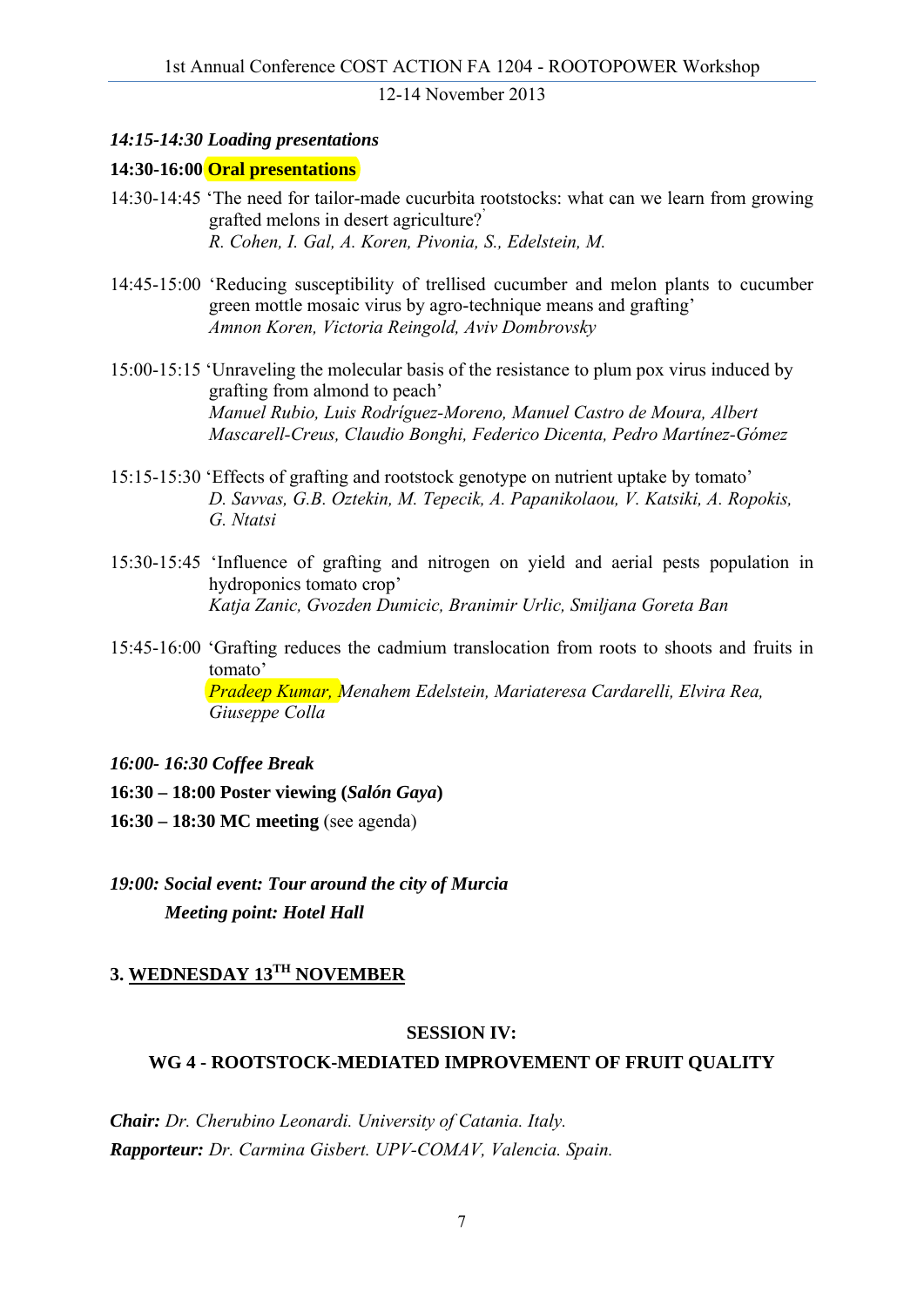***14:15-14:30 Loading presentations***

**14:30-16:00 Oral presentations**

14:30-14:45 'The need for tailor-made cucurbita rootstocks: what can we learn from growing grafted melons in desert agriculture?'
*R. Cohen, I. Gal, A. Koren, Pivonia, S., Edelstein, M.*

14:45-15:00 'Reducing susceptibility of trellised cucumber and melon plants to cucumber green mottle mosaic virus by agro-technique means and grafting'
*Amnon Koren, Victoria Reingold, Aviv Dombrovsky*

15:00-15:15 'Unraveling the molecular basis of the resistance to plum pox virus induced by grafting from almond to peach'
*Manuel Rubio, Luis Rodríguez-Moreno, Manuel Castro de Moura, Albert Mascarell-Creus, Claudio Bonghi, Federico Dicenta, Pedro Martínez-Gómez*

15:15-15:30 'Effects of grafting and rootstock genotype on nutrient uptake by tomato'
*D. Savvas, G.B. Oztekin, M. Tepecik, A. Papanikolaou, V. Katsiki, A. Ropokis, G. Ntatsi*

15:30-15:45 'Influence of grafting and nitrogen on yield and aerial pests population in hydroponics tomato crop'
*Katja Zanic, Gvozden Dumicic, Branimir Urlic, Smiljana Goreta Ban*

15:45-16:00 'Grafting reduces the cadmium translocation from roots to shoots and fruits in tomato'
*Pradeep Kumar, Menahem Edelstein, Mariateresa Cardarelli, Elvira Rea, Giuseppe Colla*

***16:00- 16:30 Coffee Break***

**16:30 – 18:00 Poster viewing (*Salón Gaya*)**

**16:30 – 18:30 MC meeting** (see agenda)

***19:00: Social event: Tour around the city of Murcia***
***Meeting point: Hotel Hall***

## 3. WEDNESDAY 13TH NOVEMBER

### SESSION IV:
### WG 4 - ROOTSTOCK-MEDIATED IMPROVEMENT OF FRUIT QUALITY

***Chair:*** *Dr. Cherubino Leonardi. University of Catania. Italy.*
***Rapporteur:*** *Dr. Carmina Gisbert. UPV-COMAV, Valencia. Spain.*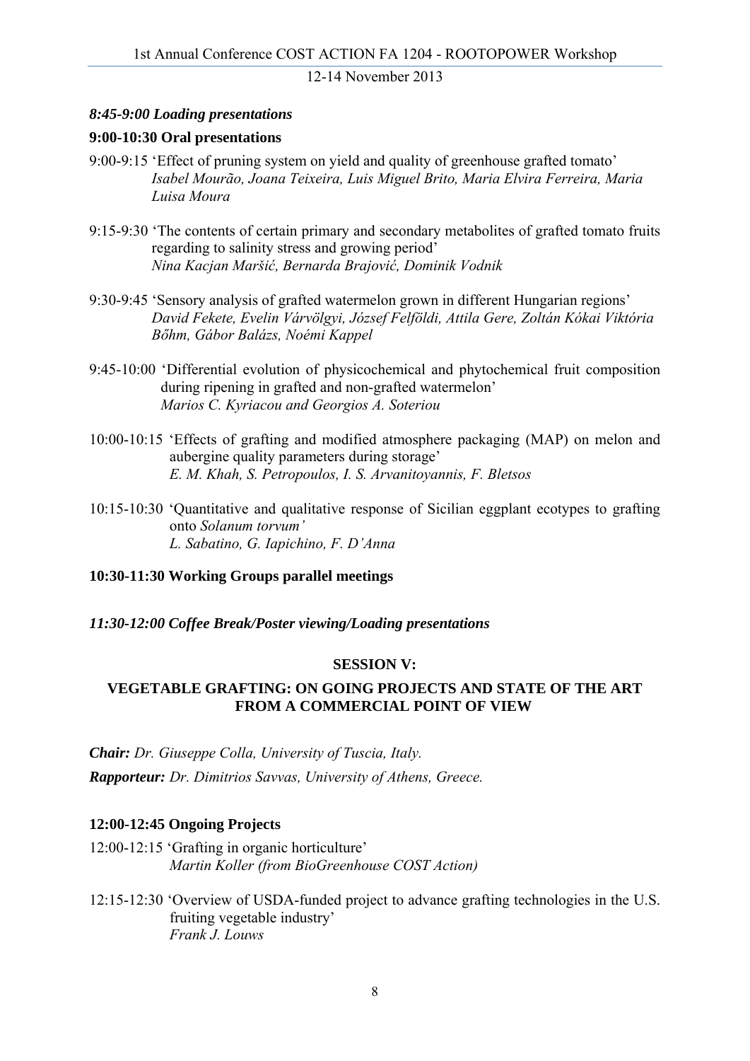***8:45-9:00 Loading presentations***

**9:00-10:30 Oral presentations**

9:00-9:15 'Effect of pruning system on yield and quality of greenhouse grafted tomato'
*Isabel Mourão, Joana Teixeira, Luis Miguel Brito, Maria Elvira Ferreira, Maria Luisa Moura*

9:15-9:30 'The contents of certain primary and secondary metabolites of grafted tomato fruits regarding to salinity stress and growing period'
*Nina Kacjan Maršić, Bernarda Brajović, Dominik Vodnik*

9:30-9:45 'Sensory analysis of grafted watermelon grown in different Hungarian regions'
*David Fekete, Evelin Várvölgyi, József Felföldi, Attila Gere, Zoltán Kókai Viktória Bőhm, Gábor Balázs, Noémi Kappel*

9:45-10:00 'Differential evolution of physicochemical and phytochemical fruit composition during ripening in grafted and non-grafted watermelon'
*Marios C. Kyriacou and Georgios A. Soteriou*

10:00-10:15 'Effects of grafting and modified atmosphere packaging (MAP) on melon and aubergine quality parameters during storage'
*E. M. Khah, S. Petropoulos, I. S. Arvanitoyannis, F. Bletsos*

10:15-10:30 'Quantitative and qualitative response of Sicilian eggplant ecotypes to grafting onto *Solanum torvum'*
*L. Sabatino, G. Iapichino, F. D'Anna*

**10:30-11:30 Working Groups parallel meetings**

***11:30-12:00 Coffee Break/Poster viewing/Loading presentations***

**SESSION V:**

**VEGETABLE GRAFTING: ON GOING PROJECTS AND STATE OF THE ART FROM A COMMERCIAL POINT OF VIEW**

***Chair:*** *Dr. Giuseppe Colla, University of Tuscia, Italy.*

***Rapporteur:*** *Dr. Dimitrios Savvas, University of Athens, Greece.*

**12:00-12:45 Ongoing Projects**

12:00-12:15 'Grafting in organic horticulture'
*Martin Koller (from BioGreenhouse COST Action)*

12:15-12:30 'Overview of USDA-funded project to advance grafting technologies in the U.S. fruiting vegetable industry'
*Frank J. Louws*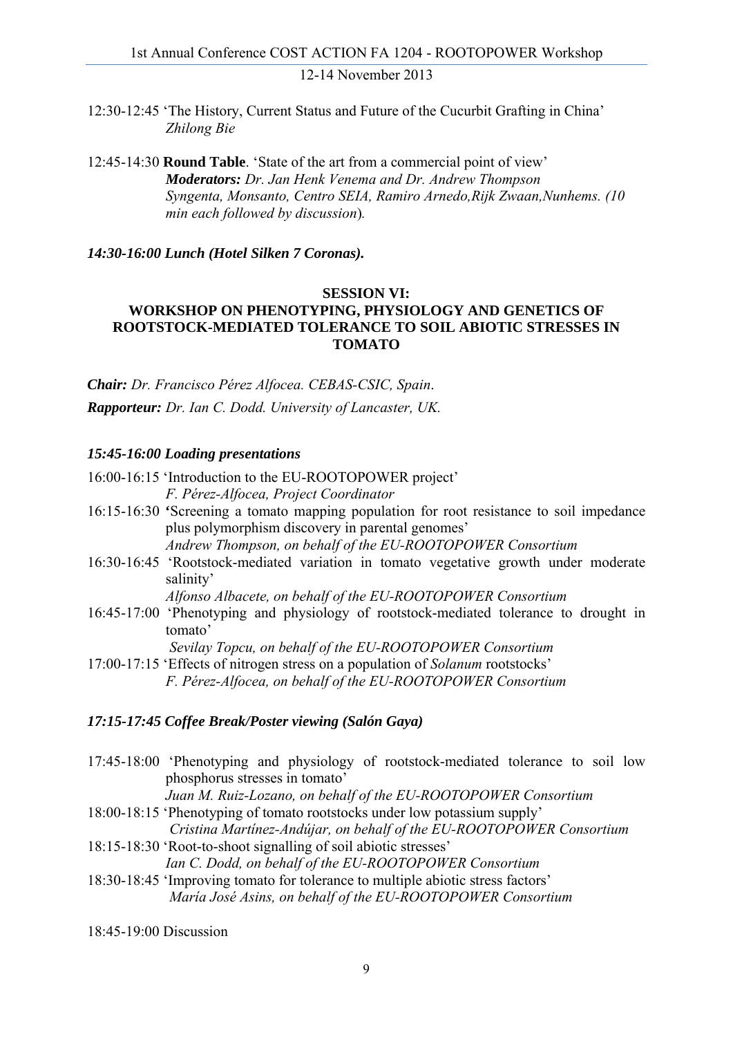12:30-12:45 'The History, Current Status and Future of the Cucurbit Grafting in China'
*Zhilong Bie*

12:45-14:30 **Round Table**. 'State of the art from a commercial point of view'
***Moderators:*** *Dr. Jan Henk Venema and Dr. Andrew Thompson*
*Syngenta, Monsanto, Centro SEIA, Ramiro Arnedo,Rijk Zwaan,Nunhems. (10 min each followed by discussion).*

***14:30-16:00 Lunch (Hotel Silken 7 Coronas).***

## SESSION VI: WORKSHOP ON PHENOTYPING, PHYSIOLOGY AND GENETICS OF ROOTSTOCK-MEDIATED TOLERANCE TO SOIL ABIOTIC STRESSES IN TOMATO

***Chair:*** *Dr. Francisco Pérez Alfocea. CEBAS-CSIC, Spain.*

***Rapporteur:*** *Dr. Ian C. Dodd. University of Lancaster, UK.*

***15:45-16:00 Loading presentations***

16:00-16:15 'Introduction to the EU-ROOTOPOWER project'
*F. Pérez-Alfocea, Project Coordinator*

16:15-16:30 **'**Screening a tomato mapping population for root resistance to soil impedance plus polymorphism discovery in parental genomes'
*Andrew Thompson, on behalf of the EU-ROOTOPOWER Consortium*

16:30-16:45 'Rootstock-mediated variation in tomato vegetative growth under moderate salinity'
*Alfonso Albacete, on behalf of the EU-ROOTOPOWER Consortium*

16:45-17:00 'Phenotyping and physiology of rootstock-mediated tolerance to drought in tomato'
*Sevilay Topcu, on behalf of the EU-ROOTOPOWER Consortium*

17:00-17:15 'Effects of nitrogen stress on a population of *Solanum* rootstocks'
*F. Pérez-Alfocea, on behalf of the EU-ROOTOPOWER Consortium*

***17:15-17:45 Coffee Break/Poster viewing (Salón Gaya)***

17:45-18:00 'Phenotyping and physiology of rootstock-mediated tolerance to soil low phosphorus stresses in tomato'
*Juan M. Ruiz-Lozano, on behalf of the EU-ROOTOPOWER Consortium*

18:00-18:15 'Phenotyping of tomato rootstocks under low potassium supply'
*Cristina Martínez-Andújar, on behalf of the EU-ROOTOPOWER Consortium*

18:15-18:30 'Root-to-shoot signalling of soil abiotic stresses'
*Ian C. Dodd, on behalf of the EU-ROOTOPOWER Consortium*

18:30-18:45 'Improving tomato for tolerance to multiple abiotic stress factors'
*María José Asins, on behalf of the EU-ROOTOPOWER Consortium*

18:45-19:00 Discussion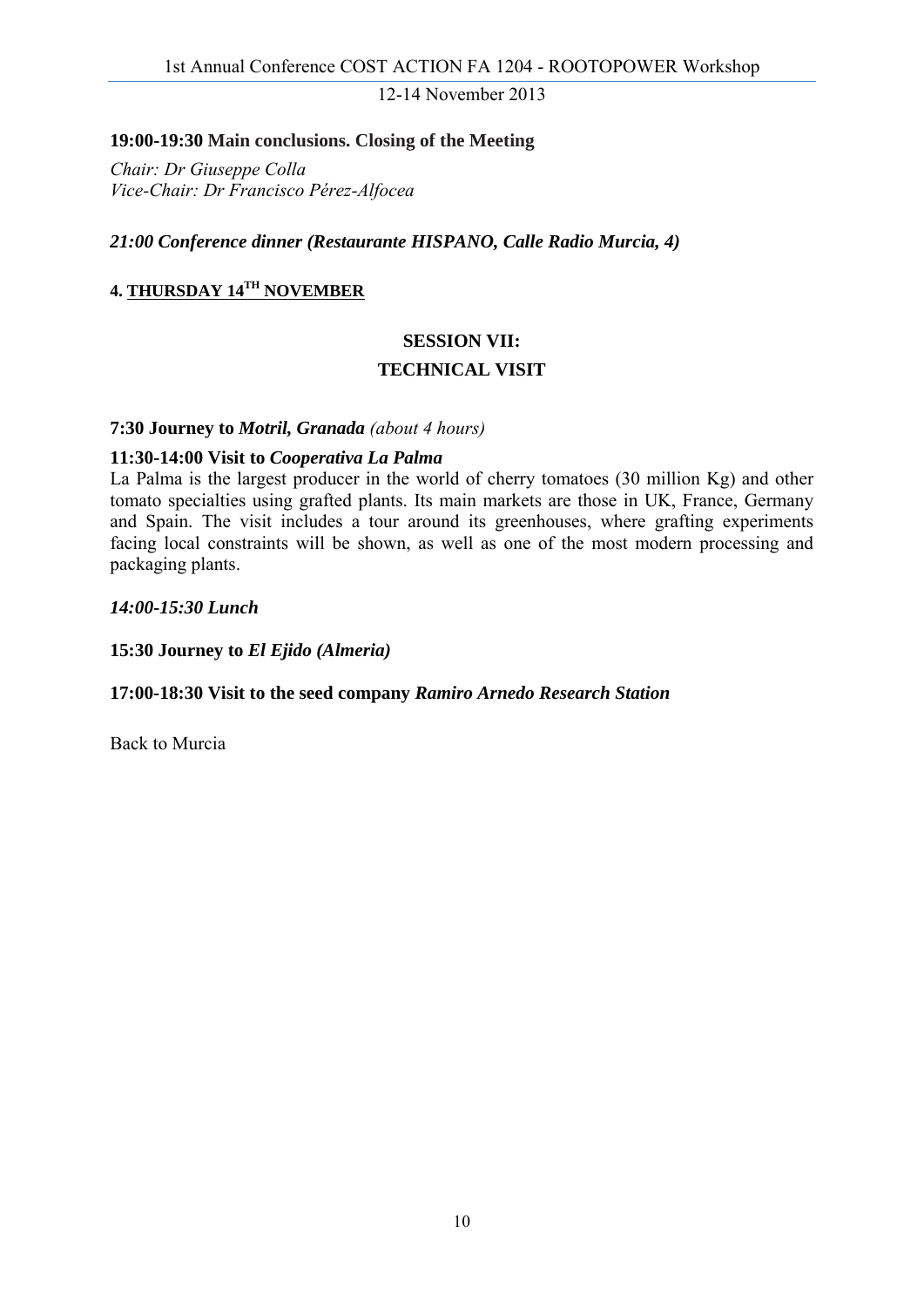**19:00-19:30 Main conclusions. Closing of the Meeting**

*Chair: Dr Giuseppe Colla*
*Vice-Chair: Dr Francisco Pérez-Alfocea*

***21:00 Conference dinner (Restaurante HISPANO, Calle Radio Murcia, 4)***

## 4. THURSDAY 14TH NOVEMBER

### SESSION VII: TECHNICAL VISIT

**7:30 Journey to *Motril, Granada*** *(about 4 hours)*

**11:30-14:00 Visit to *Cooperativa La Palma***

La Palma is the largest producer in the world of cherry tomatoes (30 million Kg) and other tomato specialties using grafted plants. Its main markets are those in UK, France, Germany and Spain. The visit includes a tour around its greenhouses, where grafting experiments facing local constraints will be shown, as well as one of the most modern processing and packaging plants.

***14:00-15:30 Lunch***

**15:30 Journey to *El Ejido (Almeria)***

**17:00-18:30 Visit to the seed company *Ramiro Arnedo Research Station***

Back to Murcia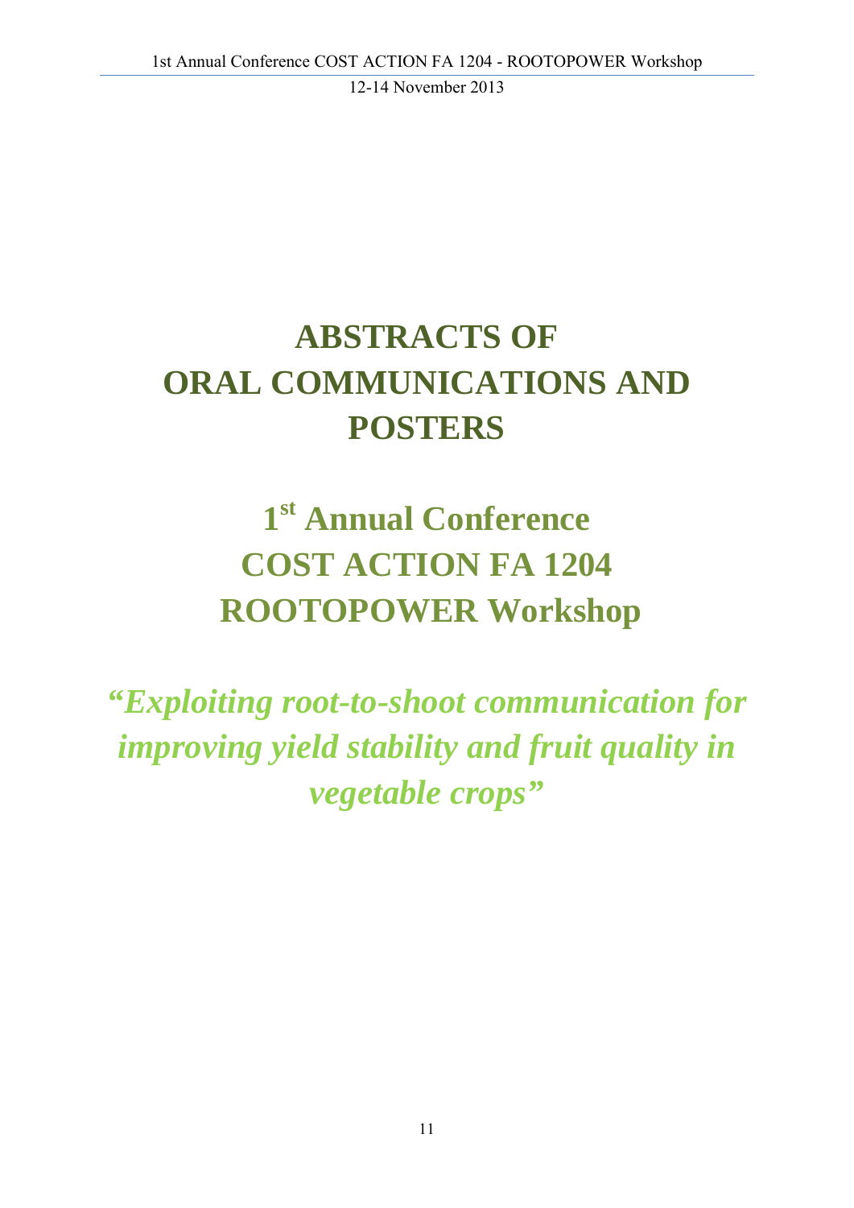# ABSTRACTS OF ORAL COMMUNICATIONS AND POSTERS

## 1st Annual Conference COST ACTION FA 1204 ROOTOPOWER Workshop

***"Exploiting root-to-shoot communication for improving yield stability and fruit quality in vegetable crops"***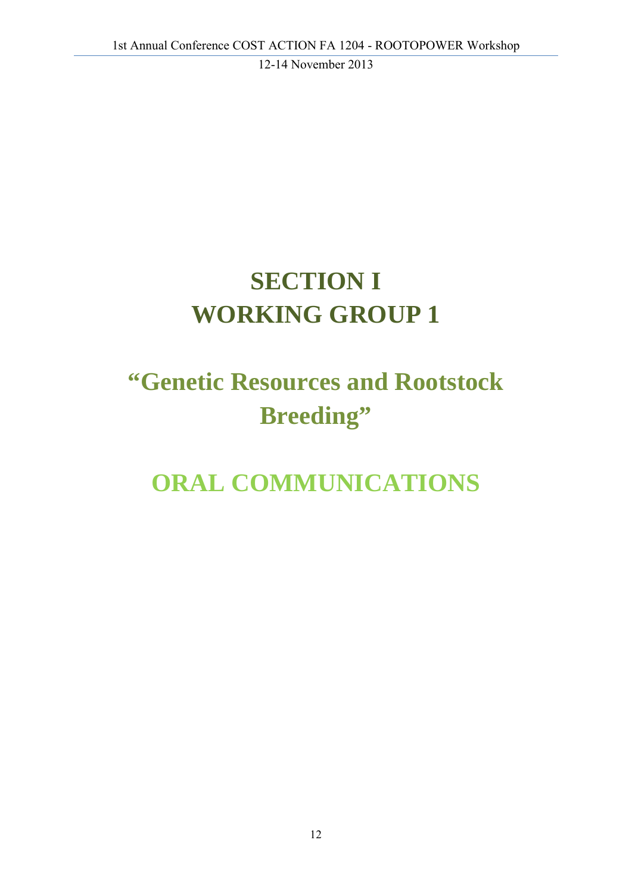# SECTION I
# WORKING GROUP 1

## "Genetic Resources and Rootstock Breeding"

## ORAL COMMUNICATIONS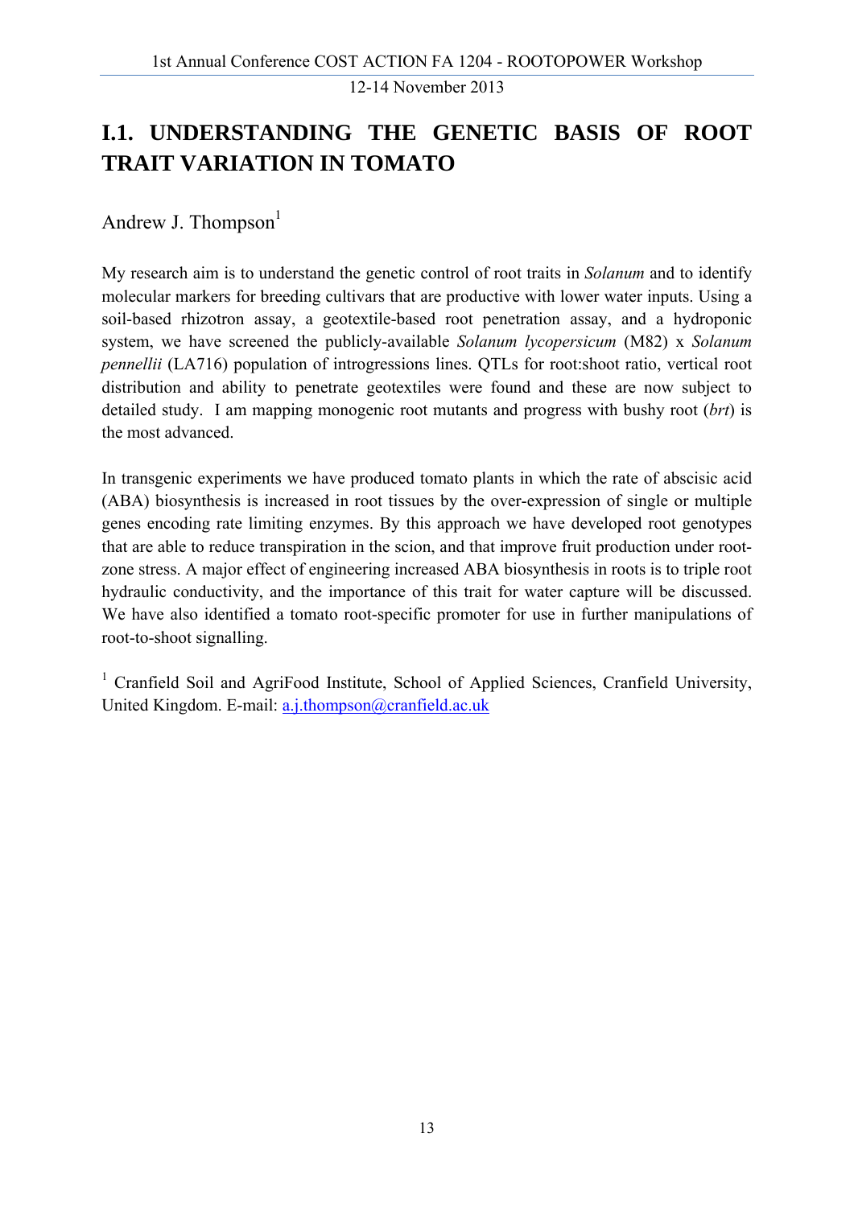# I.1. UNDERSTANDING THE GENETIC BASIS OF ROOT TRAIT VARIATION IN TOMATO

Andrew J. Thompson[1]

My research aim is to understand the genetic control of root traits in *Solanum* and to identify molecular markers for breeding cultivars that are productive with lower water inputs. Using a soil-based rhizotron assay, a geotextile-based root penetration assay, and a hydroponic system, we have screened the publicly-available *Solanum lycopersicum* (M82) x *Solanum pennellii* (LA716) population of introgressions lines. QTLs for root:shoot ratio, vertical root distribution and ability to penetrate geotextiles were found and these are now subject to detailed study. I am mapping monogenic root mutants and progress with bushy root (*brt*) is the most advanced.

In transgenic experiments we have produced tomato plants in which the rate of abscisic acid (ABA) biosynthesis is increased in root tissues by the over-expression of single or multiple genes encoding rate limiting enzymes. By this approach we have developed root genotypes that are able to reduce transpiration in the scion, and that improve fruit production under root-zone stress. A major effect of engineering increased ABA biosynthesis in roots is to triple root hydraulic conductivity, and the importance of this trait for water capture will be discussed. We have also identified a tomato root-specific promoter for use in further manipulations of root-to-shoot signalling.

[1] Cranfield Soil and AgriFood Institute, School of Applied Sciences, Cranfield University, United Kingdom. E-mail: a.j.thompson@cranfield.ac.uk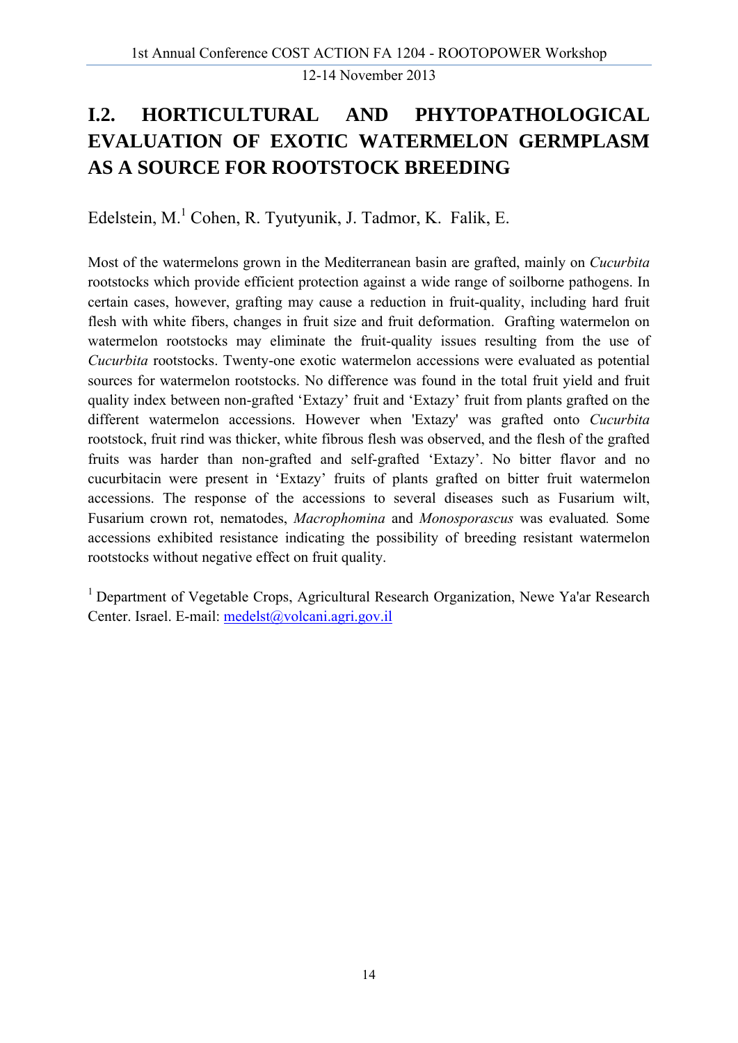## I.2. HORTICULTURAL AND PHYTOPATHOLOGICAL EVALUATION OF EXOTIC WATERMELON GERMPLASM AS A SOURCE FOR ROOTSTOCK BREEDING

Edelstein, M.[1] Cohen, R. Tyutyunik, J. Tadmor, K. Falik, E.

Most of the watermelons grown in the Mediterranean basin are grafted, mainly on *Cucurbita* rootstocks which provide efficient protection against a wide range of soilborne pathogens. In certain cases, however, grafting may cause a reduction in fruit-quality, including hard fruit flesh with white fibers, changes in fruit size and fruit deformation. Grafting watermelon on watermelon rootstocks may eliminate the fruit-quality issues resulting from the use of *Cucurbita* rootstocks. Twenty-one exotic watermelon accessions were evaluated as potential sources for watermelon rootstocks. No difference was found in the total fruit yield and fruit quality index between non-grafted 'Extazy' fruit and 'Extazy' fruit from plants grafted on the different watermelon accessions. However when 'Extazy' was grafted onto *Cucurbita* rootstock, fruit rind was thicker, white fibrous flesh was observed, and the flesh of the grafted fruits was harder than non-grafted and self-grafted 'Extazy'. No bitter flavor and no cucurbitacin were present in 'Extazy' fruits of plants grafted on bitter fruit watermelon accessions. The response of the accessions to several diseases such as Fusarium wilt, Fusarium crown rot, nematodes, *Macrophomina* and *Monosporascus* was evaluated. Some accessions exhibited resistance indicating the possibility of breeding resistant watermelon rootstocks without negative effect on fruit quality.

[1] Department of Vegetable Crops, Agricultural Research Organization, Newe Ya'ar Research Center. Israel. E-mail: medelst@volcani.agri.gov.il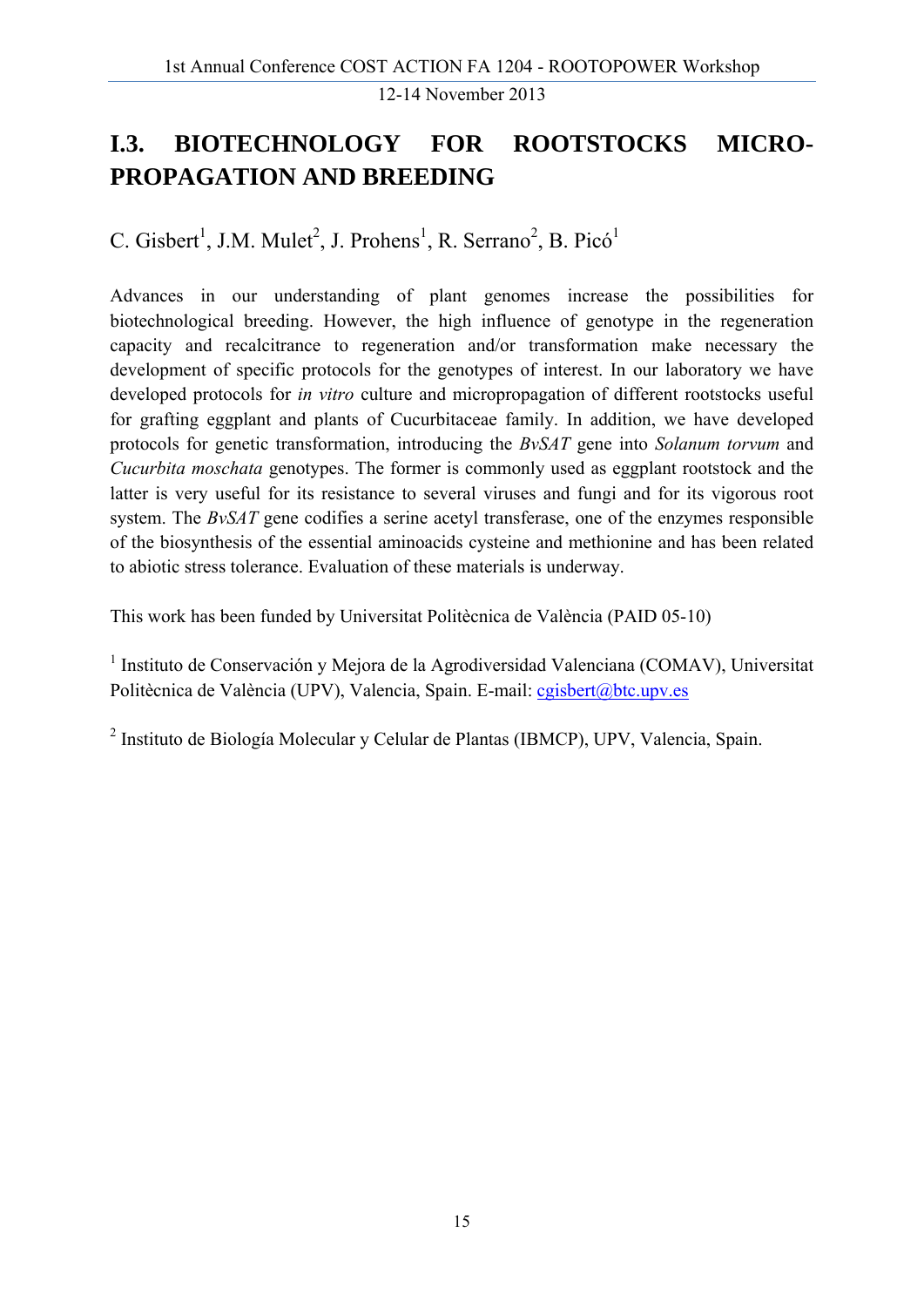## I.3. BIOTECHNOLOGY FOR ROOTSTOCKS MICRO-PROPAGATION AND BREEDING

C. Gisbert[1], J.M. Mulet[2], J. Prohens[1], R. Serrano[2], B. Picó[1]

Advances in our understanding of plant genomes increase the possibilities for biotechnological breeding. However, the high influence of genotype in the regeneration capacity and recalcitrance to regeneration and/or transformation make necessary the development of specific protocols for the genotypes of interest. In our laboratory we have developed protocols for *in vitro* culture and micropropagation of different rootstocks useful for grafting eggplant and plants of Cucurbitaceae family. In addition, we have developed protocols for genetic transformation, introducing the *BvSAT* gene into *Solanum torvum* and *Cucurbita moschata* genotypes. The former is commonly used as eggplant rootstock and the latter is very useful for its resistance to several viruses and fungi and for its vigorous root system. The *BvSAT* gene codifies a serine acetyl transferase, one of the enzymes responsible of the biosynthesis of the essential aminoacids cysteine and methionine and has been related to abiotic stress tolerance. Evaluation of these materials is underway.

This work has been funded by Universitat Politècnica de València (PAID 05-10)

[1] Instituto de Conservación y Mejora de la Agrodiversidad Valenciana (COMAV), Universitat Politècnica de València (UPV), Valencia, Spain. E-mail: cgisbert@btc.upv.es

[2] Instituto de Biología Molecular y Celular de Plantas (IBMCP), UPV, Valencia, Spain.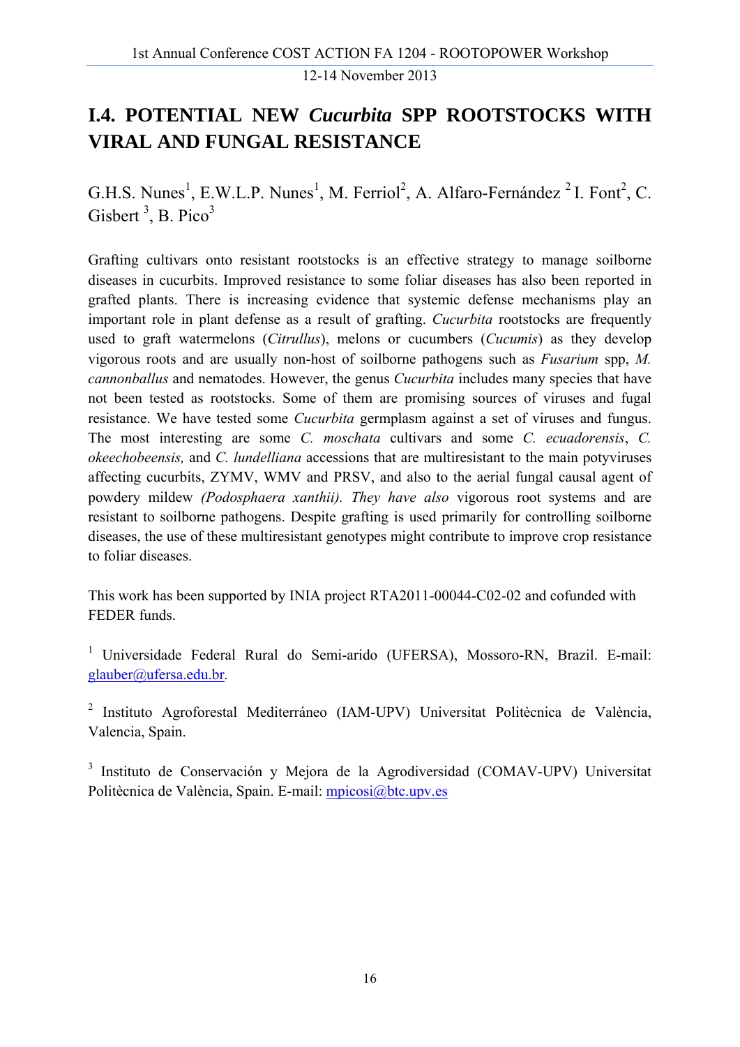# I.4. POTENTIAL NEW *Cucurbita* SPP ROOTSTOCKS WITH VIRAL AND FUNGAL RESISTANCE

G.H.S. Nunes[1], E.W.L.P. Nunes[1], M. Ferriol[2], A. Alfaro-Fernández [2] I. Font[2], C. Gisbert [3], B. Pico[3]

Grafting cultivars onto resistant rootstocks is an effective strategy to manage soilborne diseases in cucurbits. Improved resistance to some foliar diseases has also been reported in grafted plants. There is increasing evidence that systemic defense mechanisms play an important role in plant defense as a result of grafting. *Cucurbita* rootstocks are frequently used to graft watermelons (*Citrullus*), melons or cucumbers (*Cucumis*) as they develop vigorous roots and are usually non-host of soilborne pathogens such as *Fusarium* spp, *M. cannonballus* and nematodes. However, the genus *Cucurbita* includes many species that have not been tested as rootstocks. Some of them are promising sources of viruses and fugal resistance. We have tested some *Cucurbita* germplasm against a set of viruses and fungus. The most interesting are some *C. moschata* cultivars and some *C. ecuadorensis*, *C. okeechobeensis,* and *C. lundelliana* accessions that are multiresistant to the main potyviruses affecting cucurbits, ZYMV, WMV and PRSV, and also to the aerial fungal causal agent of powdery mildew *(Podosphaera xanthii). They have also* vigorous root systems and are resistant to soilborne pathogens. Despite grafting is used primarily for controlling soilborne diseases, the use of these multiresistant genotypes might contribute to improve crop resistance to foliar diseases.

This work has been supported by INIA project RTA2011-00044-C02-02 and cofunded with FEDER funds.

[1] Universidade Federal Rural do Semi-arido (UFERSA), Mossoro-RN, Brazil. E-mail: glauber@ufersa.edu.br.

[2] Instituto Agroforestal Mediterráneo (IAM-UPV) Universitat Politècnica de València, Valencia, Spain.

[3] Instituto de Conservación y Mejora de la Agrodiversidad (COMAV-UPV) Universitat Politècnica de València, Spain. E-mail: mpicosi@btc.upv.es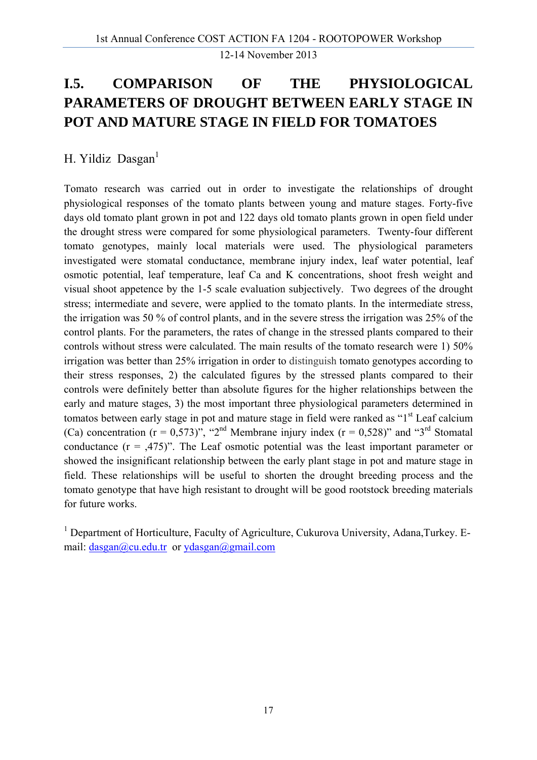# I.5. COMPARISON OF THE PHYSIOLOGICAL PARAMETERS OF DROUGHT BETWEEN EARLY STAGE IN POT AND MATURE STAGE IN FIELD FOR TOMATOES

H. Yildiz Dasgan[1]

Tomato research was carried out in order to investigate the relationships of drought physiological responses of the tomato plants between young and mature stages. Forty-five days old tomato plant grown in pot and 122 days old tomato plants grown in open field under the drought stress were compared for some physiological parameters. Twenty-four different tomato genotypes, mainly local materials were used. The physiological parameters investigated were stomatal conductance, membrane injury index, leaf water potential, leaf osmotic potential, leaf temperature, leaf Ca and K concentrations, shoot fresh weight and visual shoot appetence by the 1-5 scale evaluation subjectively. Two degrees of the drought stress; intermediate and severe, were applied to the tomato plants. In the intermediate stress, the irrigation was 50 % of control plants, and in the severe stress the irrigation was 25% of the control plants. For the parameters, the rates of change in the stressed plants compared to their controls without stress were calculated. The main results of the tomato research were 1) 50% irrigation was better than 25% irrigation in order to distinguish tomato genotypes according to their stress responses, 2) the calculated figures by the stressed plants compared to their controls were definitely better than absolute figures for the higher relationships between the early and mature stages, 3) the most important three physiological parameters determined in tomatos between early stage in pot and mature stage in field were ranked as "1st Leaf calcium (Ca) concentration (r = 0,573)", "2nd Membrane injury index (r = 0,528)" and "3rd Stomatal conductance (r = ,475)". The Leaf osmotic potential was the least important parameter or showed the insignificant relationship between the early plant stage in pot and mature stage in field. These relationships will be useful to shorten the drought breeding process and the tomato genotype that have high resistant to drought will be good rootstock breeding materials for future works.

[1] Department of Horticulture, Faculty of Agriculture, Cukurova University, Adana,Turkey. E-mail: dasgan@cu.edu.tr or ydasgan@gmail.com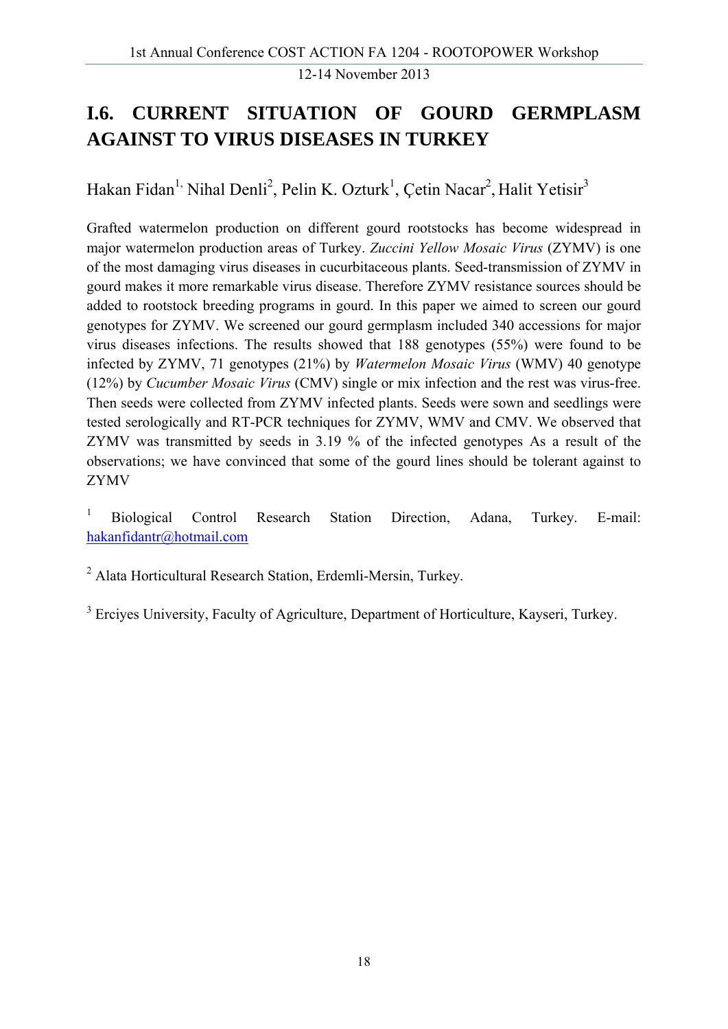# I.6. CURRENT SITUATION OF GOURD GERMPLASM AGAINST TO VIRUS DISEASES IN TURKEY

Hakan Fidan[1,] Nihal Denli[2], Pelin K. Ozturk[1], Çetin Nacar[2], Halit Yetisir[3]

Grafted watermelon production on different gourd rootstocks has become widespread in major watermelon production areas of Turkey. *Zuccini Yellow Mosaic Virus* (ZYMV) is one of the most damaging virus diseases in cucurbitaceous plants. Seed-transmission of ZYMV in gourd makes it more remarkable virus disease. Therefore ZYMV resistance sources should be added to rootstock breeding programs in gourd. In this paper we aimed to screen our gourd genotypes for ZYMV. We screened our gourd germplasm included 340 accessions for major virus diseases infections. The results showed that 188 genotypes (55%) were found to be infected by ZYMV, 71 genotypes (21%) by *Watermelon Mosaic Virus* (WMV) 40 genotype (12%) by *Cucumber Mosaic Virus* (CMV) single or mix infection and the rest was virus-free. Then seeds were collected from ZYMV infected plants. Seeds were sown and seedlings were tested serologically and RT-PCR techniques for ZYMV, WMV and CMV. We observed that ZYMV was transmitted by seeds in 3.19 % of the infected genotypes As a result of the observations; we have convinced that some of the gourd lines should be tolerant against to ZYMV

[1] Biological Control Research Station Direction, Adana, Turkey. E-mail: hakanfidantr@hotmail.com

[2] Alata Horticultural Research Station, Erdemli-Mersin, Turkey.

[3] Erciyes University, Faculty of Agriculture, Department of Horticulture, Kayseri, Turkey.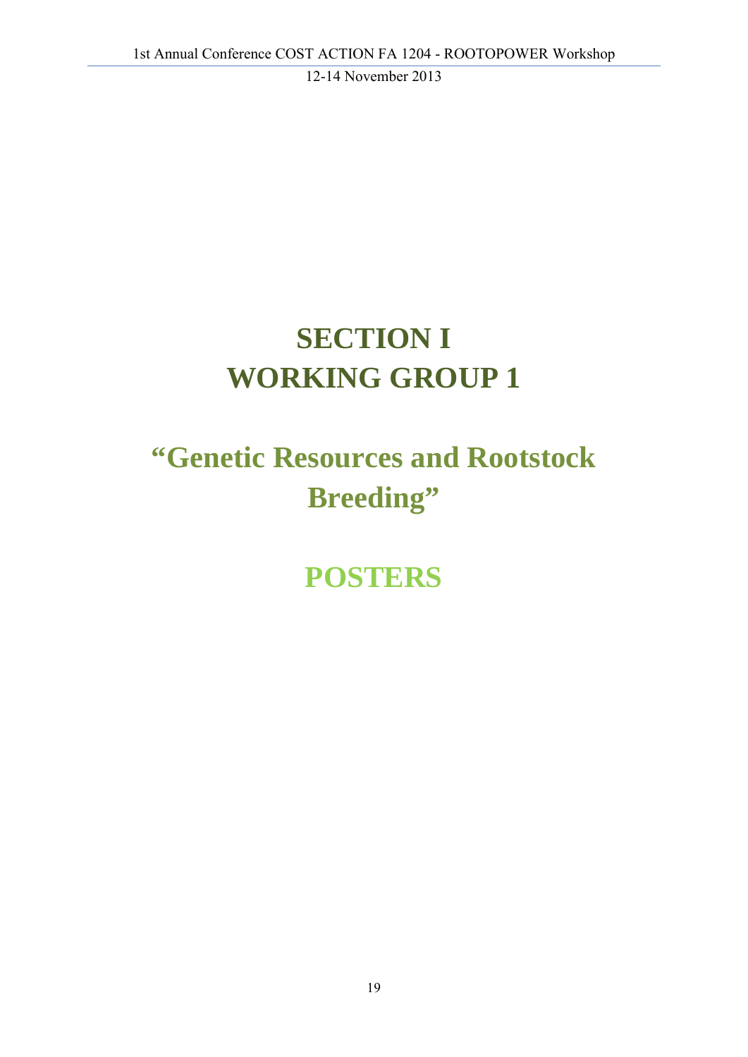# SECTION I
# WORKING GROUP 1

## "Genetic Resources and Rootstock Breeding"

## POSTERS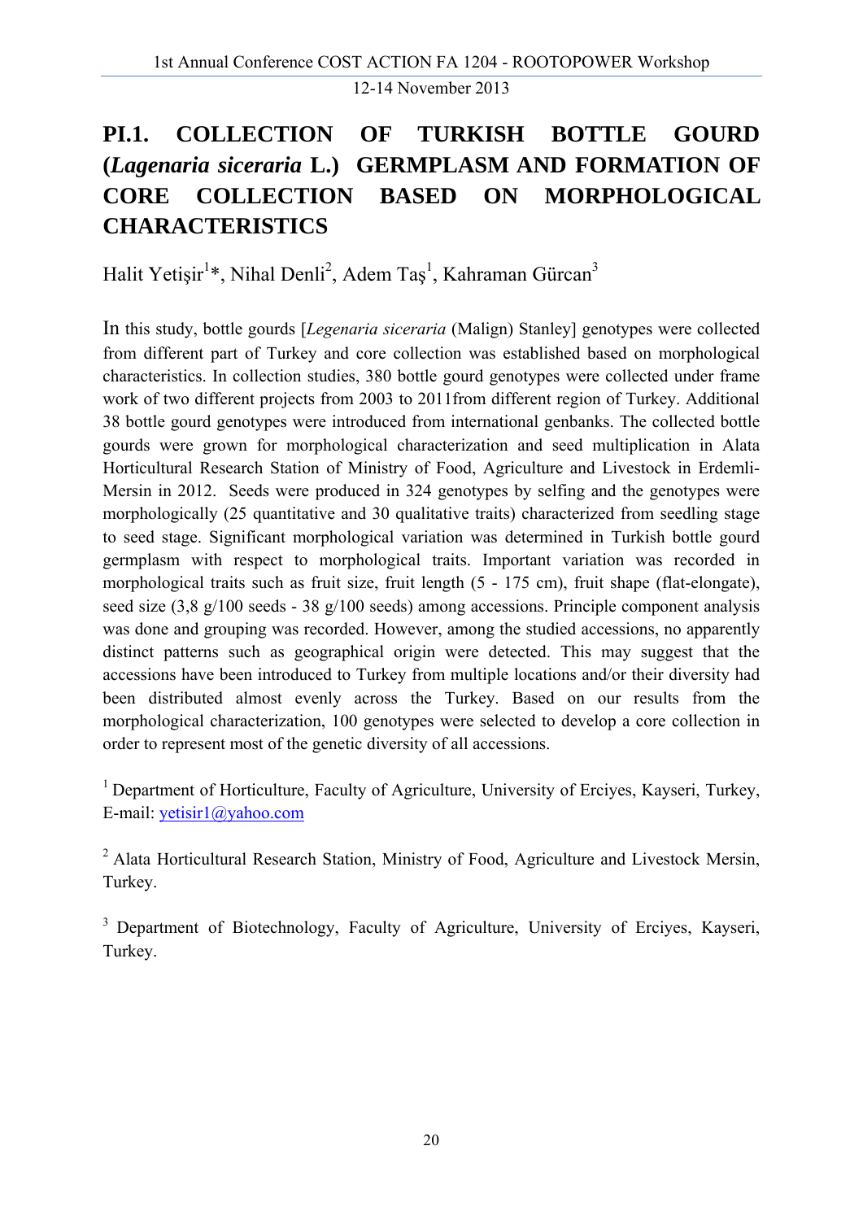# PI.1. COLLECTION OF TURKISH BOTTLE GOURD (*Lagenaria siceraria* L.) GERMPLASM AND FORMATION OF CORE COLLECTION BASED ON MORPHOLOGICAL CHARACTERISTICS

Halit Yetişir[1]*, Nihal Denli[2], Adem Taş[1], Kahraman Gürcan[3]

In this study, bottle gourds [*Legenaria siceraria* (Malign) Stanley] genotypes were collected from different part of Turkey and core collection was established based on morphological characteristics. In collection studies, 380 bottle gourd genotypes were collected under frame work of two different projects from 2003 to 2011from different region of Turkey. Additional 38 bottle gourd genotypes were introduced from international genbanks. The collected bottle gourds were grown for morphological characterization and seed multiplication in Alata Horticultural Research Station of Ministry of Food, Agriculture and Livestock in Erdemli-Mersin in 2012. Seeds were produced in 324 genotypes by selfing and the genotypes were morphologically (25 quantitative and 30 qualitative traits) characterized from seedling stage to seed stage. Significant morphological variation was determined in Turkish bottle gourd germplasm with respect to morphological traits. Important variation was recorded in morphological traits such as fruit size, fruit length (5 - 175 cm), fruit shape (flat-elongate), seed size (3,8 g/100 seeds - 38 g/100 seeds) among accessions. Principle component analysis was done and grouping was recorded. However, among the studied accessions, no apparently distinct patterns such as geographical origin were detected. This may suggest that the accessions have been introduced to Turkey from multiple locations and/or their diversity had been distributed almost evenly across the Turkey. Based on our results from the morphological characterization, 100 genotypes were selected to develop a core collection in order to represent most of the genetic diversity of all accessions.

[1] Department of Horticulture, Faculty of Agriculture, University of Erciyes, Kayseri, Turkey, E-mail: yetisir1@yahoo.com

[2] Alata Horticultural Research Station, Ministry of Food, Agriculture and Livestock Mersin, Turkey.

[3] Department of Biotechnology, Faculty of Agriculture, University of Erciyes, Kayseri, Turkey.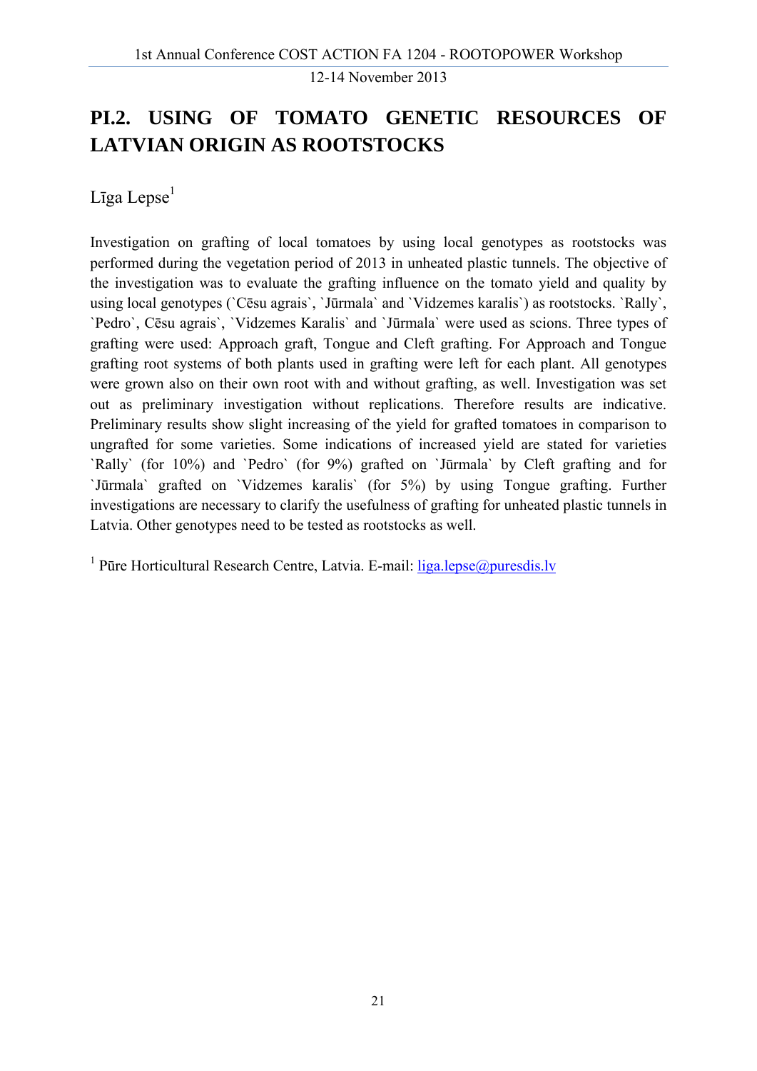# PI.2. USING OF TOMATO GENETIC RESOURCES OF LATVIAN ORIGIN AS ROOTSTOCKS

Līga Lepse[1]

Investigation on grafting of local tomatoes by using local genotypes as rootstocks was performed during the vegetation period of 2013 in unheated plastic tunnels. The objective of the investigation was to evaluate the grafting influence on the tomato yield and quality by using local genotypes (`Cēsu agrais`, `Jūrmala` and `Vidzemes karalis`) as rootstocks. `Rally`, `Pedro`, Cēsu agrais`, `Vidzemes Karalis` and `Jūrmala` were used as scions. Three types of grafting were used: Approach graft, Tongue and Cleft grafting. For Approach and Tongue grafting root systems of both plants used in grafting were left for each plant. All genotypes were grown also on their own root with and without grafting, as well. Investigation was set out as preliminary investigation without replications. Therefore results are indicative. Preliminary results show slight increasing of the yield for grafted tomatoes in comparison to ungrafted for some varieties. Some indications of increased yield are stated for varieties `Rally` (for 10%) and `Pedro` (for 9%) grafted on `Jūrmala` by Cleft grafting and for `Jūrmala` grafted on `Vidzemes karalis` (for 5%) by using Tongue grafting. Further investigations are necessary to clarify the usefulness of grafting for unheated plastic tunnels in Latvia. Other genotypes need to be tested as rootstocks as well.

[1] Pūre Horticultural Research Centre, Latvia. E-mail: liga.lepse@puresdis.lv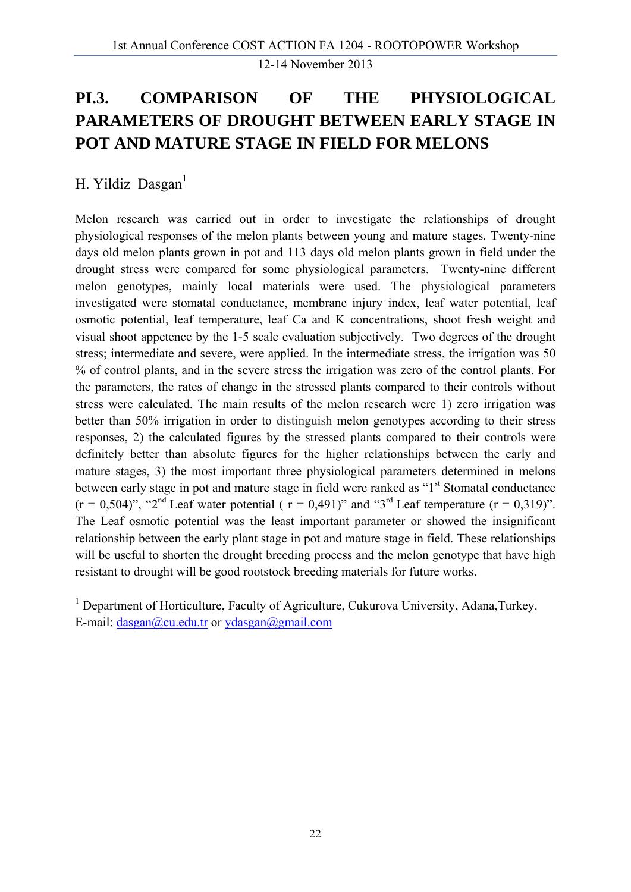# PI.3. COMPARISON OF THE PHYSIOLOGICAL PARAMETERS OF DROUGHT BETWEEN EARLY STAGE IN POT AND MATURE STAGE IN FIELD FOR MELONS

H. Yildiz Dasgan[1]

Melon research was carried out in order to investigate the relationships of drought physiological responses of the melon plants between young and mature stages. Twenty-nine days old melon plants grown in pot and 113 days old melon plants grown in field under the drought stress were compared for some physiological parameters. Twenty-nine different melon genotypes, mainly local materials were used. The physiological parameters investigated were stomatal conductance, membrane injury index, leaf water potential, leaf osmotic potential, leaf temperature, leaf Ca and K concentrations, shoot fresh weight and visual shoot appetence by the 1-5 scale evaluation subjectively. Two degrees of the drought stress; intermediate and severe, were applied. In the intermediate stress, the irrigation was 50 % of control plants, and in the severe stress the irrigation was zero of the control plants. For the parameters, the rates of change in the stressed plants compared to their controls without stress were calculated. The main results of the melon research were 1) zero irrigation was better than 50% irrigation in order to distinguish melon genotypes according to their stress responses, 2) the calculated figures by the stressed plants compared to their controls were definitely better than absolute figures for the higher relationships between the early and mature stages, 3) the most important three physiological parameters determined in melons between early stage in pot and mature stage in field were ranked as "1st Stomatal conductance (r = 0,504)", "2nd Leaf water potential ( r = 0,491)" and "3rd Leaf temperature (r = 0,319)". The Leaf osmotic potential was the least important parameter or showed the insignificant relationship between the early plant stage in pot and mature stage in field. These relationships will be useful to shorten the drought breeding process and the melon genotype that have high resistant to drought will be good rootstock breeding materials for future works.

[1] Department of Horticulture, Faculty of Agriculture, Cukurova University, Adana,Turkey.
E-mail: dasgan@cu.edu.tr or ydasgan@gmail.com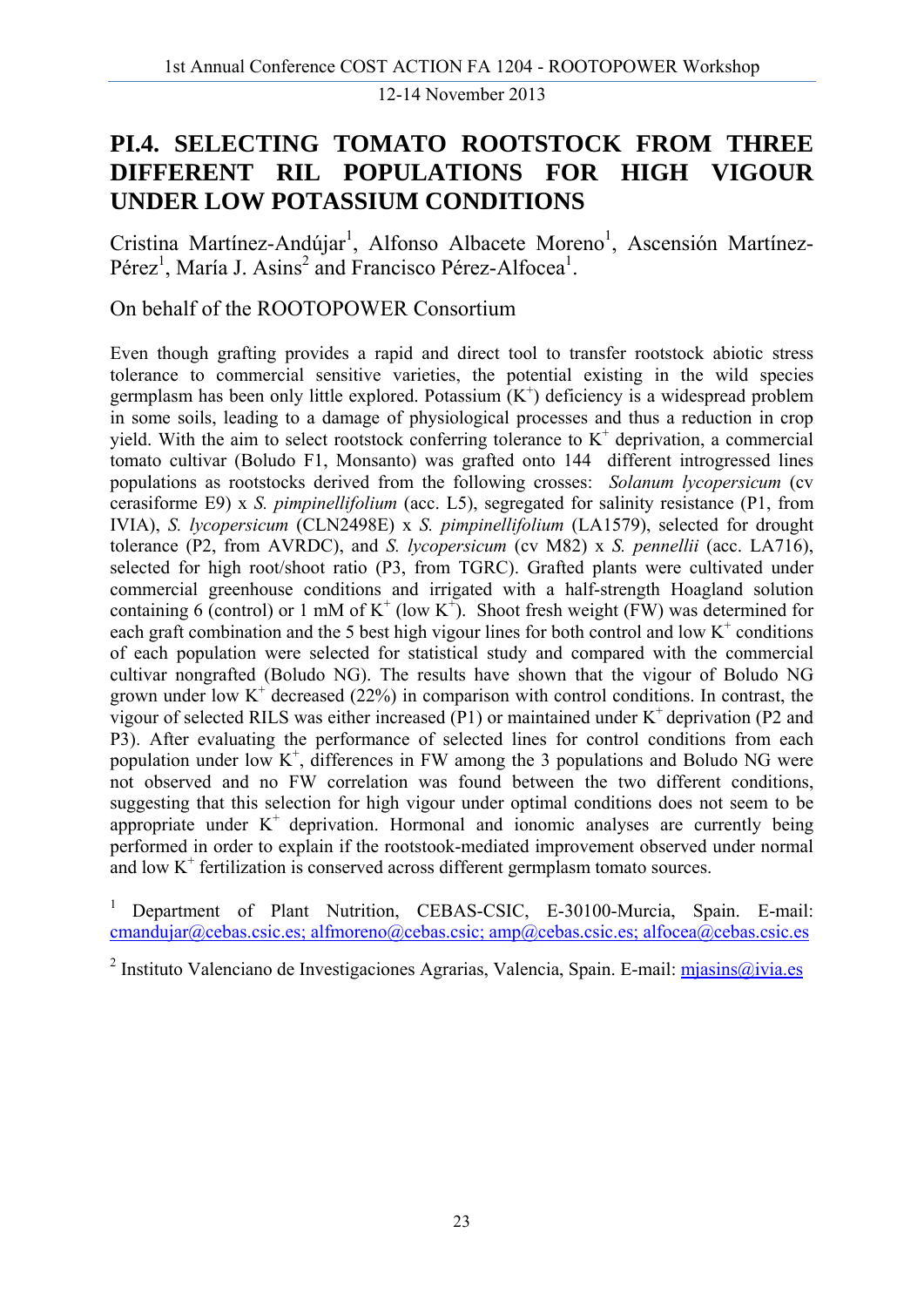# PI.4. SELECTING TOMATO ROOTSTOCK FROM THREE DIFFERENT RIL POPULATIONS FOR HIGH VIGOUR UNDER LOW POTASSIUM CONDITIONS

Cristina Martínez-Andújar[1], Alfonso Albacete Moreno[1], Ascensión Martínez-Pérez[1], María J. Asins[2] and Francisco Pérez-Alfocea[1].

On behalf of the ROOTOPOWER Consortium

Even though grafting provides a rapid and direct tool to transfer rootstock abiotic stress tolerance to commercial sensitive varieties, the potential existing in the wild species germplasm has been only little explored. Potassium ($K^+$) deficiency is a widespread problem in some soils, leading to a damage of physiological processes and thus a reduction in crop yield. With the aim to select rootstock conferring tolerance to $K^+$ deprivation, a commercial tomato cultivar (Boludo F1, Monsanto) was grafted onto 144 different introgressed lines populations as rootstocks derived from the following crosses: *Solanum lycopersicum* (cv cerasiforme E9) x *S. pimpinellifolium* (acc. L5), segregated for salinity resistance (P1, from IVIA), *S. lycopersicum* (CLN2498E) x *S. pimpinellifolium* (LA1579), selected for drought tolerance (P2, from AVRDC), and *S. lycopersicum* (cv M82) x *S. pennellii* (acc. LA716), selected for high root/shoot ratio (P3, from TGRC). Grafted plants were cultivated under commercial greenhouse conditions and irrigated with a half-strength Hoagland solution containing 6 (control) or 1 mM of $K^+$ (low $K^+$). Shoot fresh weight (FW) was determined for each graft combination and the 5 best high vigour lines for both control and low $K^+$ conditions of each population were selected for statistical study and compared with the commercial cultivar nongrafted (Boludo NG). The results have shown that the vigour of Boludo NG grown under low $K^+$ decreased (22%) in comparison with control conditions. In contrast, the vigour of selected RILS was either increased (P1) or maintained under $K^+$ deprivation (P2 and P3). After evaluating the performance of selected lines for control conditions from each population under low $K^+$, differences in FW among the 3 populations and Boludo NG were not observed and no FW correlation was found between the two different conditions, suggesting that this selection for high vigour under optimal conditions does not seem to be appropriate under $K^+$ deprivation. Hormonal and ionomic analyses are currently being performed in order to explain if the rootstook-mediated improvement observed under normal and low $K^+$ fertilization is conserved across different germplasm tomato sources.

[1] Department of Plant Nutrition, CEBAS-CSIC, E-30100-Murcia, Spain. E-mail: cmandujar@cebas.csic.es; alfmoreno@cebas.csic; amp@cebas.csic.es; alfocea@cebas.csic.es

[2] Instituto Valenciano de Investigaciones Agrarias, Valencia, Spain. E-mail: mjasins@ivia.es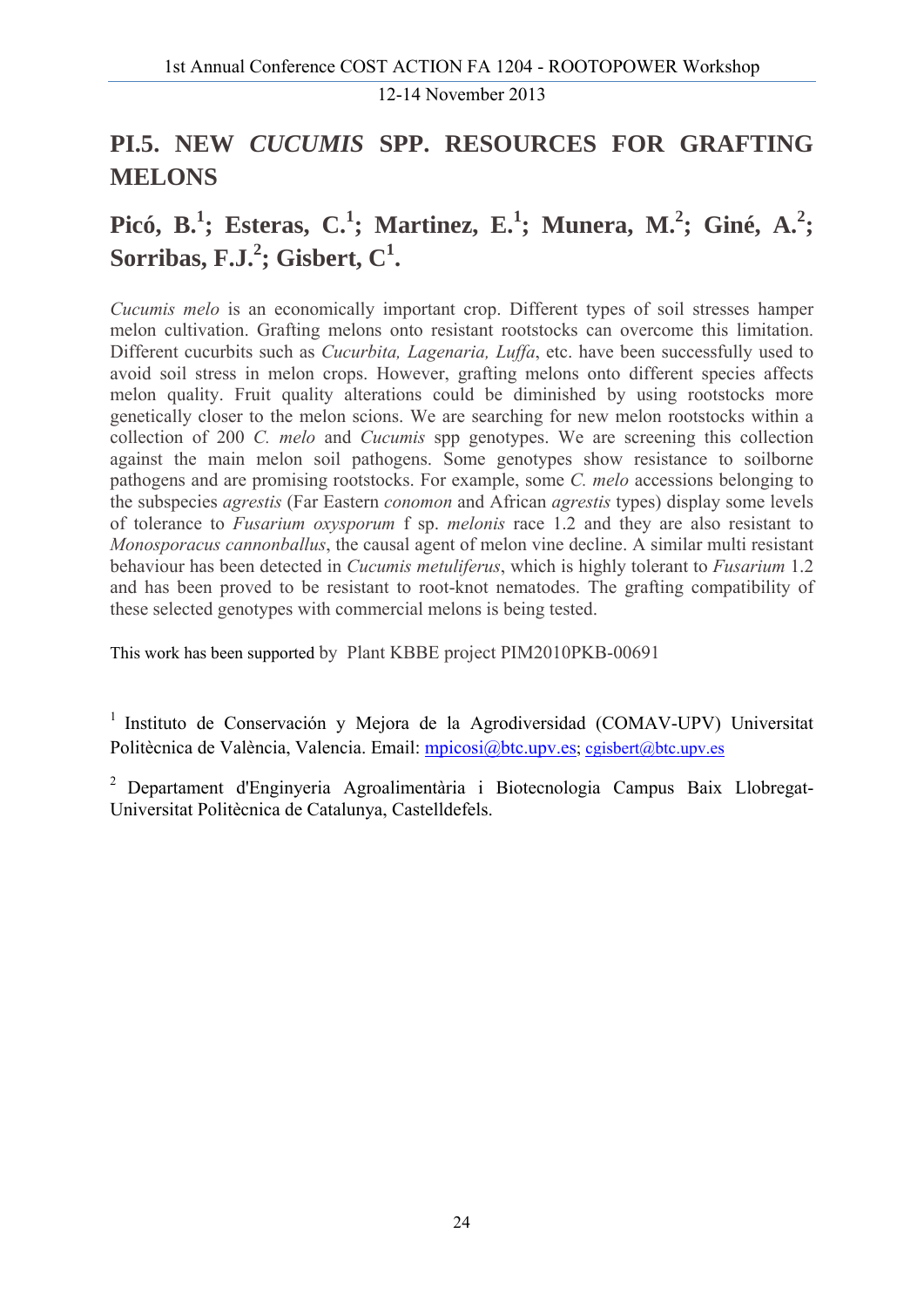## PI.5. NEW *CUCUMIS* SPP. RESOURCES FOR GRAFTING MELONS

### Picó, B.[1]; Esteras, C.[1]; Martinez, E.[1]; Munera, M.[2]; Giné, A.[2]; Sorribas, F.J.[2]; Gisbert, C[1].

*Cucumis melo* is an economically important crop. Different types of soil stresses hamper melon cultivation. Grafting melons onto resistant rootstocks can overcome this limitation. Different cucurbits such as *Cucurbita, Lagenaria, Luffa*, etc. have been successfully used to avoid soil stress in melon crops. However, grafting melons onto different species affects melon quality. Fruit quality alterations could be diminished by using rootstocks more genetically closer to the melon scions. We are searching for new melon rootstocks within a collection of 200 *C. melo* and *Cucumis* spp genotypes. We are screening this collection against the main melon soil pathogens. Some genotypes show resistance to soilborne pathogens and are promising rootstocks. For example, some *C. melo* accessions belonging to the subspecies *agrestis* (Far Eastern *conomon* and African *agrestis* types) display some levels of tolerance to *Fusarium oxysporum* f sp. *melonis* race 1.2 and they are also resistant to *Monosporacus cannonballus*, the causal agent of melon vine decline. A similar multi resistant behaviour has been detected in *Cucumis metuliferus*, which is highly tolerant to *Fusarium* 1.2 and has been proved to be resistant to root-knot nematodes. The grafting compatibility of these selected genotypes with commercial melons is being tested.

This work has been supported by Plant KBBE project PIM2010PKB-00691

[1] Instituto de Conservación y Mejora de la Agrodiversidad (COMAV-UPV) Universitat Politècnica de València, Valencia. Email: mpicosi@btc.upv.es; cgisbert@btc.upv.es

[2] Departament d'Enginyeria Agroalimentària i Biotecnologia Campus Baix Llobregat-Universitat Politècnica de Catalunya, Castelldefels.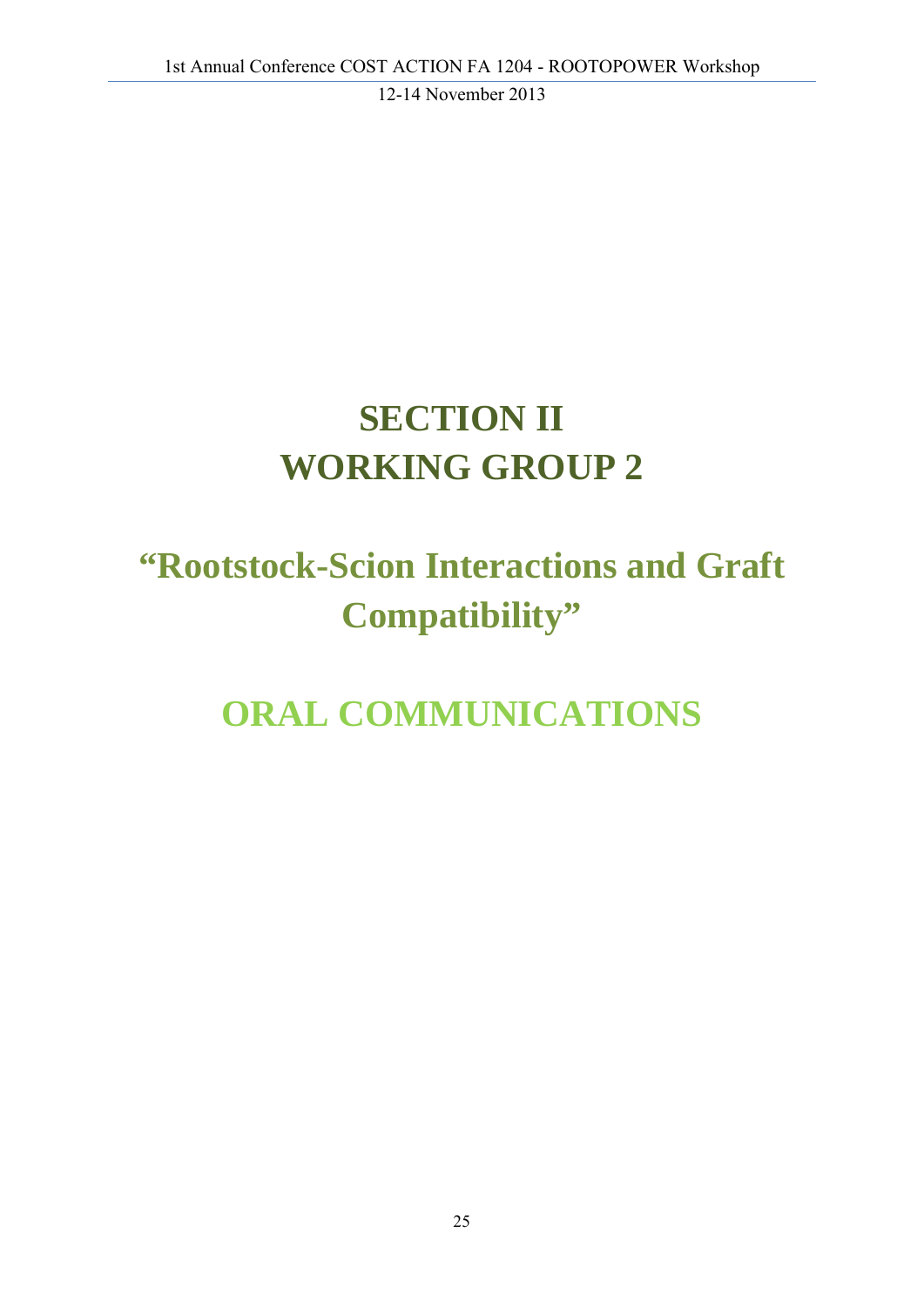# SECTION II
# WORKING GROUP 2

## "Rootstock-Scion Interactions and Graft Compatibility"

## ORAL COMMUNICATIONS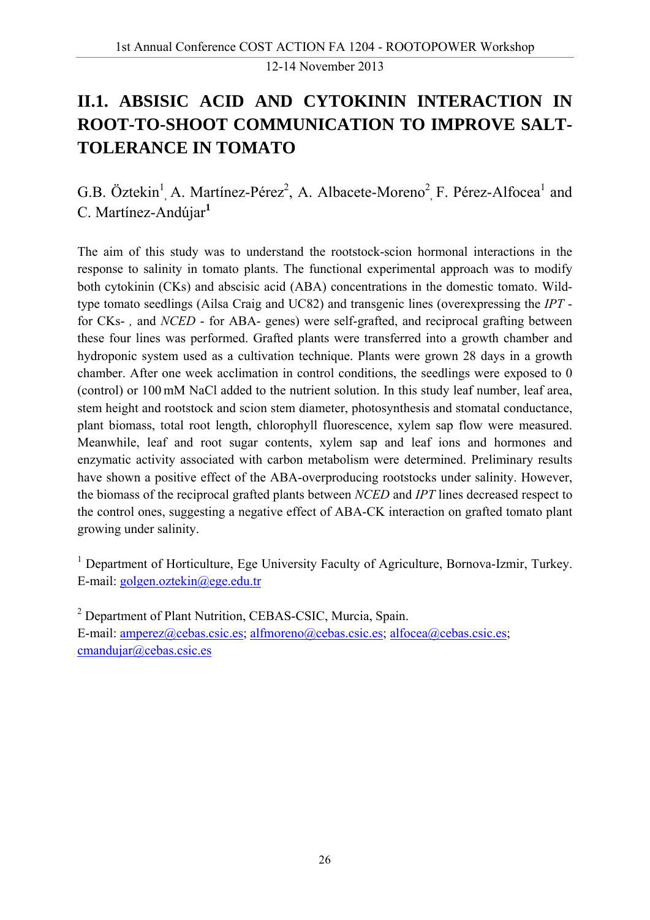# II.1. ABSISIC ACID AND CYTOKININ INTERACTION IN ROOT-TO-SHOOT COMMUNICATION TO IMPROVE SALT-TOLERANCE IN TOMATO

G.B. Öztekin[1], A. Martínez-Pérez[2], A. Albacete-Moreno[2], F. Pérez-Alfocea[1] and C. Martínez-Andújar[**1**]

The aim of this study was to understand the rootstock-scion hormonal interactions in the response to salinity in tomato plants. The functional experimental approach was to modify both cytokinin (CKs) and abscisic acid (ABA) concentrations in the domestic tomato. Wild-type tomato seedlings (Ailsa Craig and UC82) and transgenic lines (overexpressing the *IPT* - for CKs- , and *NCED* - for ABA- genes) were self-grafted, and reciprocal grafting between these four lines was performed. Grafted plants were transferred into a growth chamber and hydroponic system used as a cultivation technique. Plants were grown 28 days in a growth chamber. After one week acclimation in control conditions, the seedlings were exposed to 0 (control) or 100 mM NaCl added to the nutrient solution. In this study leaf number, leaf area, stem height and rootstock and scion stem diameter, photosynthesis and stomatal conductance, plant biomass, total root length, chlorophyll fluorescence, xylem sap flow were measured. Meanwhile, leaf and root sugar contents, xylem sap and leaf ions and hormones and enzymatic activity associated with carbon metabolism were determined. Preliminary results have shown a positive effect of the ABA-overproducing rootstocks under salinity. However, the biomass of the reciprocal grafted plants between *NCED* and *IPT* lines decreased respect to the control ones, suggesting a negative effect of ABA-CK interaction on grafted tomato plant growing under salinity.

[1] Department of Horticulture, Ege University Faculty of Agriculture, Bornova-Izmir, Turkey. E-mail: golgen.oztekin@ege.edu.tr

[2] Department of Plant Nutrition, CEBAS-CSIC, Murcia, Spain.
E-mail: amperez@cebas.csic.es; alfmoreno@cebas.csic.es; alfocea@cebas.csic.es; cmandujar@cebas.csic.es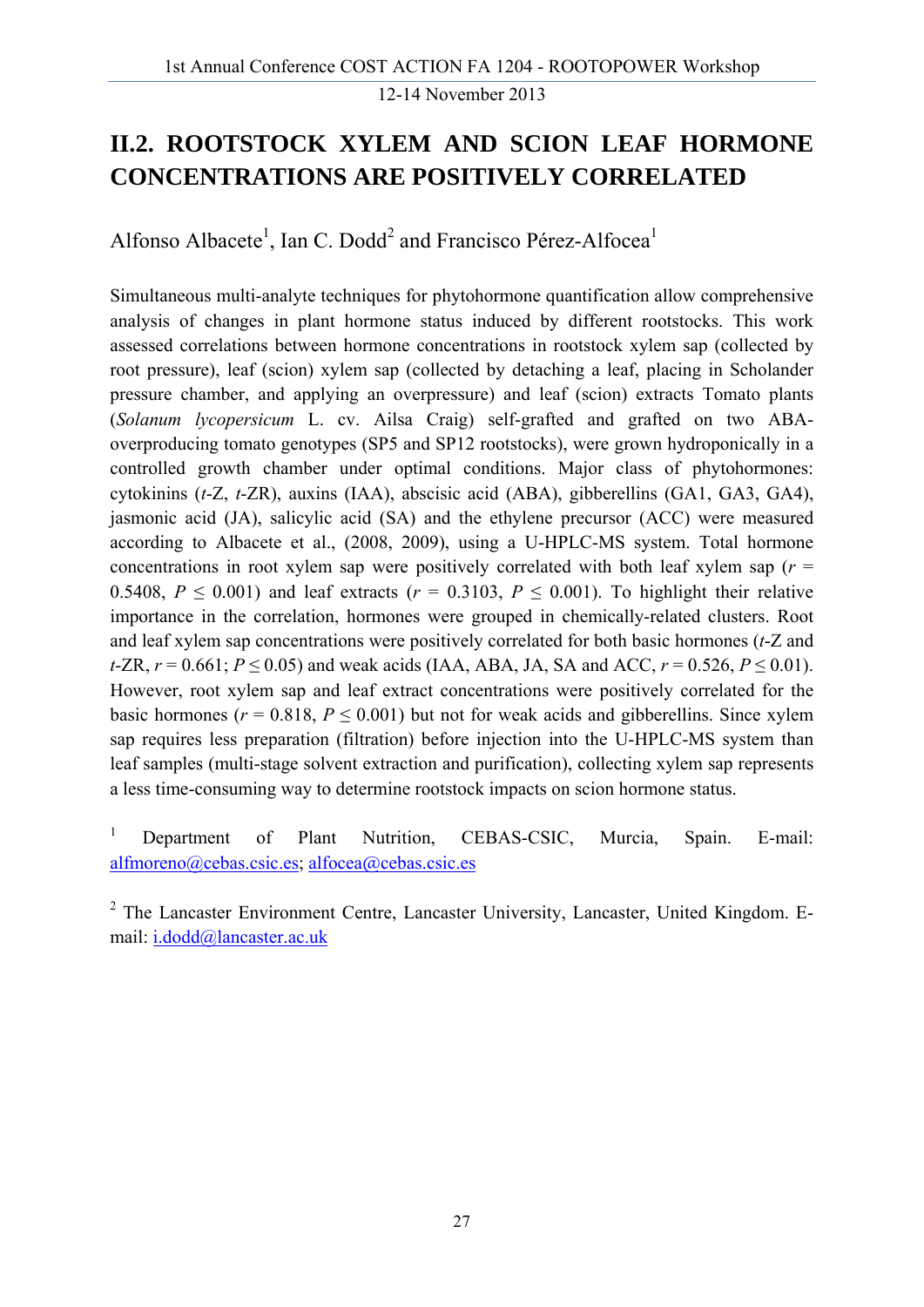## II.2. ROOTSTOCK XYLEM AND SCION LEAF HORMONE CONCENTRATIONS ARE POSITIVELY CORRELATED

Alfonso Albacete[1], Ian C. Dodd[2] and Francisco Pérez-Alfocea[1]

Simultaneous multi-analyte techniques for phytohormone quantification allow comprehensive analysis of changes in plant hormone status induced by different rootstocks. This work assessed correlations between hormone concentrations in rootstock xylem sap (collected by root pressure), leaf (scion) xylem sap (collected by detaching a leaf, placing in Scholander pressure chamber, and applying an overpressure) and leaf (scion) extracts Tomato plants (*Solanum lycopersicum* L. cv. Ailsa Craig) self-grafted and grafted on two ABA-overproducing tomato genotypes (SP5 and SP12 rootstocks), were grown hydroponically in a controlled growth chamber under optimal conditions. Major class of phytohormones: cytokinins (*t*-Z, *t*-ZR), auxins (IAA), abscisic acid (ABA), gibberellins (GA1, GA3, GA4), jasmonic acid (JA), salicylic acid (SA) and the ethylene precursor (ACC) were measured according to Albacete et al., (2008, 2009), using a U-HPLC-MS system. Total hormone concentrations in root xylem sap were positively correlated with both leaf xylem sap ($r$ = 0.5408, $P \leq 0.001$) and leaf extracts ($r$ = 0.3103, $P \leq 0.001$). To highlight their relative importance in the correlation, hormones were grouped in chemically-related clusters. Root and leaf xylem sap concentrations were positively correlated for both basic hormones (*t*-Z and *t*-ZR, $r = 0.661$; $P \leq 0.05$) and weak acids (IAA, ABA, JA, SA and ACC, $r = 0.526$, $P \leq 0.01$). However, root xylem sap and leaf extract concentrations were positively correlated for the basic hormones ($r = 0.818$, $P \leq 0.001$) but not for weak acids and gibberellins. Since xylem sap requires less preparation (filtration) before injection into the U-HPLC-MS system than leaf samples (multi-stage solvent extraction and purification), collecting xylem sap represents a less time-consuming way to determine rootstock impacts on scion hormone status.

[1] Department of Plant Nutrition, CEBAS-CSIC, Murcia, Spain. E-mail: alfmoreno@cebas.csic.es; alfocea@cebas.csic.es

[2] The Lancaster Environment Centre, Lancaster University, Lancaster, United Kingdom. E-mail: i.dodd@lancaster.ac.uk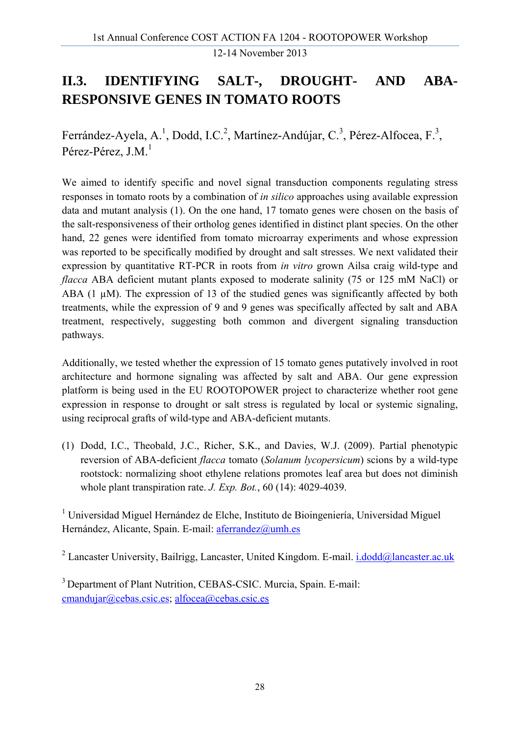## II.3. IDENTIFYING SALT-, DROUGHT- AND ABA-RESPONSIVE GENES IN TOMATO ROOTS

Ferrández-Ayela, A.[1], Dodd, I.C.[2], Martínez-Andújar, C.[3], Pérez-Alfocea, F.[3], Pérez-Pérez, J.M.[1]

We aimed to identify specific and novel signal transduction components regulating stress responses in tomato roots by a combination of *in silico* approaches using available expression data and mutant analysis (1). On the one hand, 17 tomato genes were chosen on the basis of the salt-responsiveness of their ortholog genes identified in distinct plant species. On the other hand, 22 genes were identified from tomato microarray experiments and whose expression was reported to be specifically modified by drought and salt stresses. We next validated their expression by quantitative RT-PCR in roots from *in vitro* grown Ailsa craig wild-type and *flacca* ABA deficient mutant plants exposed to moderate salinity (75 or 125 mM NaCl) or ABA (1 µM). The expression of 13 of the studied genes was significantly affected by both treatments, while the expression of 9 and 9 genes was specifically affected by salt and ABA treatment, respectively, suggesting both common and divergent signaling transduction pathways.

Additionally, we tested whether the expression of 15 tomato genes putatively involved in root architecture and hormone signaling was affected by salt and ABA. Our gene expression platform is being used in the EU ROOTOPOWER project to characterize whether root gene expression in response to drought or salt stress is regulated by local or systemic signaling, using reciprocal grafts of wild-type and ABA-deficient mutants.

(1) Dodd, I.C., Theobald, J.C., Richer, S.K., and Davies, W.J. (2009). Partial phenotypic reversion of ABA-deficient *flacca* tomato (*Solanum lycopersicum*) scions by a wild-type rootstock: normalizing shoot ethylene relations promotes leaf area but does not diminish whole plant transpiration rate. *J. Exp. Bot.*, 60 (14): 4029-4039.

[1] Universidad Miguel Hernández de Elche, Instituto de Bioingeniería, Universidad Miguel Hernández, Alicante, Spain. E-mail: aferrandez@umh.es

[2] Lancaster University, Bailrigg, Lancaster, United Kingdom. E-mail. i.dodd@lancaster.ac.uk

[3] Department of Plant Nutrition, CEBAS-CSIC. Murcia, Spain. E-mail: cmandujar@cebas.csic.es; alfocea@cebas.csic.es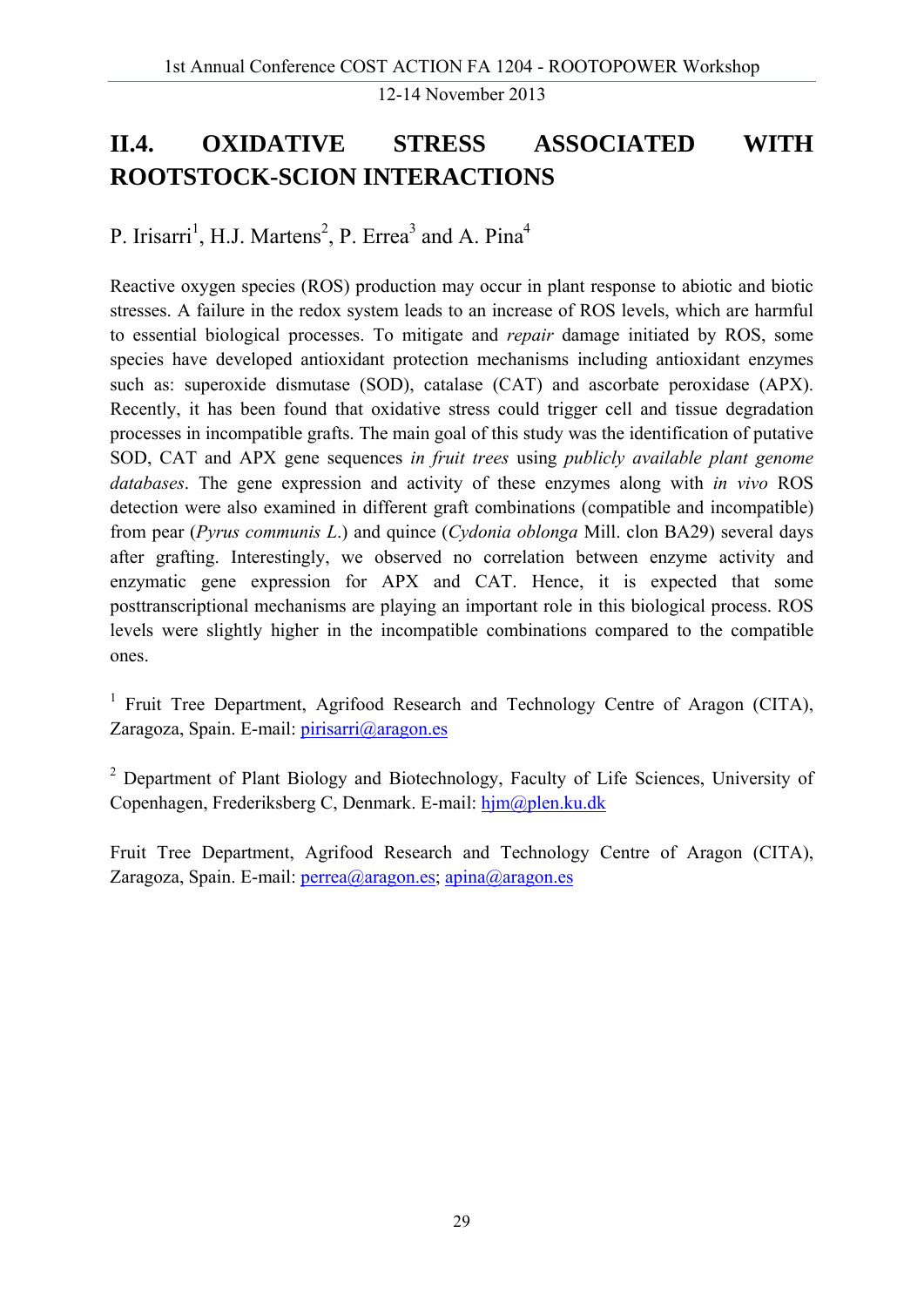## II.4. OXIDATIVE STRESS ASSOCIATED WITH ROOTSTOCK-SCION INTERACTIONS

P. Irisarri[1], H.J. Martens[2], P. Errea[3] and A. Pina[4]

Reactive oxygen species (ROS) production may occur in plant response to abiotic and biotic stresses. A failure in the redox system leads to an increase of ROS levels, which are harmful to essential biological processes. To mitigate and *repair* damage initiated by ROS, some species have developed antioxidant protection mechanisms including antioxidant enzymes such as: superoxide dismutase (SOD), catalase (CAT) and ascorbate peroxidase (APX). Recently, it has been found that oxidative stress could trigger cell and tissue degradation processes in incompatible grafts. The main goal of this study was the identification of putative SOD, CAT and APX gene sequences *in fruit trees* using *publicly available plant genome databases*. The gene expression and activity of these enzymes along with *in vivo* ROS detection were also examined in different graft combinations (compatible and incompatible) from pear (*Pyrus communis L.*) and quince (*Cydonia oblonga* Mill. clon BA29) several days after grafting. Interestingly, we observed no correlation between enzyme activity and enzymatic gene expression for APX and CAT. Hence, it is expected that some posttranscriptional mechanisms are playing an important role in this biological process. ROS levels were slightly higher in the incompatible combinations compared to the compatible ones.

[1] Fruit Tree Department, Agrifood Research and Technology Centre of Aragon (CITA), Zaragoza, Spain. E-mail: pirisarri@aragon.es

[2] Department of Plant Biology and Biotechnology, Faculty of Life Sciences, University of Copenhagen, Frederiksberg C, Denmark. E-mail: hjm@plen.ku.dk

Fruit Tree Department, Agrifood Research and Technology Centre of Aragon (CITA), Zaragoza, Spain. E-mail: perrea@aragon.es; apina@aragon.es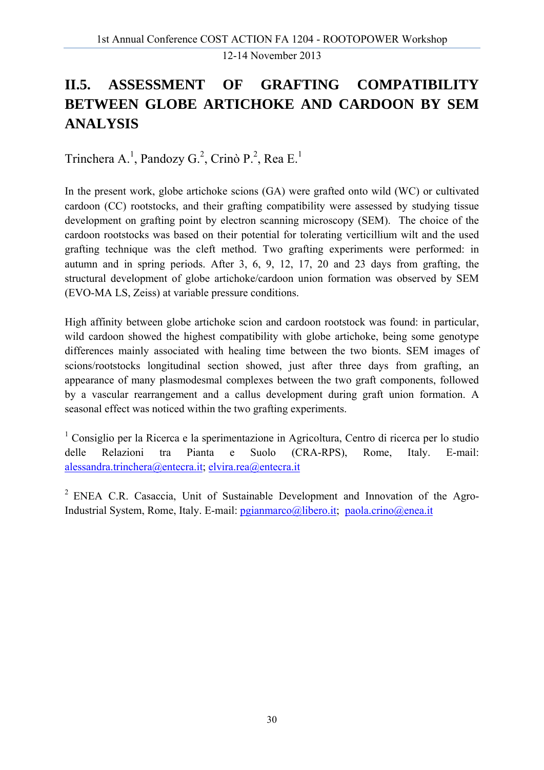## II.5. ASSESSMENT OF GRAFTING COMPATIBILITY BETWEEN GLOBE ARTICHOKE AND CARDOON BY SEM ANALYSIS

Trinchera A.[1], Pandozy G.[2], Crinò P.[2], Rea E.[1]

In the present work, globe artichoke scions (GA) were grafted onto wild (WC) or cultivated cardoon (CC) rootstocks, and their grafting compatibility were assessed by studying tissue development on grafting point by electron scanning microscopy (SEM). The choice of the cardoon rootstocks was based on their potential for tolerating verticillium wilt and the used grafting technique was the cleft method. Two grafting experiments were performed: in autumn and in spring periods. After 3, 6, 9, 12, 17, 20 and 23 days from grafting, the structural development of globe artichoke/cardoon union formation was observed by SEM (EVO-MA LS, Zeiss) at variable pressure conditions.

High affinity between globe artichoke scion and cardoon rootstock was found: in particular, wild cardoon showed the highest compatibility with globe artichoke, being some genotype differences mainly associated with healing time between the two bionts. SEM images of scions/rootstocks longitudinal section showed, just after three days from grafting, an appearance of many plasmodesmal complexes between the two graft components, followed by a vascular rearrangement and a callus development during graft union formation. A seasonal effect was noticed within the two grafting experiments.

[1] Consiglio per la Ricerca e la sperimentazione in Agricoltura, Centro di ricerca per lo studio delle Relazioni tra Pianta e Suolo (CRA-RPS), Rome, Italy. E-mail: alessandra.trinchera@entecra.it; elvira.rea@entecra.it

[2] ENEA C.R. Casaccia, Unit of Sustainable Development and Innovation of the Agro-Industrial System, Rome, Italy. E-mail: pgianmarco@libero.it; paola.crino@enea.it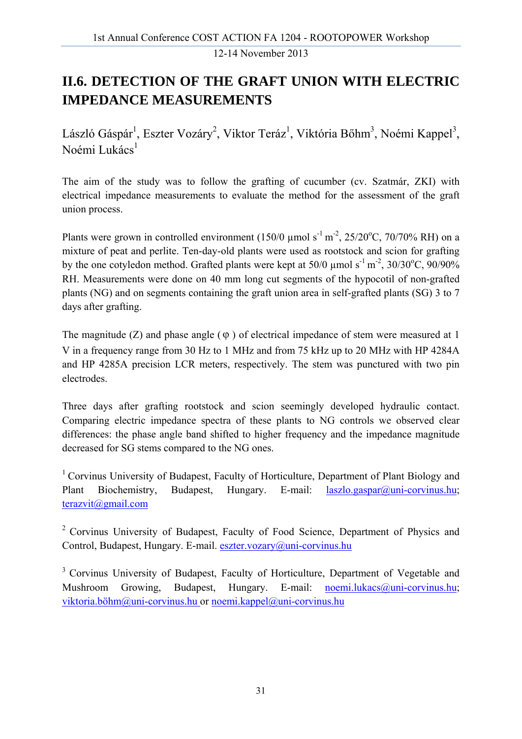# II.6. DETECTION OF THE GRAFT UNION WITH ELECTRIC IMPEDANCE MEASUREMENTS

László Gáspár[1], Eszter Vozáry[2], Viktor Teráz[1], Viktória Bőhm[3], Noémi Kappel[3], Noémi Lukács[1]

The aim of the study was to follow the grafting of cucumber (cv. Szatmár, ZKI) with electrical impedance measurements to evaluate the method for the assessment of the graft union process.

Plants were grown in controlled environment (150/0 µmol $s^{-1}$ $m^{-2}$, 25/20°C, 70/70% RH) on a mixture of peat and perlite. Ten-day-old plants were used as rootstock and scion for grafting by the one cotyledon method. Grafted plants were kept at 50/0 µmol $s^{-1}$ $m^{-2}$, 30/30°C, 90/90% RH. Measurements were done on 40 mm long cut segments of the hypocotil of non-grafted plants (NG) and on segments containing the graft union area in self-grafted plants (SG) 3 to 7 days after grafting.

The magnitude (Z) and phase angle ( $\varphi$ ) of electrical impedance of stem were measured at 1 V in a frequency range from 30 Hz to 1 MHz and from 75 kHz up to 20 MHz with HP 4284A and HP 4285A precision LCR meters, respectively. The stem was punctured with two pin electrodes.

Three days after grafting rootstock and scion seemingly developed hydraulic contact. Comparing electric impedance spectra of these plants to NG controls we observed clear differences: the phase angle band shifted to higher frequency and the impedance magnitude decreased for SG stems compared to the NG ones.

[1] Corvinus University of Budapest, Faculty of Horticulture, Department of Plant Biology and Plant Biochemistry, Budapest, Hungary. E-mail: laszlo.gaspar@uni-corvinus.hu; terazvit@gmail.com

[2] Corvinus University of Budapest, Faculty of Food Science, Department of Physics and Control, Budapest, Hungary. E-mail. eszter.vozary@uni-corvinus.hu

[3] Corvinus University of Budapest, Faculty of Horticulture, Department of Vegetable and Mushroom Growing, Budapest, Hungary. E-mail: noemi.lukacs@uni-corvinus.hu; viktoria.böhm@uni-corvinus.hu or noemi.kappel@uni-corvinus.hu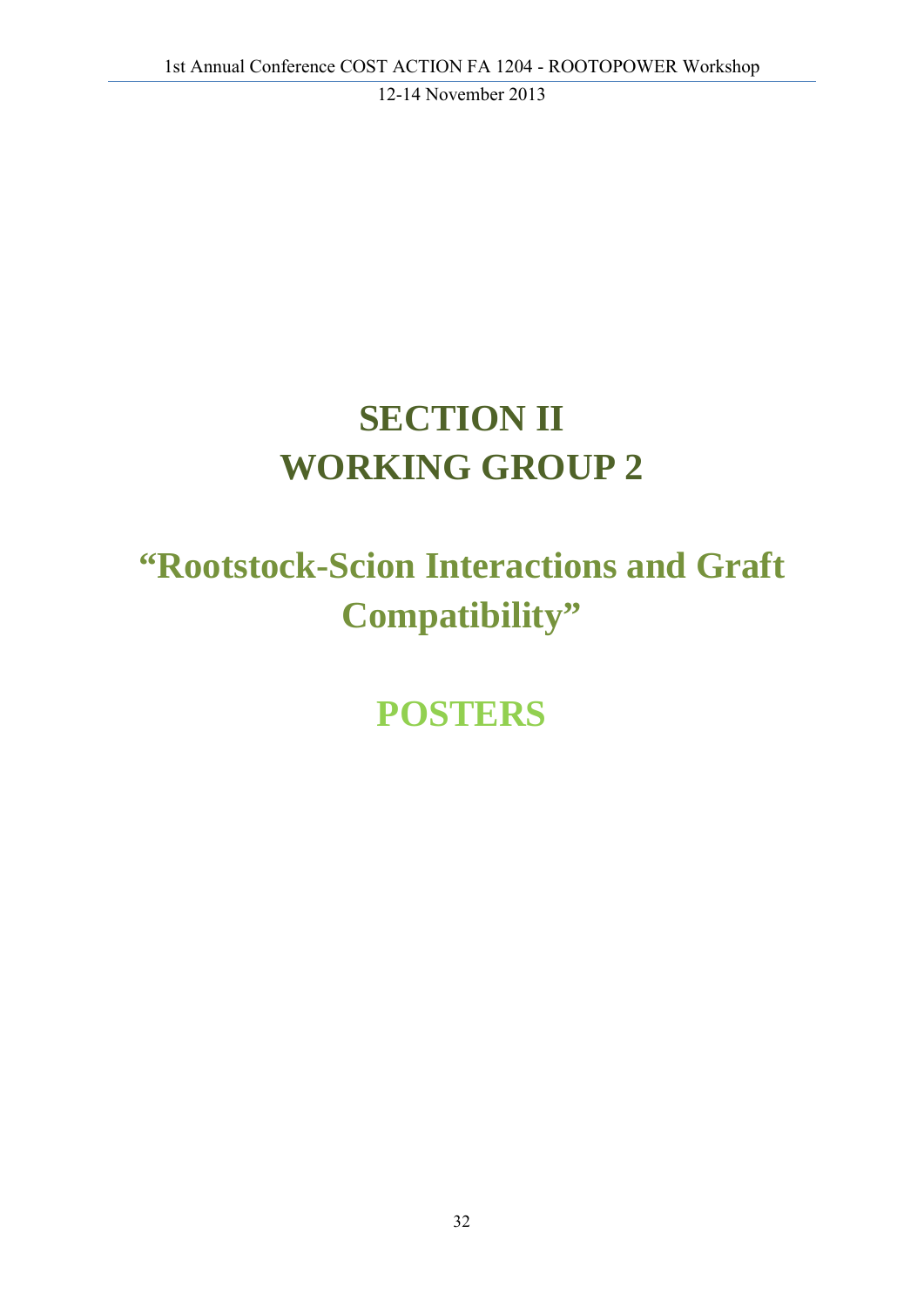# SECTION II
# WORKING GROUP 2

## "Rootstock-Scion Interactions and Graft Compatibility"

## POSTERS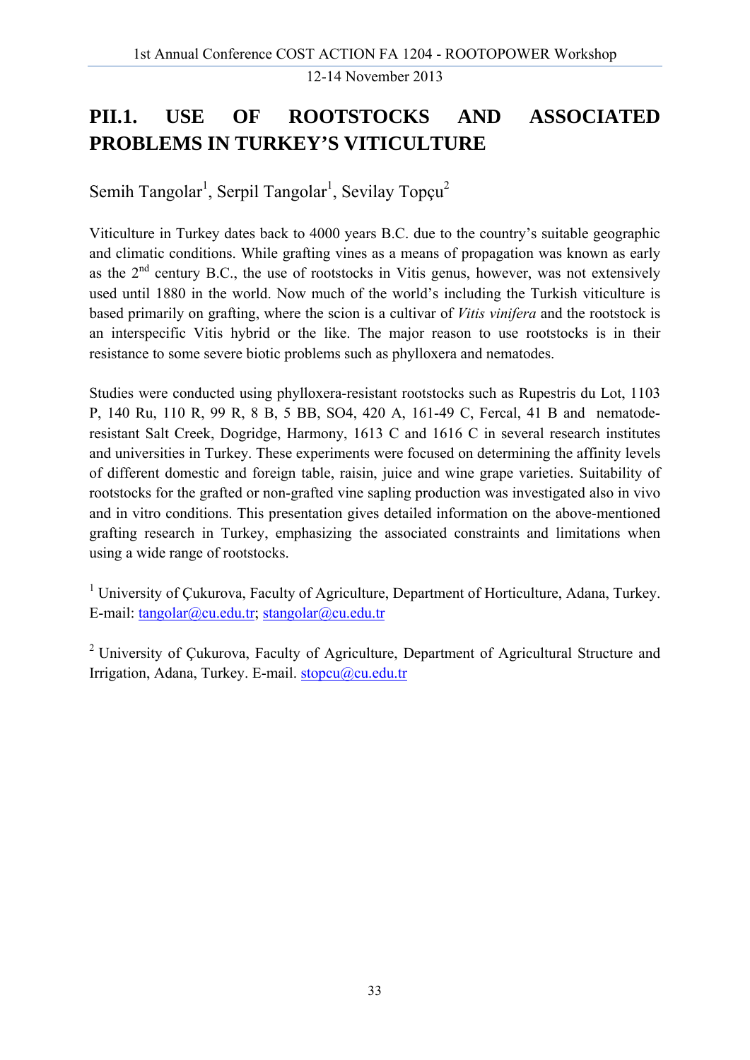## PII.1. USE OF ROOTSTOCKS AND ASSOCIATED PROBLEMS IN TURKEY'S VITICULTURE

Semih Tangolar[1], Serpil Tangolar[1], Sevilay Topçu[2]

Viticulture in Turkey dates back to 4000 years B.C. due to the country's suitable geographic and climatic conditions. While grafting vines as a means of propagation was known as early as the 2nd century B.C., the use of rootstocks in Vitis genus, however, was not extensively used until 1880 in the world. Now much of the world's including the Turkish viticulture is based primarily on grafting, where the scion is a cultivar of *Vitis vinifera* and the rootstock is an interspecific Vitis hybrid or the like. The major reason to use rootstocks is in their resistance to some severe biotic problems such as phylloxera and nematodes.

Studies were conducted using phylloxera-resistant rootstocks such as Rupestris du Lot, 1103 P, 140 Ru, 110 R, 99 R, 8 B, 5 BB, SO4, 420 A, 161-49 C, Fercal, 41 B and nematode-resistant Salt Creek, Dogridge, Harmony, 1613 C and 1616 C in several research institutes and universities in Turkey. These experiments were focused on determining the affinity levels of different domestic and foreign table, raisin, juice and wine grape varieties. Suitability of rootstocks for the grafted or non-grafted vine sapling production was investigated also in vivo and in vitro conditions. This presentation gives detailed information on the above-mentioned grafting research in Turkey, emphasizing the associated constraints and limitations when using a wide range of rootstocks.

[1] University of Çukurova, Faculty of Agriculture, Department of Horticulture, Adana, Turkey. E-mail: tangolar@cu.edu.tr; stangolar@cu.edu.tr

[2] University of Çukurova, Faculty of Agriculture, Department of Agricultural Structure and Irrigation, Adana, Turkey. E-mail. stopcu@cu.edu.tr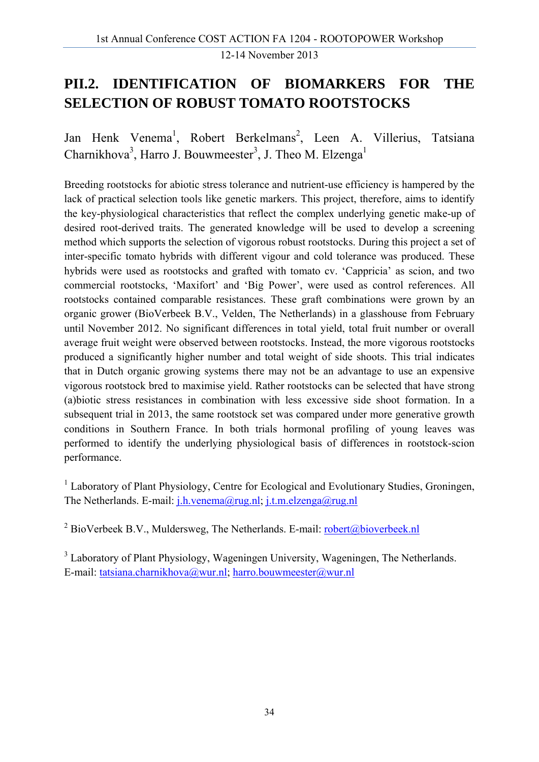# PII.2. IDENTIFICATION OF BIOMARKERS FOR THE SELECTION OF ROBUST TOMATO ROOTSTOCKS

Jan Henk Venema[1], Robert Berkelmans[2], Leen A. Villerius, Tatsiana Charnikhova[3], Harro J. Bouwmeester[3], J. Theo M. Elzenga[1]

Breeding rootstocks for abiotic stress tolerance and nutrient-use efficiency is hampered by the lack of practical selection tools like genetic markers. This project, therefore, aims to identify the key-physiological characteristics that reflect the complex underlying genetic make-up of desired root-derived traits. The generated knowledge will be used to develop a screening method which supports the selection of vigorous robust rootstocks. During this project a set of inter-specific tomato hybrids with different vigour and cold tolerance was produced. These hybrids were used as rootstocks and grafted with tomato cv. 'Cappricia' as scion, and two commercial rootstocks, 'Maxifort' and 'Big Power', were used as control references. All rootstocks contained comparable resistances. These graft combinations were grown by an organic grower (BioVerbeek B.V., Velden, The Netherlands) in a glasshouse from February until November 2012. No significant differences in total yield, total fruit number or overall average fruit weight were observed between rootstocks. Instead, the more vigorous rootstocks produced a significantly higher number and total weight of side shoots. This trial indicates that in Dutch organic growing systems there may not be an advantage to use an expensive vigorous rootstock bred to maximise yield. Rather rootstocks can be selected that have strong (a)biotic stress resistances in combination with less excessive side shoot formation. In a subsequent trial in 2013, the same rootstock set was compared under more generative growth conditions in Southern France. In both trials hormonal profiling of young leaves was performed to identify the underlying physiological basis of differences in rootstock-scion performance.

[1] Laboratory of Plant Physiology, Centre for Ecological and Evolutionary Studies, Groningen, The Netherlands. E-mail: j.h.venema@rug.nl; j.t.m.elzenga@rug.nl

[2] BioVerbeek B.V., Muldersweg, The Netherlands. E-mail: robert@bioverbeek.nl

[3] Laboratory of Plant Physiology, Wageningen University, Wageningen, The Netherlands. E-mail: tatsiana.charnikhova@wur.nl; harro.bouwmeester@wur.nl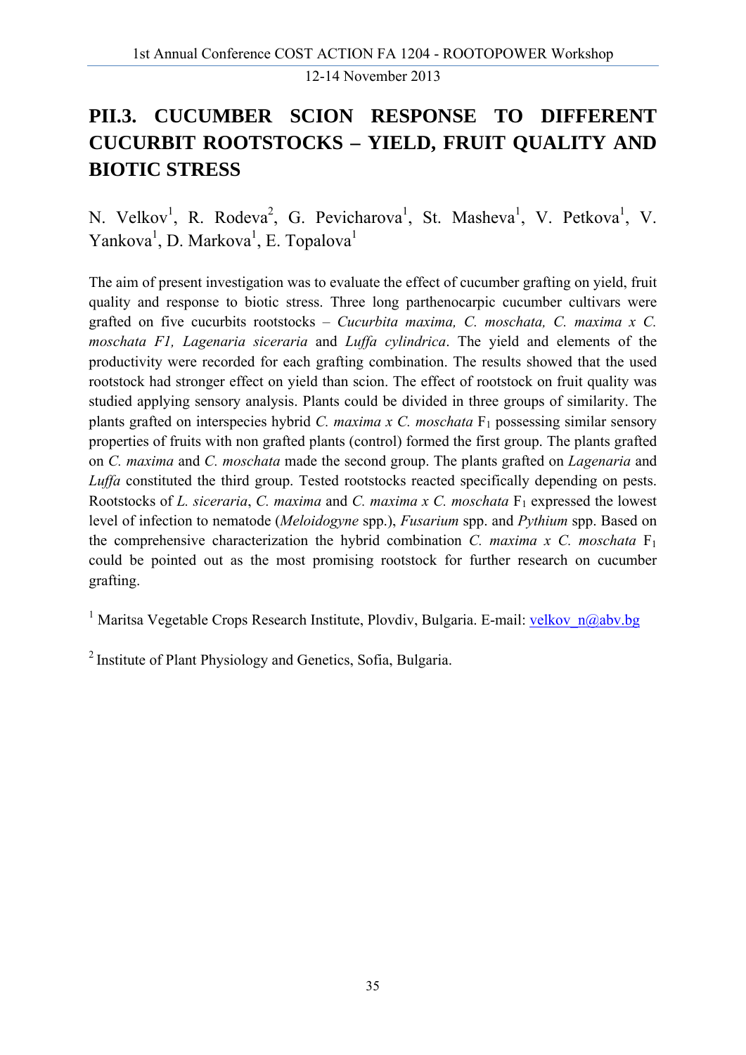# PII.3. CUCUMBER SCION RESPONSE TO DIFFERENT CUCURBIT ROOTSTOCKS – YIELD, FRUIT QUALITY AND BIOTIC STRESS

N. Velkov[1], R. Rodeva[2], G. Pevicharova[1], St. Masheva[1], V. Petkova[1], V. Yankova[1], D. Markova[1], E. Topalova[1]

The aim of present investigation was to evaluate the effect of cucumber grafting on yield, fruit quality and response to biotic stress. Three long parthenocarpic cucumber cultivars were grafted on five cucurbits rootstocks – *Cucurbita maxima, C. moschata, C. maxima x C. moschata F1, Lagenaria siceraria* and *Luffa cylindrica*. The yield and elements of the productivity were recorded for each grafting combination. The results showed that the used rootstock had stronger effect on yield than scion. The effect of rootstock on fruit quality was studied applying sensory analysis. Plants could be divided in three groups of similarity. The plants grafted on interspecies hybrid *C. maxima x C. moschata* $F_1$ possessing similar sensory properties of fruits with non grafted plants (control) formed the first group. The plants grafted on *C. maxima* and *C. moschata* made the second group. The plants grafted on *Lagenaria* and *Luffa* constituted the third group. Tested rootstocks reacted specifically depending on pests. Rootstocks of *L. siceraria*, *C. maxima* and *C. maxima x C. moschata* $F_1$ expressed the lowest level of infection to nematode (*Meloidogyne* spp.), *Fusarium* spp. and *Pythium* spp. Based on the comprehensive characterization the hybrid combination *C. maxima x C. moschata* $F_1$ could be pointed out as the most promising rootstock for further research on cucumber grafting.

[1] Maritsa Vegetable Crops Research Institute, Plovdiv, Bulgaria. E-mail: velkov_n@abv.bg

[2] Institute of Plant Physiology and Genetics, Sofia, Bulgaria.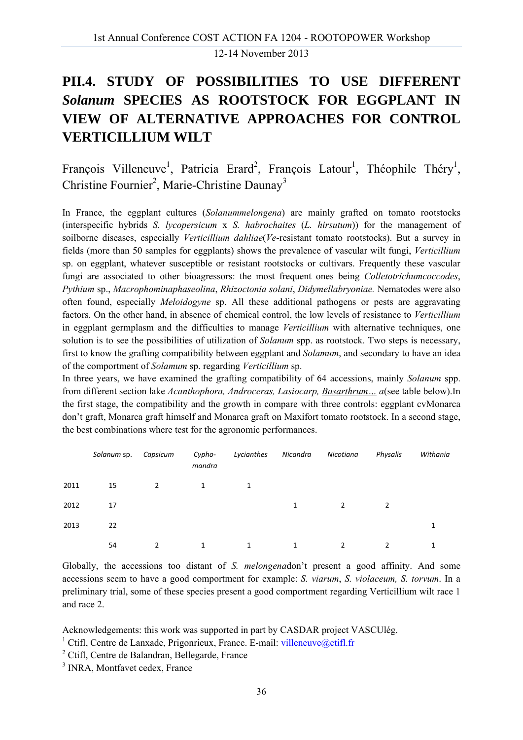# PII.4. STUDY OF POSSIBILITIES TO USE DIFFERENT *Solanum* SPECIES AS ROOTSTOCK FOR EGGPLANT IN VIEW OF ALTERNATIVE APPROACHES FOR CONTROL VERTICILLIUM WILT

François Villeneuve[1], Patricia Erard[2], François Latour[1], Théophile Théry[1], Christine Fournier[2], Marie-Christine Daunay[3]

In France, the eggplant cultures (*Solanummelongena*) are mainly grafted on tomato rootstocks (interspecific hybrids *S. lycopersicum* x *S. habrochaites* (*L. hirsutum*)) for the management of soilborne diseases, especially *Verticillium dahliae*(*Ve*-resistant tomato rootstocks). But a survey in fields (more than 50 samples for eggplants) shows the prevalence of vascular wilt fungi, *Verticillium* sp. on eggplant, whatever susceptible or resistant rootstocks or cultivars. Frequently these vascular fungi are associated to other bioagressors: the most frequent ones being *Colletotrichumcoccodes*, *Pythium* sp., *Macrophominaphaseolina*, *Rhizoctonia solani*, *Didymellabryoniae.* Nematodes were also often found, especially *Meloidogyne* sp. All these additional pathogens or pests are aggravating factors. On the other hand, in absence of chemical control, the low levels of resistance to *Verticillium* in eggplant germplasm and the difficulties to manage *Verticillium* with alternative techniques, one solution is to see the possibilities of utilization of *Solanum* spp. as rootstock. Two steps is necessary, first to know the grafting compatibility between eggplant and *Solamum*, and secondary to have an idea of the comportment of *Solamum* sp. regarding *Verticillium* sp.

In three years, we have examined the grafting compatibility of 64 accessions, mainly *Solanum* spp. from different section lake *Acanthophora, Androceras, Lasiocarp, Basarthrum… a*(see table below).In the first stage, the compatibility and the growth in compare with three controls: eggplant cvMonarca don't graft, Monarca graft himself and Monarca graft on Maxifort tomato rootstock. In a second stage, the best combinations where test for the agronomic performances.

| | *Solanum* sp. | *Capsicum* | *Cypho-mandra* | *Lycianthes* | *Nicandra* | *Nicotiana* | *Physalis* | *Withania* |
|---|---|---|---|---|---|---|---|---|
| 2011 | 15 | 2 | 1 | 1 | | | | |
| 2012 | 17 | | | | 1 | 2 | 2 | |
| 2013 | 22 | | | | | | | 1 |
| | 54 | 2 | 1 | 1 | 1 | 2 | 2 | 1 |

Globally, the accessions too distant of *S. melongena*don't present a good affinity. And some accessions seem to have a good comportment for example: *S. viarum*, *S. violaceum, S. torvum*. In a preliminary trial, some of these species present a good comportment regarding Verticillium wilt race 1 and race 2.

Acknowledgements: this work was supported in part by CASDAR project VASCUlég.

[1] Ctifl, Centre de Lanxade, Prigonrieux, France. E-mail: villeneuve@ctifl.fr

[2] Ctifl, Centre de Balandran, Bellegarde, France

[3] INRA, Montfavet cedex, France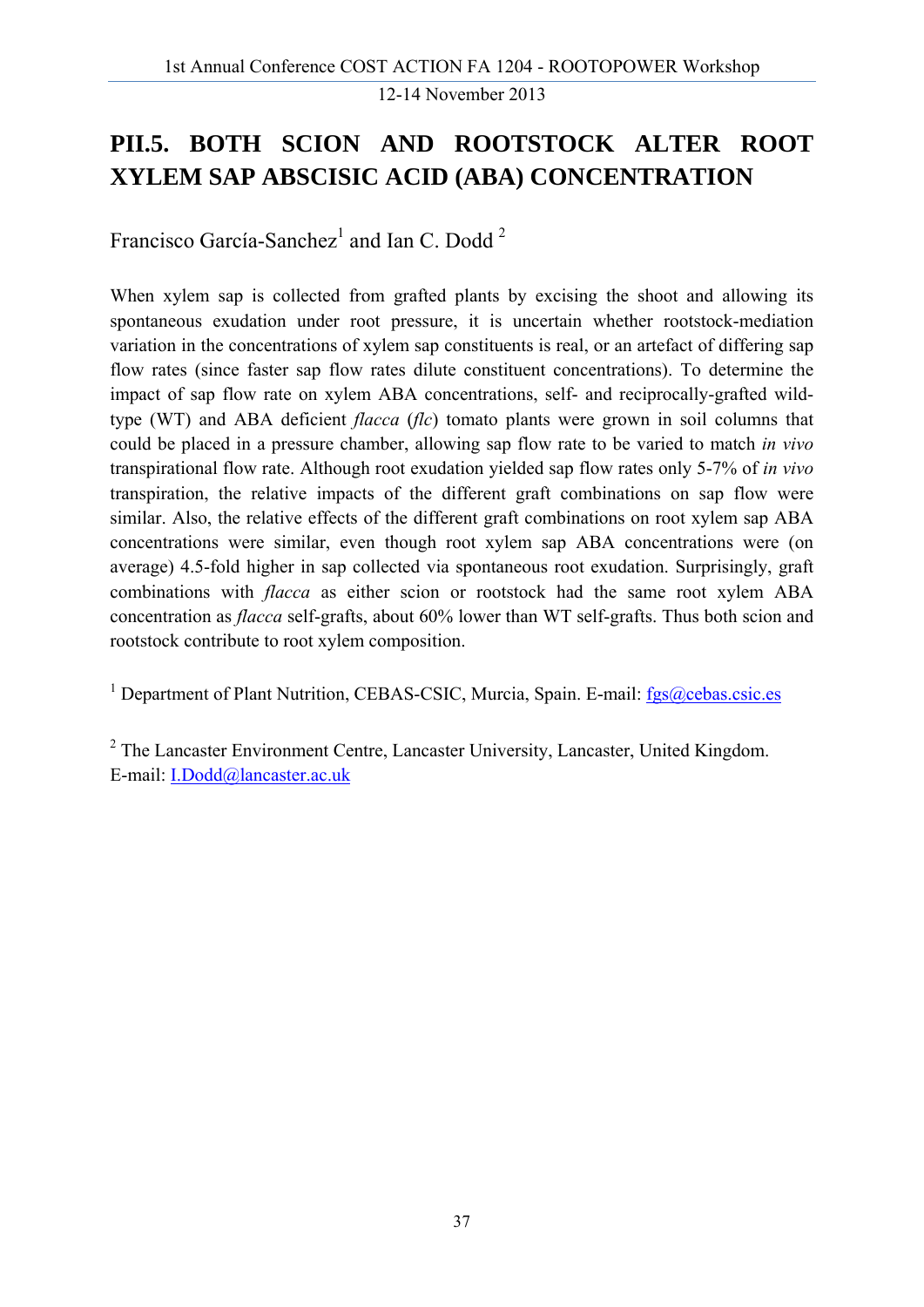# PII.5. BOTH SCION AND ROOTSTOCK ALTER ROOT XYLEM SAP ABSCISIC ACID (ABA) CONCENTRATION

Francisco García-Sanchez[1] and Ian C. Dodd [2]

When xylem sap is collected from grafted plants by excising the shoot and allowing its spontaneous exudation under root pressure, it is uncertain whether rootstock-mediation variation in the concentrations of xylem sap constituents is real, or an artefact of differing sap flow rates (since faster sap flow rates dilute constituent concentrations). To determine the impact of sap flow rate on xylem ABA concentrations, self- and reciprocally-grafted wild-type (WT) and ABA deficient *flacca* (*flc*) tomato plants were grown in soil columns that could be placed in a pressure chamber, allowing sap flow rate to be varied to match *in vivo* transpirational flow rate. Although root exudation yielded sap flow rates only 5-7% of *in vivo* transpiration, the relative impacts of the different graft combinations on sap flow were similar. Also, the relative effects of the different graft combinations on root xylem sap ABA concentrations were similar, even though root xylem sap ABA concentrations were (on average) 4.5-fold higher in sap collected via spontaneous root exudation. Surprisingly, graft combinations with *flacca* as either scion or rootstock had the same root xylem ABA concentration as *flacca* self-grafts, about 60% lower than WT self-grafts. Thus both scion and rootstock contribute to root xylem composition.

[1] Department of Plant Nutrition, CEBAS-CSIC, Murcia, Spain. E-mail: fgs@cebas.csic.es

[2] The Lancaster Environment Centre, Lancaster University, Lancaster, United Kingdom. E-mail: I.Dodd@lancaster.ac.uk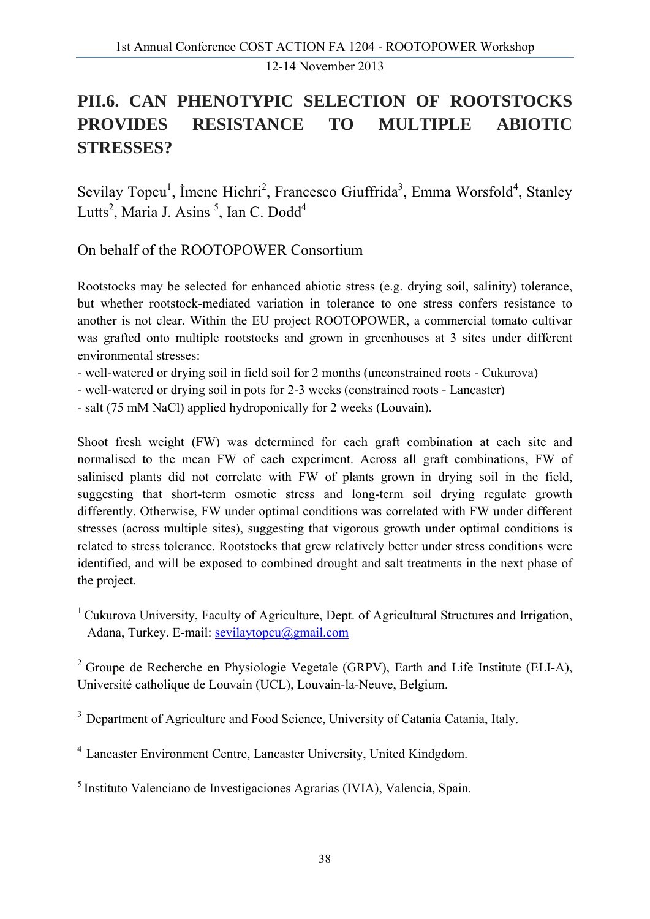# PII.6. CAN PHENOTYPIC SELECTION OF ROOTSTOCKS PROVIDES RESISTANCE TO MULTIPLE ABIOTIC STRESSES?

Sevilay Topcu[1], İmene Hichri[2], Francesco Giuffrida[3], Emma Worsfold[4], Stanley Lutts[2], Maria J. Asins [5], Ian C. Dodd[4]

On behalf of the ROOTOPOWER Consortium

Rootstocks may be selected for enhanced abiotic stress (e.g. drying soil, salinity) tolerance, but whether rootstock-mediated variation in tolerance to one stress confers resistance to another is not clear. Within the EU project ROOTOPOWER, a commercial tomato cultivar was grafted onto multiple rootstocks and grown in greenhouses at 3 sites under different environmental stresses:

- well-watered or drying soil in field soil for 2 months (unconstrained roots - Cukurova)
- well-watered or drying soil in pots for 2-3 weeks (constrained roots - Lancaster)
- salt (75 mM NaCl) applied hydroponically for 2 weeks (Louvain).

Shoot fresh weight (FW) was determined for each graft combination at each site and normalised to the mean FW of each experiment. Across all graft combinations, FW of salinised plants did not correlate with FW of plants grown in drying soil in the field, suggesting that short-term osmotic stress and long-term soil drying regulate growth differently. Otherwise, FW under optimal conditions was correlated with FW under different stresses (across multiple sites), suggesting that vigorous growth under optimal conditions is related to stress tolerance. Rootstocks that grew relatively better under stress conditions were identified, and will be exposed to combined drought and salt treatments in the next phase of the project.

[1] Cukurova University, Faculty of Agriculture, Dept. of Agricultural Structures and Irrigation, Adana, Turkey. E-mail: sevilaytopcu@gmail.com

[2] Groupe de Recherche en Physiologie Vegetale (GRPV), Earth and Life Institute (ELI-A), Université catholique de Louvain (UCL), Louvain-la-Neuve, Belgium.

[3] Department of Agriculture and Food Science, University of Catania Catania, Italy.

[4] Lancaster Environment Centre, Lancaster University, United Kindgdom.

[5] Instituto Valenciano de Investigaciones Agrarias (IVIA), Valencia, Spain.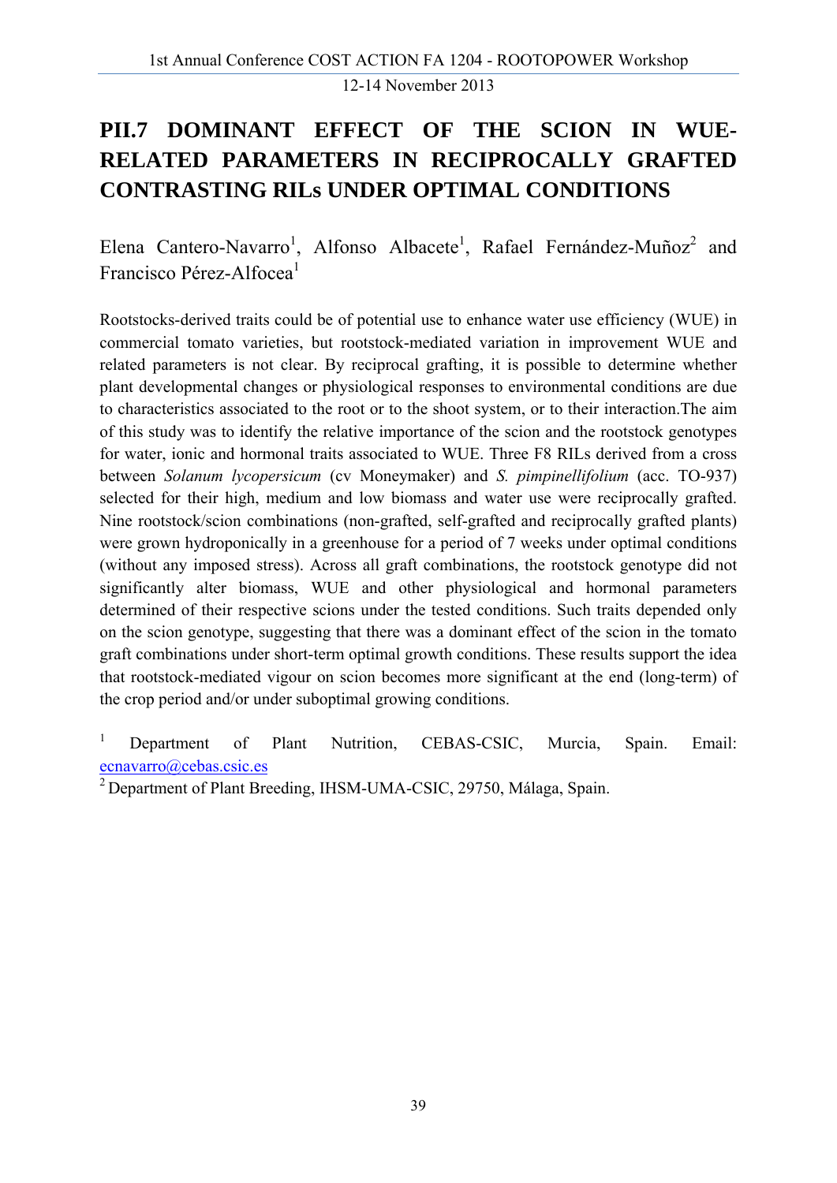# PII.7 DOMINANT EFFECT OF THE SCION IN WUE-RELATED PARAMETERS IN RECIPROCALLY GRAFTED CONTRASTING RILs UNDER OPTIMAL CONDITIONS

Elena Cantero-Navarro[1], Alfonso Albacete[1], Rafael Fernández-Muñoz[2] and Francisco Pérez-Alfocea[1]

Rootstocks-derived traits could be of potential use to enhance water use efficiency (WUE) in commercial tomato varieties, but rootstock-mediated variation in improvement WUE and related parameters is not clear. By reciprocal grafting, it is possible to determine whether plant developmental changes or physiological responses to environmental conditions are due to characteristics associated to the root or to the shoot system, or to their interaction.The aim of this study was to identify the relative importance of the scion and the rootstock genotypes for water, ionic and hormonal traits associated to WUE. Three F8 RILs derived from a cross between *Solanum lycopersicum* (cv Moneymaker) and *S. pimpinellifolium* (acc. TO-937) selected for their high, medium and low biomass and water use were reciprocally grafted. Nine rootstock/scion combinations (non-grafted, self-grafted and reciprocally grafted plants) were grown hydroponically in a greenhouse for a period of 7 weeks under optimal conditions (without any imposed stress). Across all graft combinations, the rootstock genotype did not significantly alter biomass, WUE and other physiological and hormonal parameters determined of their respective scions under the tested conditions. Such traits depended only on the scion genotype, suggesting that there was a dominant effect of the scion in the tomato graft combinations under short-term optimal growth conditions. These results support the idea that rootstock-mediated vigour on scion becomes more significant at the end (long-term) of the crop period and/or under suboptimal growing conditions.

[1] Department of Plant Nutrition, CEBAS-CSIC, Murcia, Spain. Email: ecnavarro@cebas.csic.es

[2] Department of Plant Breeding, IHSM-UMA-CSIC, 29750, Málaga, Spain.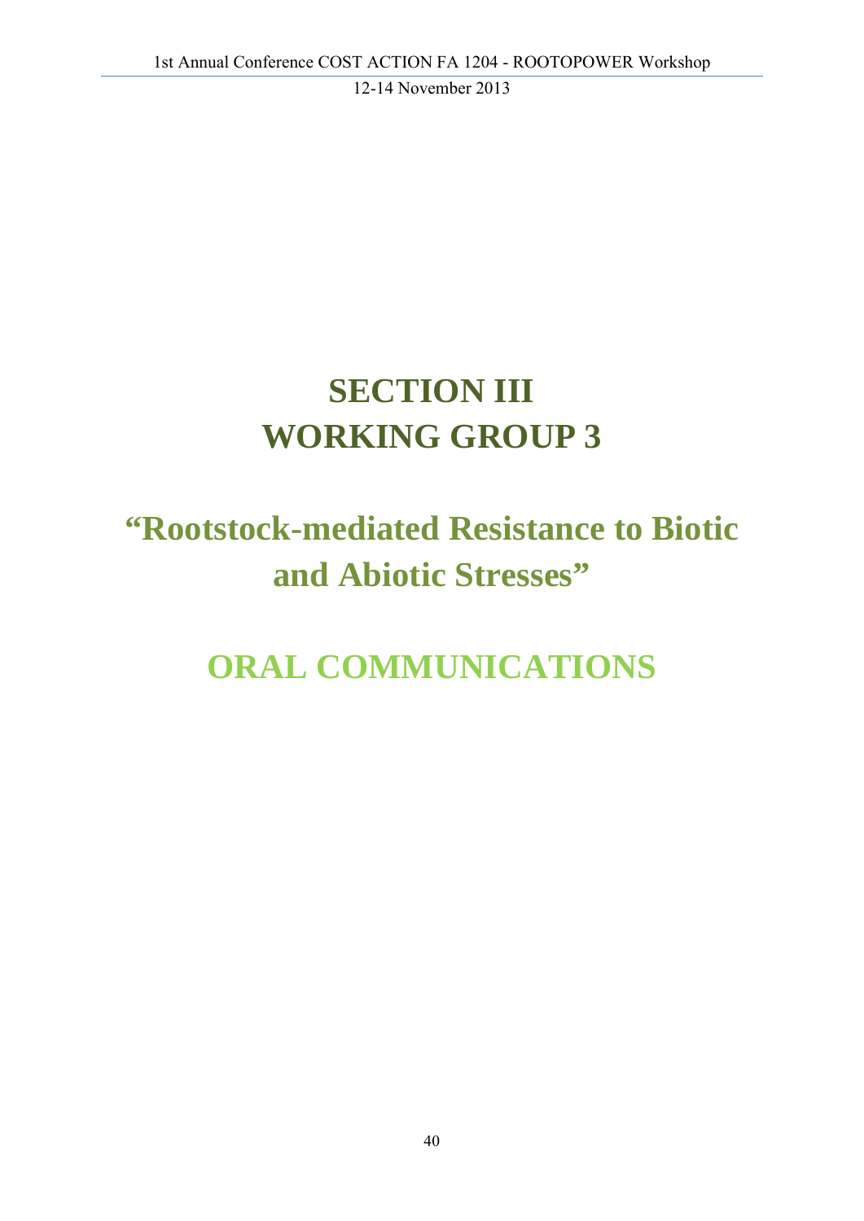# SECTION III
# WORKING GROUP 3

## “Rootstock-mediated Resistance to Biotic and Abiotic Stresses”

## ORAL COMMUNICATIONS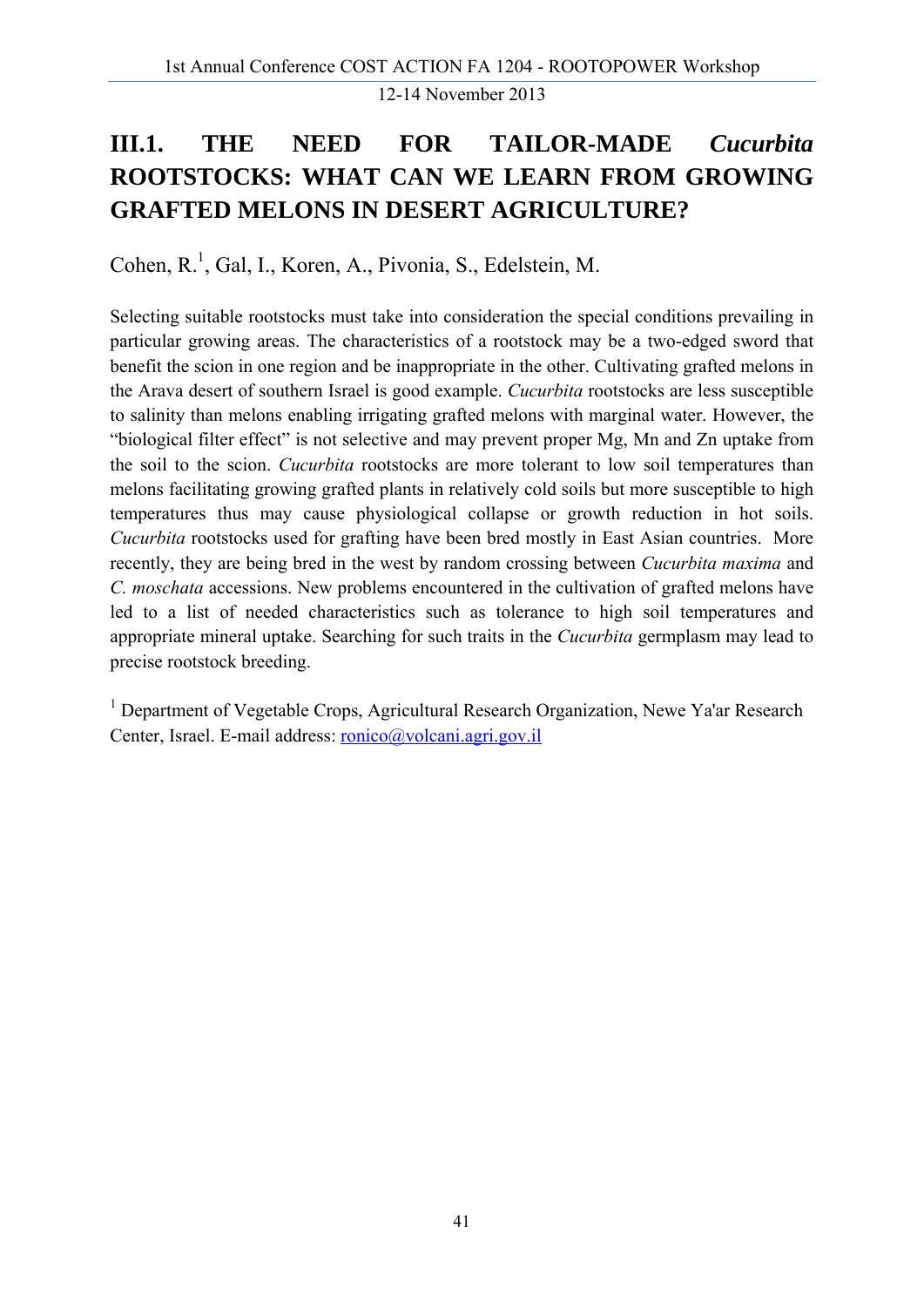# III.1. THE NEED FOR TAILOR-MADE *Cucurbita* ROOTSTOCKS: WHAT CAN WE LEARN FROM GROWING GRAFTED MELONS IN DESERT AGRICULTURE?

Cohen, R.[1], Gal, I., Koren, A., Pivonia, S., Edelstein, M.

Selecting suitable rootstocks must take into consideration the special conditions prevailing in particular growing areas. The characteristics of a rootstock may be a two-edged sword that benefit the scion in one region and be inappropriate in the other. Cultivating grafted melons in the Arava desert of southern Israel is good example. *Cucurbita* rootstocks are less susceptible to salinity than melons enabling irrigating grafted melons with marginal water. However, the "biological filter effect" is not selective and may prevent proper Mg, Mn and Zn uptake from the soil to the scion. *Cucurbita* rootstocks are more tolerant to low soil temperatures than melons facilitating growing grafted plants in relatively cold soils but more susceptible to high temperatures thus may cause physiological collapse or growth reduction in hot soils. *Cucurbita* rootstocks used for grafting have been bred mostly in East Asian countries. More recently, they are being bred in the west by random crossing between *Cucurbita maxima* and *C. moschata* accessions. New problems encountered in the cultivation of grafted melons have led to a list of needed characteristics such as tolerance to high soil temperatures and appropriate mineral uptake. Searching for such traits in the *Cucurbita* germplasm may lead to precise rootstock breeding.

[1] Department of Vegetable Crops, Agricultural Research Organization, Newe Ya'ar Research Center, Israel. E-mail address: ronico@volcani.agri.gov.il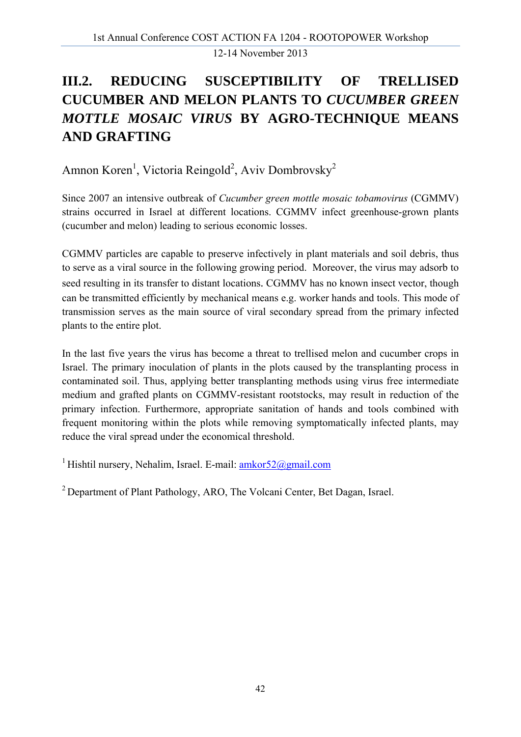# III.2. REDUCING SUSCEPTIBILITY OF TRELLISED CUCUMBER AND MELON PLANTS TO *CUCUMBER GREEN MOTTLE MOSAIC VIRUS* BY AGRO-TECHNIQUE MEANS AND GRAFTING

Amnon Koren[1], Victoria Reingold[2], Aviv Dombrovsky[2]

Since 2007 an intensive outbreak of *Cucumber green mottle mosaic tobamovirus* (CGMMV) strains occurred in Israel at different locations. CGMMV infect greenhouse-grown plants (cucumber and melon) leading to serious economic losses.

CGMMV particles are capable to preserve infectively in plant materials and soil debris, thus to serve as a viral source in the following growing period. Moreover, the virus may adsorb to seed resulting in its transfer to distant locations. CGMMV has no known insect vector, though can be transmitted efficiently by mechanical means e.g. worker hands and tools. This mode of transmission serves as the main source of viral secondary spread from the primary infected plants to the entire plot.

In the last five years the virus has become a threat to trellised melon and cucumber crops in Israel. The primary inoculation of plants in the plots caused by the transplanting process in contaminated soil. Thus, applying better transplanting methods using virus free intermediate medium and grafted plants on CGMMV-resistant rootstocks, may result in reduction of the primary infection. Furthermore, appropriate sanitation of hands and tools combined with frequent monitoring within the plots while removing symptomatically infected plants, may reduce the viral spread under the economical threshold.

[1] Hishtil nursery, Nehalim, Israel. E-mail: amkor52@gmail.com

[2] Department of Plant Pathology, ARO, The Volcani Center, Bet Dagan, Israel.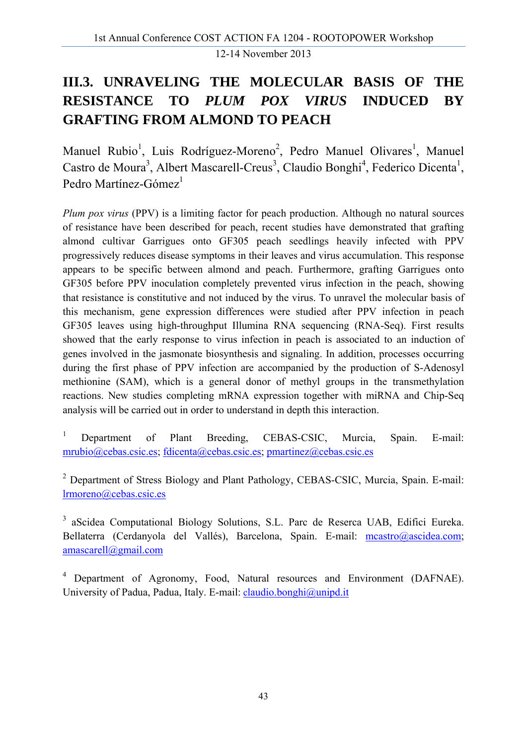# III.3. UNRAVELING THE MOLECULAR BASIS OF THE RESISTANCE TO *PLUM POX VIRUS* INDUCED BY GRAFTING FROM ALMOND TO PEACH

Manuel Rubio[1], Luis Rodríguez-Moreno[2], Pedro Manuel Olivares[1], Manuel Castro de Moura[3], Albert Mascarell-Creus[3], Claudio Bonghi[4], Federico Dicenta[1], Pedro Martínez-Gómez[1]

*Plum pox virus* (PPV) is a limiting factor for peach production. Although no natural sources of resistance have been described for peach, recent studies have demonstrated that grafting almond cultivar Garrigues onto GF305 peach seedlings heavily infected with PPV progressively reduces disease symptoms in their leaves and virus accumulation. This response appears to be specific between almond and peach. Furthermore, grafting Garrigues onto GF305 before PPV inoculation completely prevented virus infection in the peach, showing that resistance is constitutive and not induced by the virus. To unravel the molecular basis of this mechanism, gene expression differences were studied after PPV infection in peach GF305 leaves using high-throughput Illumina RNA sequencing (RNA-Seq). First results showed that the early response to virus infection in peach is associated to an induction of genes involved in the jasmonate biosynthesis and signaling. In addition, processes occurring during the first phase of PPV infection are accompanied by the production of S-Adenosyl methionine (SAM), which is a general donor of methyl groups in the transmethylation reactions. New studies completing mRNA expression together with miRNA and Chip-Seq analysis will be carried out in order to understand in depth this interaction.

[1] Department of Plant Breeding, CEBAS-CSIC, Murcia, Spain. E-mail: mrubio@cebas.csic.es; fdicenta@cebas.csic.es; pmartinez@cebas.csic.es

[2] Department of Stress Biology and Plant Pathology, CEBAS-CSIC, Murcia, Spain. E-mail: lrmoreno@cebas.csic.es

[3] aScidea Computational Biology Solutions, S.L. Parc de Reserca UAB, Edifici Eureka. Bellaterra (Cerdanyola del Vallés), Barcelona, Spain. E-mail: mcastro@ascidea.com; amascarell@gmail.com

[4] Department of Agronomy, Food, Natural resources and Environment (DAFNAE). University of Padua, Padua, Italy. E-mail: claudio.bonghi@unipd.it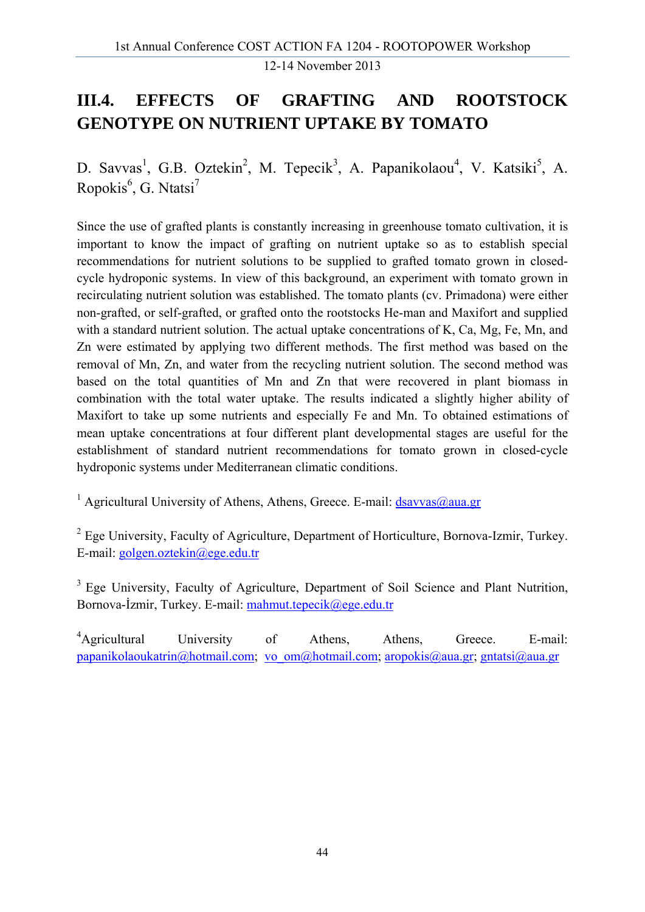# III.4. EFFECTS OF GRAFTING AND ROOTSTOCK GENOTYPE ON NUTRIENT UPTAKE BY TOMATO

D. Savvas[1], G.B. Oztekin[2], M. Tepecik[3], A. Papanikolaou[4], V. Katsiki[5], A. Ropokis[6], G. Ntatsi[7]

Since the use of grafted plants is constantly increasing in greenhouse tomato cultivation, it is important to know the impact of grafting on nutrient uptake so as to establish special recommendations for nutrient solutions to be supplied to grafted tomato grown in closed-cycle hydroponic systems. In view of this background, an experiment with tomato grown in recirculating nutrient solution was established. The tomato plants (cv. Primadona) were either non-grafted, or self-grafted, or grafted onto the rootstocks He-man and Maxifort and supplied with a standard nutrient solution. The actual uptake concentrations of K, Ca, Mg, Fe, Mn, and Zn were estimated by applying two different methods. The first method was based on the removal of Mn, Zn, and water from the recycling nutrient solution. The second method was based on the total quantities of Mn and Zn that were recovered in plant biomass in combination with the total water uptake. The results indicated a slightly higher ability of Maxifort to take up some nutrients and especially Fe and Mn. To obtained estimations of mean uptake concentrations at four different plant developmental stages are useful for the establishment of standard nutrient recommendations for tomato grown in closed-cycle hydroponic systems under Mediterranean climatic conditions.

[1] Agricultural University of Athens, Athens, Greece. E-mail: dsavvas@aua.gr

[2] Ege University, Faculty of Agriculture, Department of Horticulture, Bornova-Izmir, Turkey. E-mail: golgen.oztekin@ege.edu.tr

[3] Ege University, Faculty of Agriculture, Department of Soil Science and Plant Nutrition, Bornova-İzmir, Turkey. E-mail: mahmut.tepecik@ege.edu.tr

[4] Agricultural University of Athens, Athens, Greece. E-mail: papanikolaoukatrin@hotmail.com; vo_om@hotmail.com; aropokis@aua.gr; gntatsi@aua.gr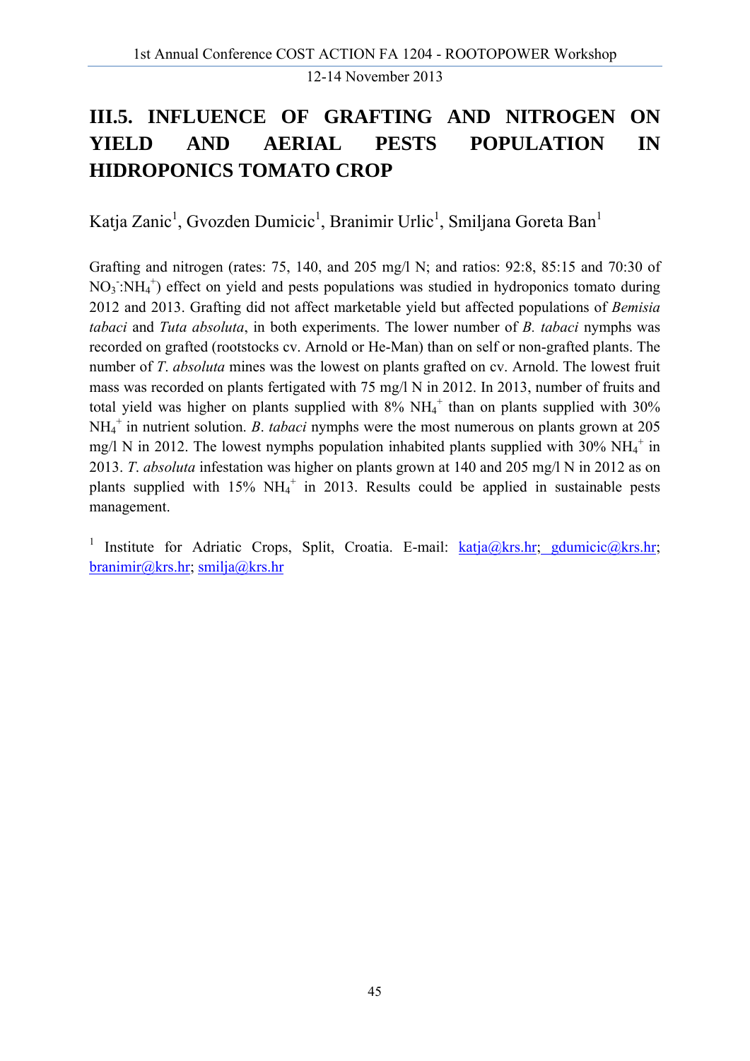# III.5. INFLUENCE OF GRAFTING AND NITROGEN ON YIELD AND AERIAL PESTS POPULATION IN HIDROPONICS TOMATO CROP

Katja Zanic[1], Gvozden Dumicic[1], Branimir Urlic[1], Smiljana Goreta Ban[1]

Grafting and nitrogen (rates: 75, 140, and 205 mg/l N; and ratios: 92:8, 85:15 and 70:30 of $NO_3^-$:$NH_4^+$) effect on yield and pests populations was studied in hydroponics tomato during 2012 and 2013. Grafting did not affect marketable yield but affected populations of *Bemisia tabaci* and *Tuta absoluta*, in both experiments. The lower number of *B. tabaci* nymphs was recorded on grafted (rootstocks cv. Arnold or He-Man) than on self or non-grafted plants. The number of *T. absoluta* mines was the lowest on plants grafted on cv. Arnold. The lowest fruit mass was recorded on plants fertigated with 75 mg/l N in 2012. In 2013, number of fruits and total yield was higher on plants supplied with 8% $NH_4^+$ than on plants supplied with 30% $NH_4^+$ in nutrient solution. *B. tabaci* nymphs were the most numerous on plants grown at 205 mg/l N in 2012. The lowest nymphs population inhabited plants supplied with 30% $NH_4^+$ in 2013. *T. absoluta* infestation was higher on plants grown at 140 and 205 mg/l N in 2012 as on plants supplied with 15% $NH_4^+$ in 2013. Results could be applied in sustainable pests management.

[1] Institute for Adriatic Crops, Split, Croatia. E-mail: katja@krs.hr; gdumicic@krs.hr; branimir@krs.hr; smilja@krs.hr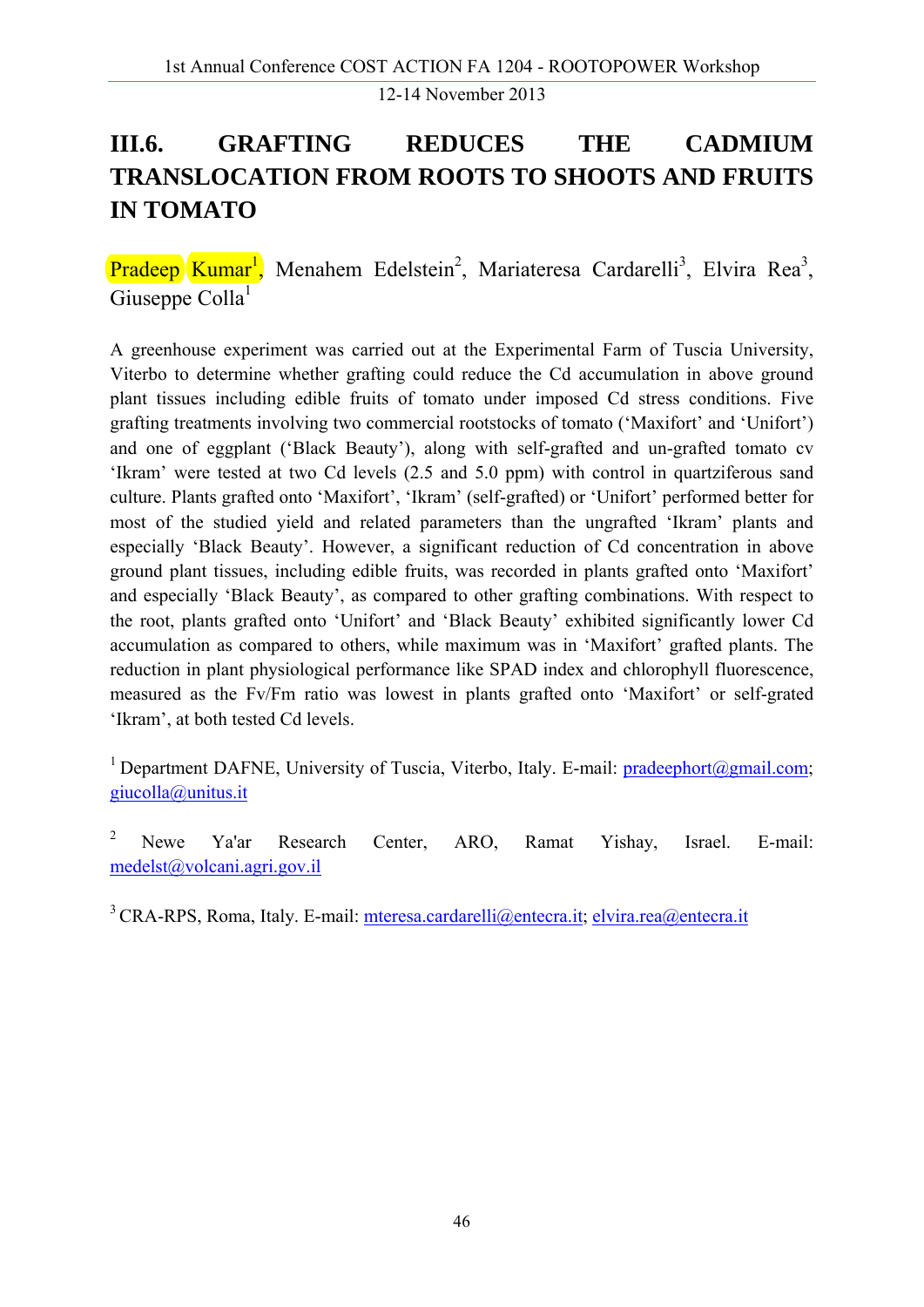# III.6. GRAFTING REDUCES THE CADMIUM TRANSLOCATION FROM ROOTS TO SHOOTS AND FRUITS IN TOMATO

Pradeep Kumar[1], Menahem Edelstein[2], Mariateresa Cardarelli[3], Elvira Rea[3], Giuseppe Colla[1]

A greenhouse experiment was carried out at the Experimental Farm of Tuscia University, Viterbo to determine whether grafting could reduce the Cd accumulation in above ground plant tissues including edible fruits of tomato under imposed Cd stress conditions. Five grafting treatments involving two commercial rootstocks of tomato ('Maxifort' and 'Unifort') and one of eggplant ('Black Beauty'), along with self-grafted and un-grafted tomato cv 'Ikram' were tested at two Cd levels (2.5 and 5.0 ppm) with control in quartziferous sand culture. Plants grafted onto 'Maxifort', 'Ikram' (self-grafted) or 'Unifort' performed better for most of the studied yield and related parameters than the ungrafted 'Ikram' plants and especially 'Black Beauty'. However, a significant reduction of Cd concentration in above ground plant tissues, including edible fruits, was recorded in plants grafted onto 'Maxifort' and especially 'Black Beauty', as compared to other grafting combinations. With respect to the root, plants grafted onto 'Unifort' and 'Black Beauty' exhibited significantly lower Cd accumulation as compared to others, while maximum was in 'Maxifort' grafted plants. The reduction in plant physiological performance like SPAD index and chlorophyll fluorescence, measured as the Fv/Fm ratio was lowest in plants grafted onto 'Maxifort' or self-grated 'Ikram', at both tested Cd levels.

[1] Department DAFNE, University of Tuscia, Viterbo, Italy. E-mail: pradeephort@gmail.com; giucolla@unitus.it

[2] Newe Ya'ar Research Center, ARO, Ramat Yishay, Israel. E-mail: medelst@volcani.agri.gov.il

[3] CRA-RPS, Roma, Italy. E-mail: mteresa.cardarelli@entecra.it; elvira.rea@entecra.it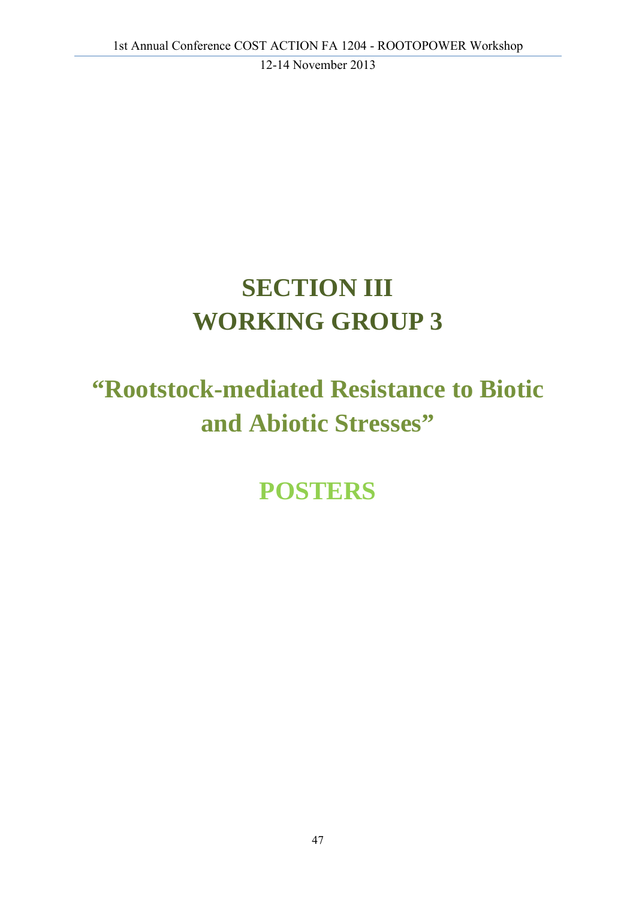# SECTION III
# WORKING GROUP 3

## "Rootstock-mediated Resistance to Biotic and Abiotic Stresses"

## POSTERS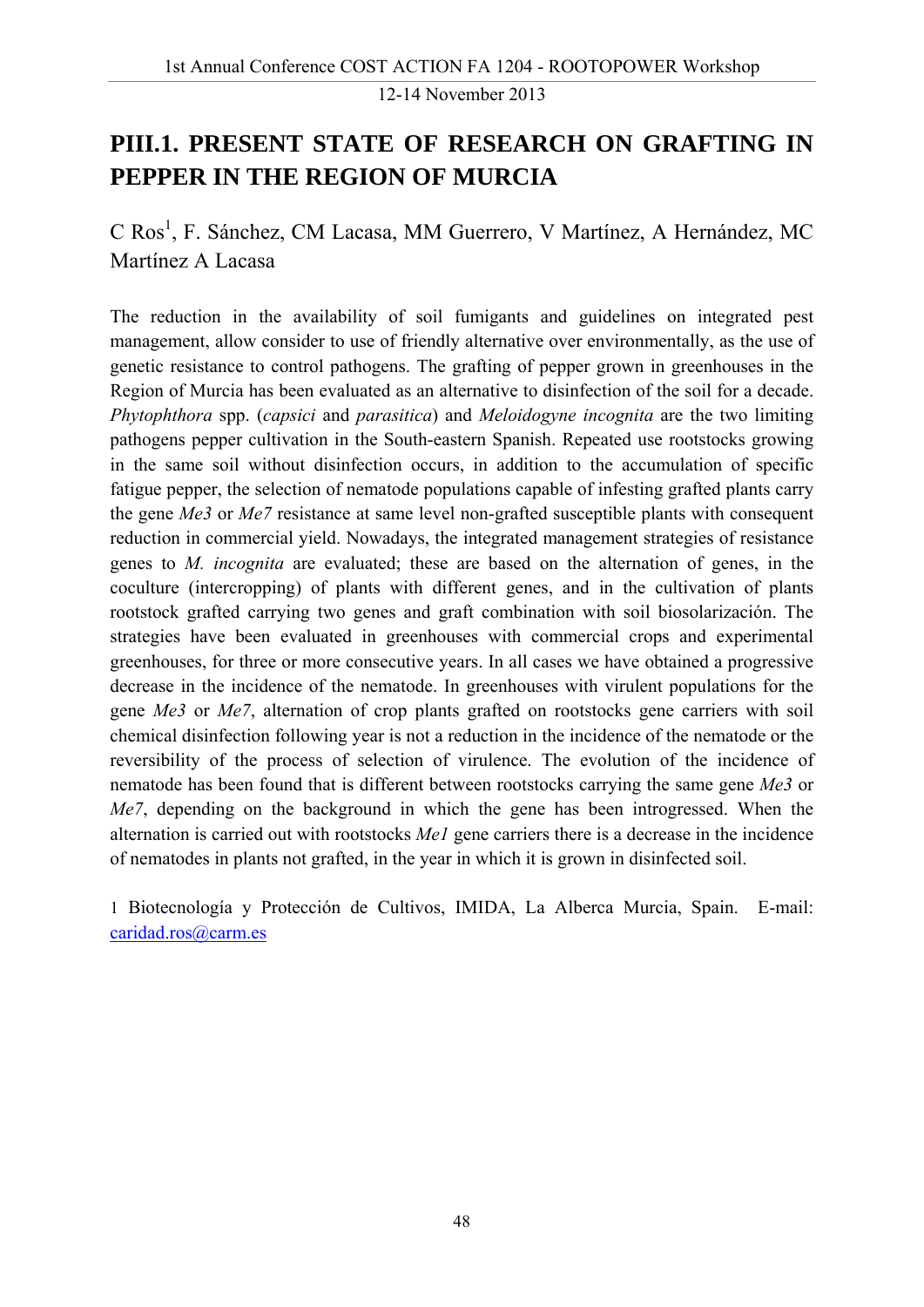# PIII.1. PRESENT STATE OF RESEARCH ON GRAFTING IN PEPPER IN THE REGION OF MURCIA

C Ros[1], F. Sánchez, CM Lacasa, MM Guerrero, V Martínez, A Hernández, MC Martínez A Lacasa

The reduction in the availability of soil fumigants and guidelines on integrated pest management, allow consider to use of friendly alternative over environmentally, as the use of genetic resistance to control pathogens. The grafting of pepper grown in greenhouses in the Region of Murcia has been evaluated as an alternative to disinfection of the soil for a decade. *Phytophthora* spp. (*capsici* and *parasitica*) and *Meloidogyne incognita* are the two limiting pathogens pepper cultivation in the South-eastern Spanish. Repeated use rootstocks growing in the same soil without disinfection occurs, in addition to the accumulation of specific fatigue pepper, the selection of nematode populations capable of infesting grafted plants carry the gene *Me3* or *Me7* resistance at same level non-grafted susceptible plants with consequent reduction in commercial yield. Nowadays, the integrated management strategies of resistance genes to *M. incognita* are evaluated; these are based on the alternation of genes, in the coculture (intercropping) of plants with different genes, and in the cultivation of plants rootstock grafted carrying two genes and graft combination with soil biosolarización. The strategies have been evaluated in greenhouses with commercial crops and experimental greenhouses, for three or more consecutive years. In all cases we have obtained a progressive decrease in the incidence of the nematode. In greenhouses with virulent populations for the gene *Me3* or *Me7*, alternation of crop plants grafted on rootstocks gene carriers with soil chemical disinfection following year is not a reduction in the incidence of the nematode or the reversibility of the process of selection of virulence. The evolution of the incidence of nematode has been found that is different between rootstocks carrying the same gene *Me3* or *Me7*, depending on the background in which the gene has been introgressed. When the alternation is carried out with rootstocks *Me1* gene carriers there is a decrease in the incidence of nematodes in plants not grafted, in the year in which it is grown in disinfected soil.

1 Biotecnología y Protección de Cultivos, IMIDA, La Alberca Murcia, Spain. E-mail: caridad.ros@carm.es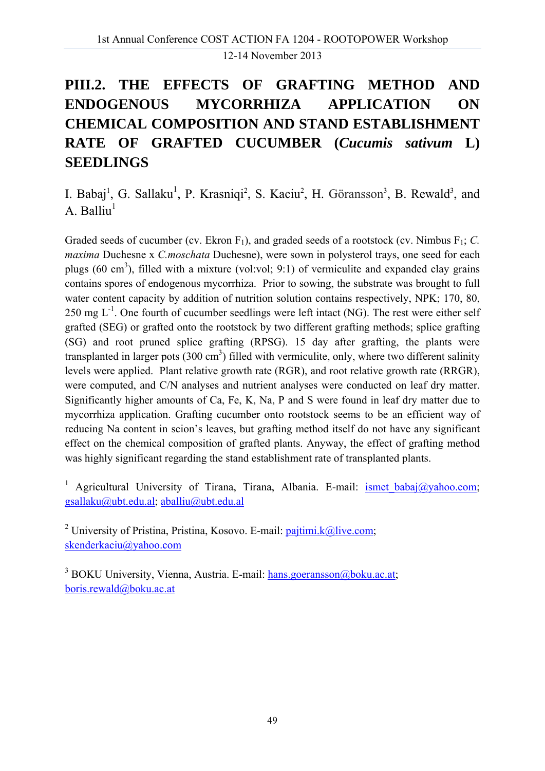# PIII.2. THE EFFECTS OF GRAFTING METHOD AND ENDOGENOUS MYCORRHIZA APPLICATION ON CHEMICAL COMPOSITION AND STAND ESTABLISHMENT RATE OF GRAFTED CUCUMBER (*Cucumis sativum* L) SEEDLINGS

I. Babaj[1], G. Sallaku[1], P. Krasniqi[2], S. Kaciu[2], H. Göransson[3], B. Rewald[3], and A. Balliu[1]

Graded seeds of cucumber (cv. Ekron $F_1$), and graded seeds of a rootstock (cv. Nimbus $F_1$; *C. maxima* Duchesne x *C.moschata* Duchesne), were sown in polysterol trays, one seed for each plugs (60 $cm^3$), filled with a mixture (vol:vol; 9:1) of vermiculite and expanded clay grains contains spores of endogenous mycorrhiza. Prior to sowing, the substrate was brought to full water content capacity by addition of nutrition solution contains respectively, NPK; 170, 80, 250 mg $L^{-1}$. One fourth of cucumber seedlings were left intact (NG). The rest were either self grafted (SEG) or grafted onto the rootstock by two different grafting methods; splice grafting (SG) and root pruned splice grafting (RPSG). 15 day after grafting, the plants were transplanted in larger pots (300 $cm^3$) filled with vermiculite, only, where two different salinity levels were applied. Plant relative growth rate (RGR), and root relative growth rate (RRGR), were computed, and C/N analyses and nutrient analyses were conducted on leaf dry matter. Significantly higher amounts of Ca, Fe, K, Na, P and S were found in leaf dry matter due to mycorrhiza application. Grafting cucumber onto rootstock seems to be an efficient way of reducing Na content in scion's leaves, but grafting method itself do not have any significant effect on the chemical composition of grafted plants. Anyway, the effect of grafting method was highly significant regarding the stand establishment rate of transplanted plants.

[1] Agricultural University of Tirana, Tirana, Albania. E-mail: ismet_babaj@yahoo.com; gsallaku@ubt.edu.al; aballiu@ubt.edu.al

[2] University of Pristina, Pristina, Kosovo. E-mail: pajtimi.k@live.com; skenderkaciu@yahoo.com

[3] BOKU University, Vienna, Austria. E-mail: hans.goeransson@boku.ac.at; boris.rewald@boku.ac.at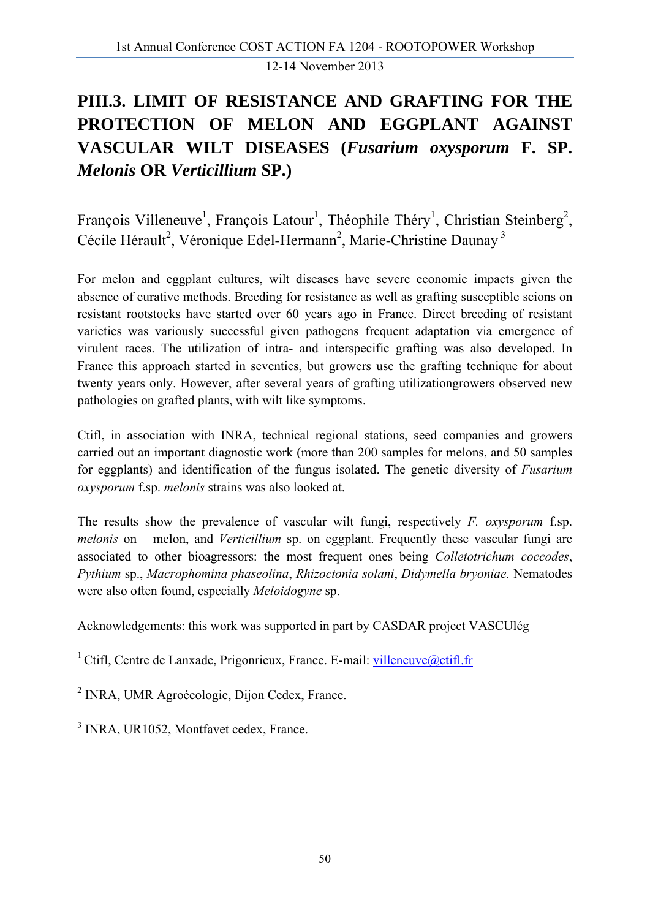# PIII.3. LIMIT OF RESISTANCE AND GRAFTING FOR THE PROTECTION OF MELON AND EGGPLANT AGAINST VASCULAR WILT DISEASES (*Fusarium oxysporum* F. SP. *Melonis* OR *Verticillium* SP.)

François Villeneuve[1], François Latour[1], Théophile Théry[1], Christian Steinberg[2], Cécile Hérault[2], Véronique Edel-Hermann[2], Marie-Christine Daunay[3]

For melon and eggplant cultures, wilt diseases have severe economic impacts given the absence of curative methods. Breeding for resistance as well as grafting susceptible scions on resistant rootstocks have started over 60 years ago in France. Direct breeding of resistant varieties was variously successful given pathogens frequent adaptation via emergence of virulent races. The utilization of intra- and interspecific grafting was also developed. In France this approach started in seventies, but growers use the grafting technique for about twenty years only. However, after several years of grafting utilizationgrowers observed new pathologies on grafted plants, with wilt like symptoms.

Ctifl, in association with INRA, technical regional stations, seed companies and growers carried out an important diagnostic work (more than 200 samples for melons, and 50 samples for eggplants) and identification of the fungus isolated. The genetic diversity of *Fusarium oxysporum* f.sp. *melonis* strains was also looked at.

The results show the prevalence of vascular wilt fungi, respectively *F. oxysporum* f.sp. *melonis* on melon, and *Verticillium* sp. on eggplant. Frequently these vascular fungi are associated to other bioagressors: the most frequent ones being *Colletotrichum coccodes*, *Pythium* sp., *Macrophomina phaseolina*, *Rhizoctonia solani*, *Didymella bryoniae.* Nematodes were also often found, especially *Meloidogyne* sp.

Acknowledgements: this work was supported in part by CASDAR project VASCUlég

[1] Ctifl, Centre de Lanxade, Prigonrieux, France. E-mail: villeneuve@ctifl.fr

[2] INRA, UMR Agroécologie, Dijon Cedex, France.

[3] INRA, UR1052, Montfavet cedex, France.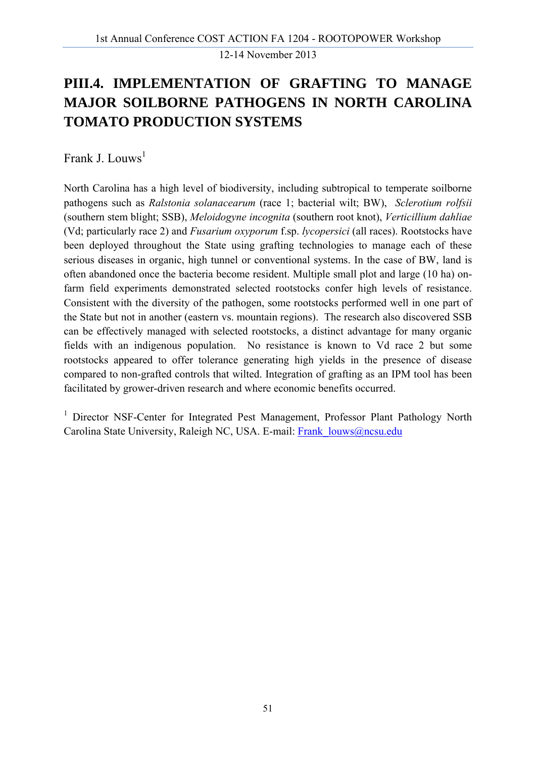# PIII.4. IMPLEMENTATION OF GRAFTING TO MANAGE MAJOR SOILBORNE PATHOGENS IN NORTH CAROLINA TOMATO PRODUCTION SYSTEMS

Frank J. Louws[1]

North Carolina has a high level of biodiversity, including subtropical to temperate soilborne pathogens such as *Ralstonia solanacearum* (race 1; bacterial wilt; BW), *Sclerotium rolfsii* (southern stem blight; SSB), *Meloidogyne incognita* (southern root knot), *Verticillium dahliae* (Vd; particularly race 2) and *Fusarium oxyporum* f.sp. *lycopersici* (all races). Rootstocks have been deployed throughout the State using grafting technologies to manage each of these serious diseases in organic, high tunnel or conventional systems. In the case of BW, land is often abandoned once the bacteria become resident. Multiple small plot and large (10 ha) on-farm field experiments demonstrated selected rootstocks confer high levels of resistance. Consistent with the diversity of the pathogen, some rootstocks performed well in one part of the State but not in another (eastern vs. mountain regions). The research also discovered SSB can be effectively managed with selected rootstocks, a distinct advantage for many organic fields with an indigenous population. No resistance is known to Vd race 2 but some rootstocks appeared to offer tolerance generating high yields in the presence of disease compared to non-grafted controls that wilted. Integration of grafting as an IPM tool has been facilitated by grower-driven research and where economic benefits occurred.

[1] Director NSF-Center for Integrated Pest Management, Professor Plant Pathology North Carolina State University, Raleigh NC, USA. E-mail: Frank_louws@ncsu.edu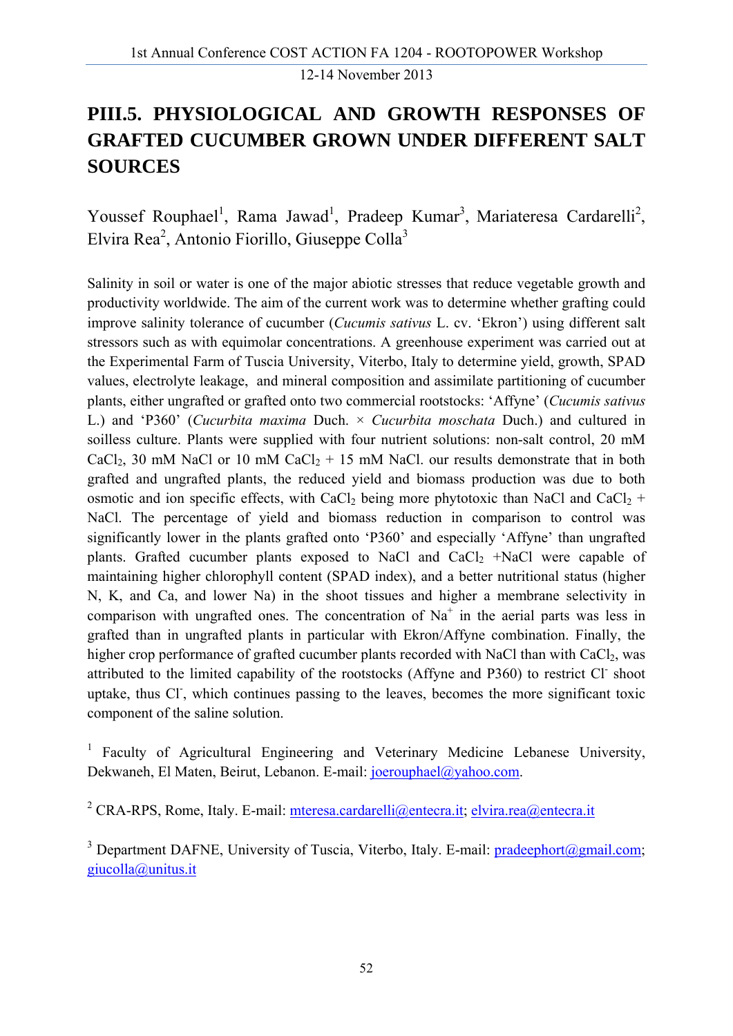# PIII.5. PHYSIOLOGICAL AND GROWTH RESPONSES OF GRAFTED CUCUMBER GROWN UNDER DIFFERENT SALT SOURCES

Youssef Rouphael[1], Rama Jawad[1], Pradeep Kumar[3], Mariateresa Cardarelli[2], Elvira Rea[2], Antonio Fiorillo, Giuseppe Colla[3]

Salinity in soil or water is one of the major abiotic stresses that reduce vegetable growth and productivity worldwide. The aim of the current work was to determine whether grafting could improve salinity tolerance of cucumber (*Cucumis sativus* L. cv. 'Ekron') using different salt stressors such as with equimolar concentrations. A greenhouse experiment was carried out at the Experimental Farm of Tuscia University, Viterbo, Italy to determine yield, growth, SPAD values, electrolyte leakage, and mineral composition and assimilate partitioning of cucumber plants, either ungrafted or grafted onto two commercial rootstocks: 'Affyne' (*Cucumis sativus* L.) and 'P360' (*Cucurbita maxima* Duch. × *Cucurbita moschata* Duch.) and cultured in soilless culture. Plants were supplied with four nutrient solutions: non-salt control, 20 mM $CaCl_2$, 30 mM NaCl or 10 mM $CaCl_2$ + 15 mM NaCl. our results demonstrate that in both grafted and ungrafted plants, the reduced yield and biomass production was due to both osmotic and ion specific effects, with $CaCl_2$ being more phytotoxic than NaCl and $CaCl_2$ + NaCl. The percentage of yield and biomass reduction in comparison to control was significantly lower in the plants grafted onto 'P360' and especially 'Affyne' than ungrafted plants. Grafted cucumber plants exposed to NaCl and $CaCl_2$ +NaCl were capable of maintaining higher chlorophyll content (SPAD index), and a better nutritional status (higher N, K, and Ca, and lower Na) in the shoot tissues and higher a membrane selectivity in comparison with ungrafted ones. The concentration of $Na^+$ in the aerial parts was less in grafted than in ungrafted plants in particular with Ekron/Affyne combination. Finally, the higher crop performance of grafted cucumber plants recorded with NaCl than with $CaCl_2$, was attributed to the limited capability of the rootstocks (Affyne and P360) to restrict $Cl^-$ shoot uptake, thus $Cl^-$, which continues passing to the leaves, becomes the more significant toxic component of the saline solution.

[1] Faculty of Agricultural Engineering and Veterinary Medicine Lebanese University, Dekwaneh, El Maten, Beirut, Lebanon. E-mail: joerouphael@yahoo.com.

[2] CRA-RPS, Rome, Italy. E-mail: mteresa.cardarelli@entecra.it; elvira.rea@entecra.it

[3] Department DAFNE, University of Tuscia, Viterbo, Italy. E-mail: pradeephort@gmail.com; giucolla@unitus.it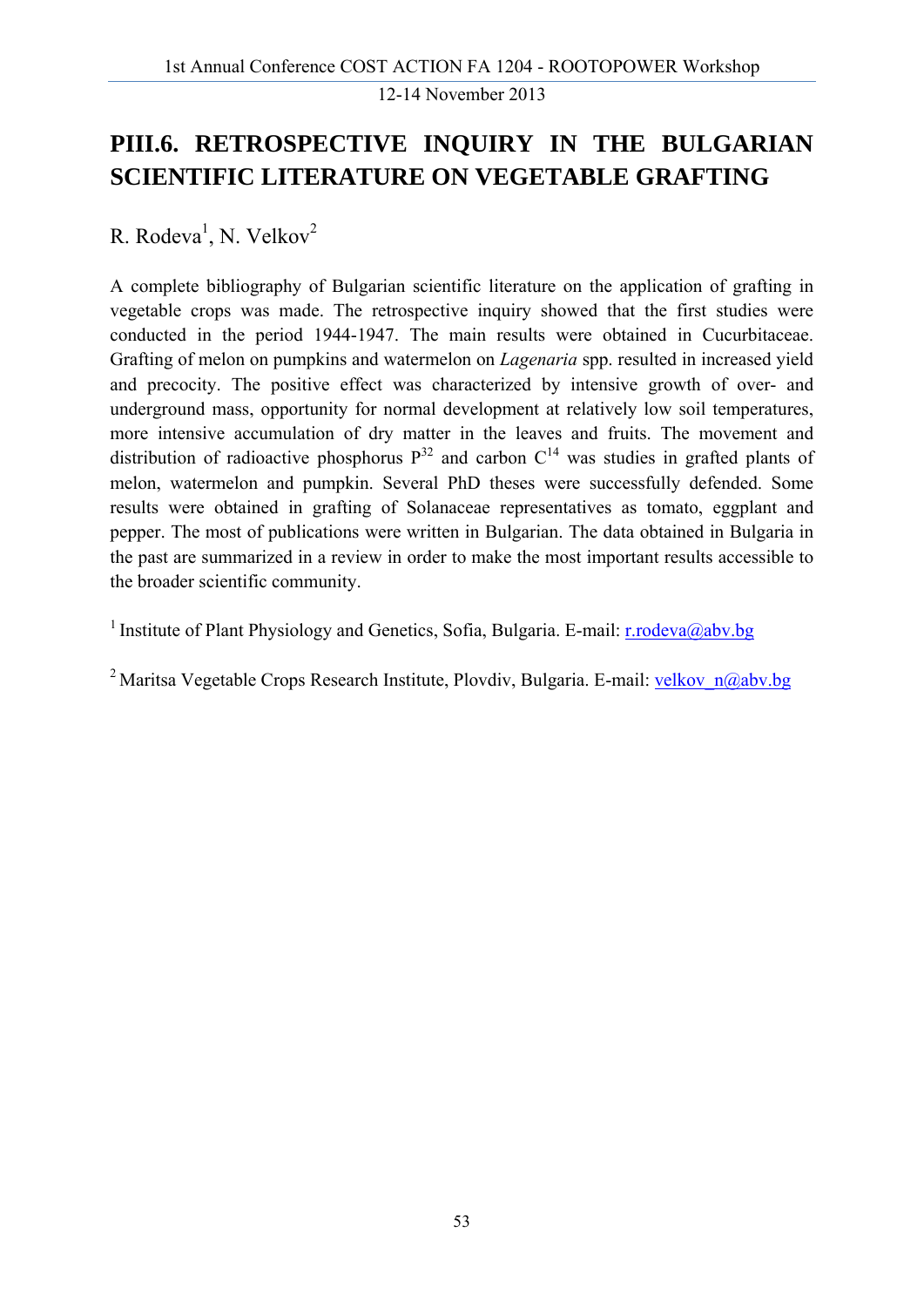# PIII.6. RETROSPECTIVE INQUIRY IN THE BULGARIAN SCIENTIFIC LITERATURE ON VEGETABLE GRAFTING

R. Rodeva[1], N. Velkov[2]

A complete bibliography of Bulgarian scientific literature on the application of grafting in vegetable crops was made. The retrospective inquiry showed that the first studies were conducted in the period 1944-1947. The main results were obtained in Cucurbitaceae. Grafting of melon on pumpkins and watermelon on *Lagenaria* spp. resulted in increased yield and precocity. The positive effect was characterized by intensive growth of over- and underground mass, opportunity for normal development at relatively low soil temperatures, more intensive accumulation of dry matter in the leaves and fruits. The movement and distribution of radioactive phosphorus $P^{32}$ and carbon $C^{14}$ was studies in grafted plants of melon, watermelon and pumpkin. Several PhD theses were successfully defended. Some results were obtained in grafting of Solanaceae representatives as tomato, eggplant and pepper. The most of publications were written in Bulgarian. The data obtained in Bulgaria in the past are summarized in a review in order to make the most important results accessible to the broader scientific community.

[1] Institute of Plant Physiology and Genetics, Sofia, Bulgaria. E-mail: r.rodeva@abv.bg

[2] Maritsa Vegetable Crops Research Institute, Plovdiv, Bulgaria. E-mail: velkov_n@abv.bg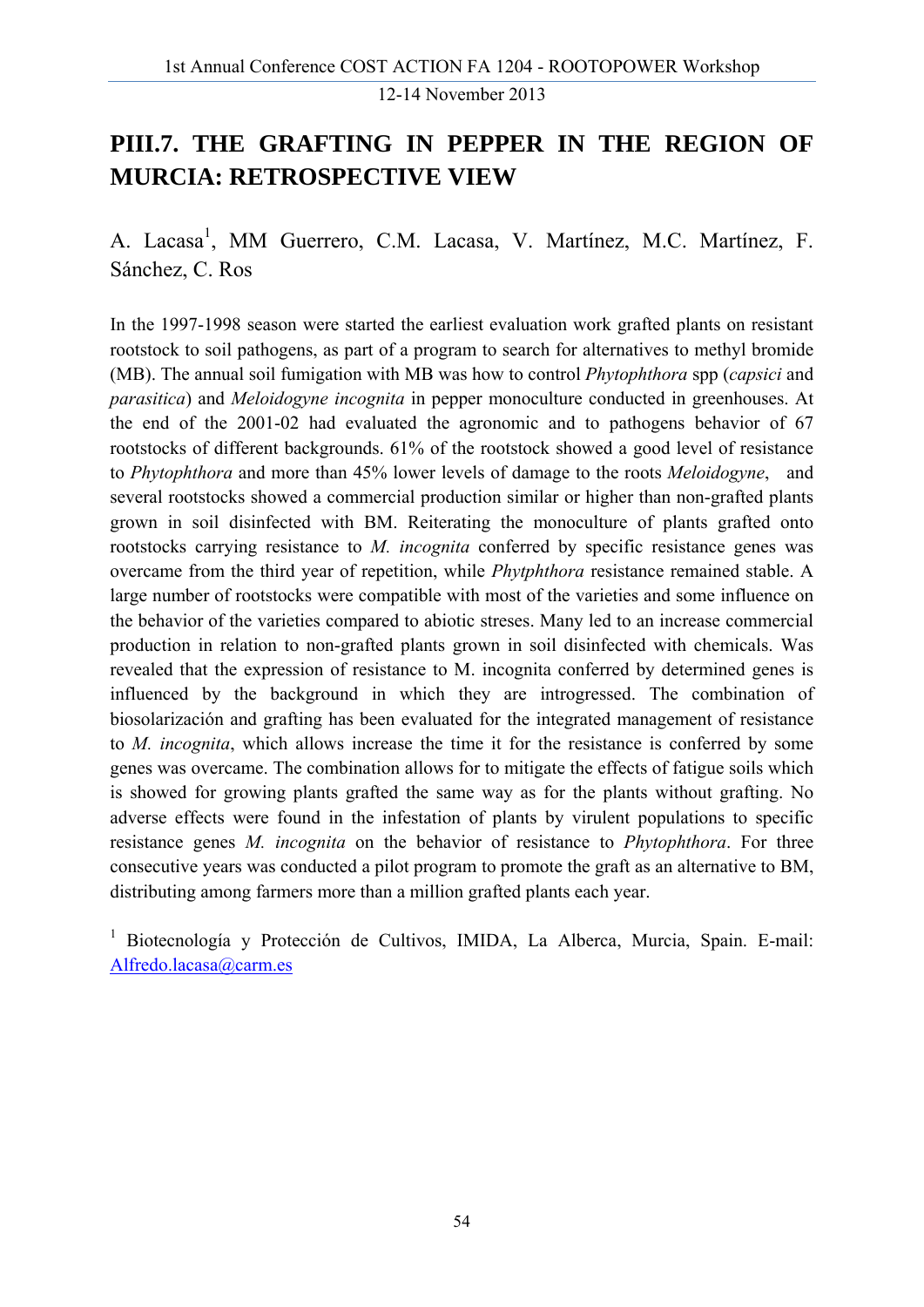## PIII.7. THE GRAFTING IN PEPPER IN THE REGION OF MURCIA: RETROSPECTIVE VIEW

A. Lacasa[1], MM Guerrero, C.M. Lacasa, V. Martínez, M.C. Martínez, F. Sánchez, C. Ros

In the 1997-1998 season were started the earliest evaluation work grafted plants on resistant rootstock to soil pathogens, as part of a program to search for alternatives to methyl bromide (MB). The annual soil fumigation with MB was how to control *Phytophthora* spp (*capsici* and *parasitica*) and *Meloidogyne incognita* in pepper monoculture conducted in greenhouses. At the end of the 2001-02 had evaluated the agronomic and to pathogens behavior of 67 rootstocks of different backgrounds. 61% of the rootstock showed a good level of resistance to *Phytophthora* and more than 45% lower levels of damage to the roots *Meloidogyne*, and several rootstocks showed a commercial production similar or higher than non-grafted plants grown in soil disinfected with BM. Reiterating the monoculture of plants grafted onto rootstocks carrying resistance to *M. incognita* conferred by specific resistance genes was overcame from the third year of repetition, while *Phytphthora* resistance remained stable. A large number of rootstocks were compatible with most of the varieties and some influence on the behavior of the varieties compared to abiotic streses. Many led to an increase commercial production in relation to non-grafted plants grown in soil disinfected with chemicals. Was revealed that the expression of resistance to M. incognita conferred by determined genes is influenced by the background in which they are introgressed. The combination of biosolarización and grafting has been evaluated for the integrated management of resistance to *M. incognita*, which allows increase the time it for the resistance is conferred by some genes was overcame. The combination allows for to mitigate the effects of fatigue soils which is showed for growing plants grafted the same way as for the plants without grafting. No adverse effects were found in the infestation of plants by virulent populations to specific resistance genes *M. incognita* on the behavior of resistance to *Phytophthora*. For three consecutive years was conducted a pilot program to promote the graft as an alternative to BM, distributing among farmers more than a million grafted plants each year.

[1] Biotecnología y Protección de Cultivos, IMIDA, La Alberca, Murcia, Spain. E-mail: Alfredo.lacasa@carm.es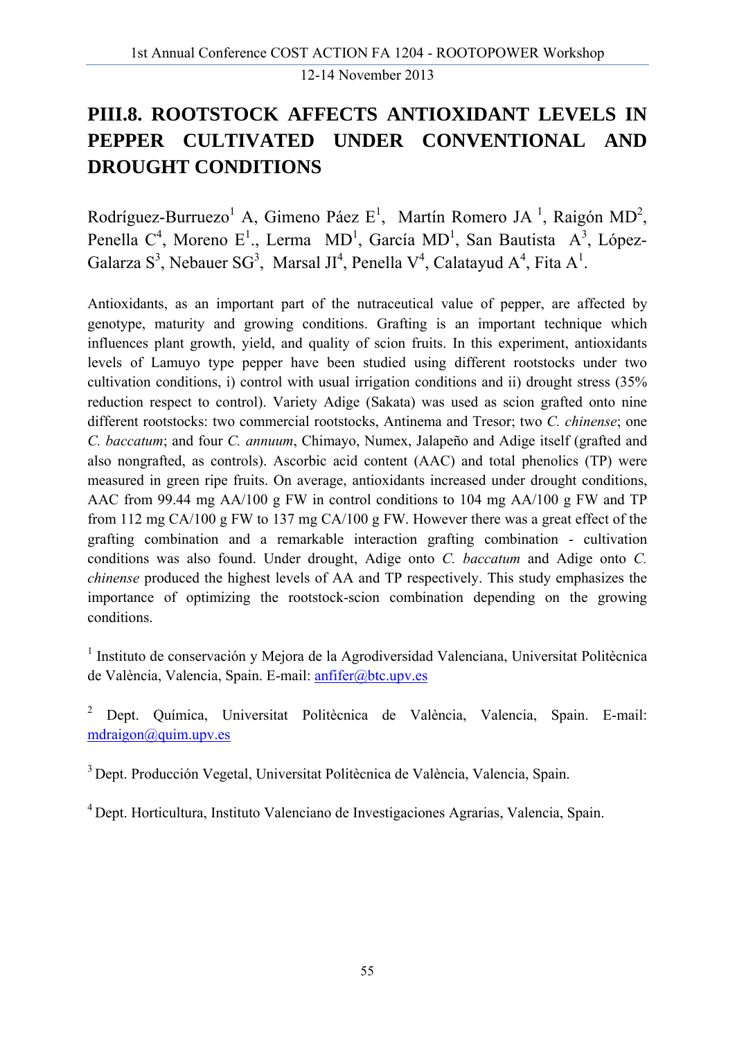# PIII.8. ROOTSTOCK AFFECTS ANTIOXIDANT LEVELS IN PEPPER CULTIVATED UNDER CONVENTIONAL AND DROUGHT CONDITIONS

Rodríguez-Burruezo[1] A, Gimeno Páez E[1], Martín Romero JA [1], Raigón MD[2], Penella C[4], Moreno E[1]., Lerma MD[1], García MD[1], San Bautista A[3], López-Galarza S[3], Nebauer SG[3], Marsal JI[4], Penella V[4], Calatayud A[4], Fita A[1].

Antioxidants, as an important part of the nutraceutical value of pepper, are affected by genotype, maturity and growing conditions. Grafting is an important technique which influences plant growth, yield, and quality of scion fruits. In this experiment, antioxidants levels of Lamuyo type pepper have been studied using different rootstocks under two cultivation conditions, i) control with usual irrigation conditions and ii) drought stress (35% reduction respect to control). Variety Adige (Sakata) was used as scion grafted onto nine different rootstocks: two commercial rootstocks, Antinema and Tresor; two *C. chinense*; one *C. baccatum*; and four *C. annuum*, Chimayo, Numex, Jalapeño and Adige itself (grafted and also nongrafted, as controls). Ascorbic acid content (AAC) and total phenolics (TP) were measured in green ripe fruits. On average, antioxidants increased under drought conditions, AAC from 99.44 mg AA/100 g FW in control conditions to 104 mg AA/100 g FW and TP from 112 mg CA/100 g FW to 137 mg CA/100 g FW. However there was a great effect of the grafting combination and a remarkable interaction grafting combination - cultivation conditions was also found. Under drought, Adige onto *C. baccatum* and Adige onto *C. chinense* produced the highest levels of AA and TP respectively. This study emphasizes the importance of optimizing the rootstock-scion combination depending on the growing conditions.

[1] Instituto de conservación y Mejora de la Agrodiversidad Valenciana, Universitat Politècnica de València, Valencia, Spain. E-mail: anfifer@btc.upv.es

[2] Dept. Química, Universitat Politècnica de València, Valencia, Spain. E-mail: mdraigon@quim.upv.es

[3] Dept. Producción Vegetal, Universitat Politècnica de València, Valencia, Spain.

[4] Dept. Horticultura, Instituto Valenciano de Investigaciones Agrarias, Valencia, Spain.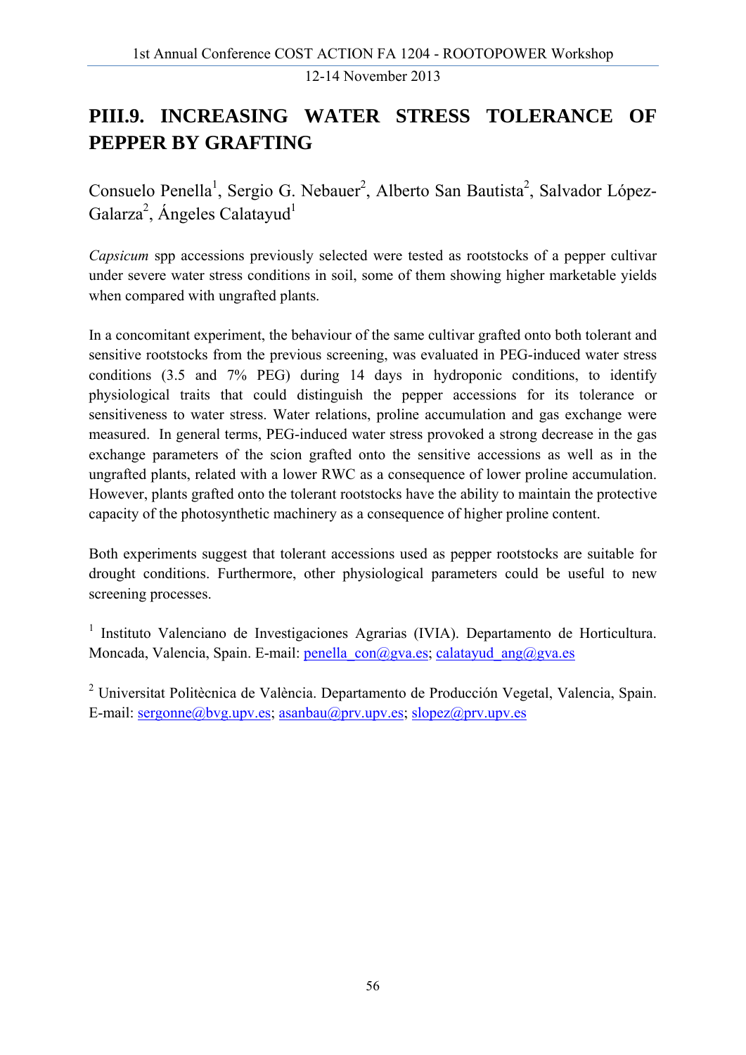# PIII.9. INCREASING WATER STRESS TOLERANCE OF PEPPER BY GRAFTING

Consuelo Penella[1], Sergio G. Nebauer[2], Alberto San Bautista[2], Salvador López-Galarza[2], Ángeles Calatayud[1]

*Capsicum* spp accessions previously selected were tested as rootstocks of a pepper cultivar under severe water stress conditions in soil, some of them showing higher marketable yields when compared with ungrafted plants.

In a concomitant experiment, the behaviour of the same cultivar grafted onto both tolerant and sensitive rootstocks from the previous screening, was evaluated in PEG-induced water stress conditions (3.5 and 7% PEG) during 14 days in hydroponic conditions, to identify physiological traits that could distinguish the pepper accessions for its tolerance or sensitiveness to water stress. Water relations, proline accumulation and gas exchange were measured. In general terms, PEG-induced water stress provoked a strong decrease in the gas exchange parameters of the scion grafted onto the sensitive accessions as well as in the ungrafted plants, related with a lower RWC as a consequence of lower proline accumulation. However, plants grafted onto the tolerant rootstocks have the ability to maintain the protective capacity of the photosynthetic machinery as a consequence of higher proline content.

Both experiments suggest that tolerant accessions used as pepper rootstocks are suitable for drought conditions. Furthermore, other physiological parameters could be useful to new screening processes.

[1] Instituto Valenciano de Investigaciones Agrarias (IVIA). Departamento de Horticultura. Moncada, Valencia, Spain. E-mail: penella_con@gva.es; calatayud_ang@gva.es

[2] Universitat Politècnica de València. Departamento de Producción Vegetal, Valencia, Spain. E-mail: sergonne@bvg.upv.es; asanbau@prv.upv.es; slopez@prv.upv.es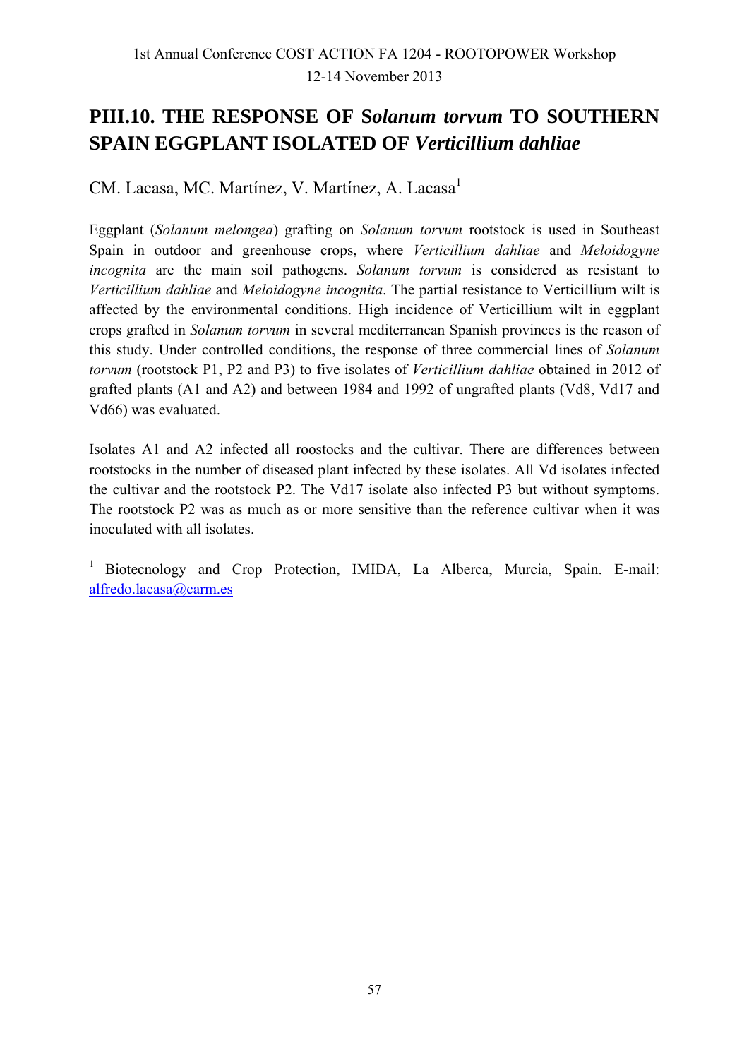# PIII.10. THE RESPONSE OF S*olanum torvum* TO SOUTHERN SPAIN EGGPLANT ISOLATED OF *Verticillium dahliae*

CM. Lacasa, MC. Martínez, V. Martínez, A. Lacasa[1]

Eggplant (*Solanum melongea*) grafting on *Solanum torvum* rootstock is used in Southeast Spain in outdoor and greenhouse crops, where *Verticillium dahliae* and *Meloidogyne incognita* are the main soil pathogens. *Solanum torvum* is considered as resistant to *Verticillium dahliae* and *Meloidogyne incognita*. The partial resistance to Verticillium wilt is affected by the environmental conditions. High incidence of Verticillium wilt in eggplant crops grafted in *Solanum torvum* in several mediterranean Spanish provinces is the reason of this study. Under controlled conditions, the response of three commercial lines of *Solanum torvum* (rootstock P1, P2 and P3) to five isolates of *Verticillium dahliae* obtained in 2012 of grafted plants (A1 and A2) and between 1984 and 1992 of ungrafted plants (Vd8, Vd17 and Vd66) was evaluated.

Isolates A1 and A2 infected all roostocks and the cultivar. There are differences between rootstocks in the number of diseased plant infected by these isolates. All Vd isolates infected the cultivar and the rootstock P2. The Vd17 isolate also infected P3 but without symptoms. The rootstock P2 was as much as or more sensitive than the reference cultivar when it was inoculated with all isolates.

[1] Biotecnology and Crop Protection, IMIDA, La Alberca, Murcia, Spain. E-mail: alfredo.lacasa@carm.es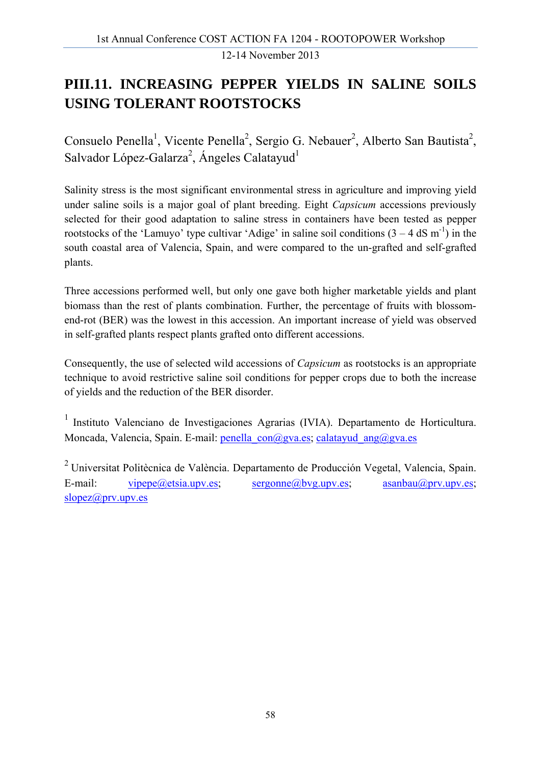# PIII.11. INCREASING PEPPER YIELDS IN SALINE SOILS USING TOLERANT ROOTSTOCKS

Consuelo Penella[1], Vicente Penella[2], Sergio G. Nebauer[2], Alberto San Bautista[2], Salvador López-Galarza[2], Ángeles Calatayud[1]

Salinity stress is the most significant environmental stress in agriculture and improving yield under saline soils is a major goal of plant breeding. Eight *Capsicum* accessions previously selected for their good adaptation to saline stress in containers have been tested as pepper rootstocks of the 'Lamuyo' type cultivar 'Adige' in saline soil conditions (3 – 4 dS $m^{-1}$) in the south coastal area of Valencia, Spain, and were compared to the un-grafted and self-grafted plants.

Three accessions performed well, but only one gave both higher marketable yields and plant biomass than the rest of plants combination. Further, the percentage of fruits with blossom-end-rot (BER) was the lowest in this accession. An important increase of yield was observed in self-grafted plants respect plants grafted onto different accessions.

Consequently, the use of selected wild accessions of *Capsicum* as rootstocks is an appropriate technique to avoid restrictive saline soil conditions for pepper crops due to both the increase of yields and the reduction of the BER disorder.

[1] Instituto Valenciano de Investigaciones Agrarias (IVIA). Departamento de Horticultura. Moncada, Valencia, Spain. E-mail: penella_con@gva.es; calatayud_ang@gva.es

[2] Universitat Politècnica de València. Departamento de Producción Vegetal, Valencia, Spain. E-mail: vipepe@etsia.upv.es; sergonne@bvg.upv.es; asanbau@prv.upv.es; slopez@prv.upv.es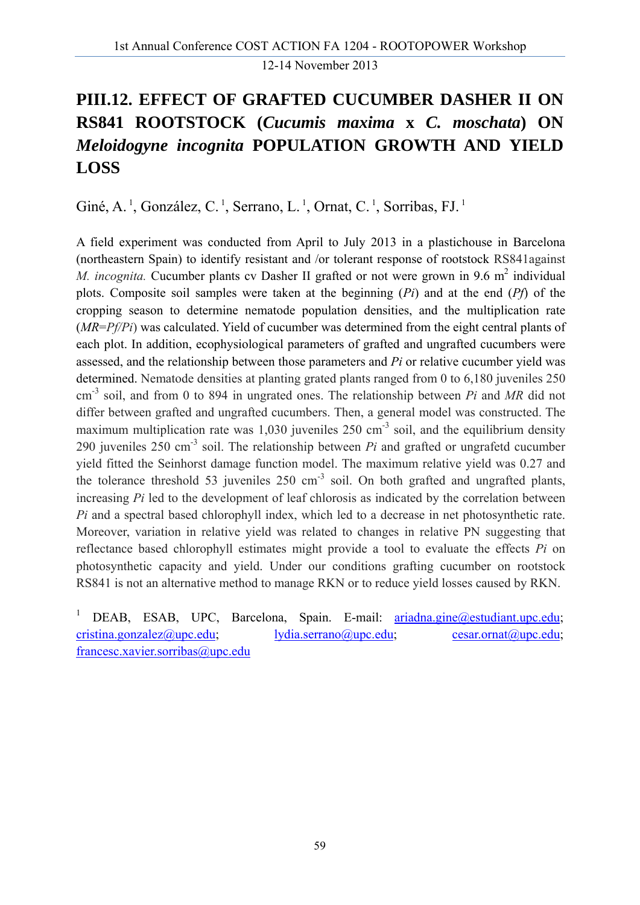# PIII.12. EFFECT OF GRAFTED CUCUMBER DASHER II ON RS841 ROOTSTOCK (*Cucumis maxima* x *C. moschata*) ON *Meloidogyne incognita* POPULATION GROWTH AND YIELD LOSS

Giné, A. [1], González, C. [1], Serrano, L. [1], Ornat, C. [1], Sorribas, FJ. [1]

A field experiment was conducted from April to July 2013 in a plastichouse in Barcelona (northeastern Spain) to identify resistant and /or tolerant response of rootstock RS841against *M. incognita.* Cucumber plants cv Dasher II grafted or not were grown in 9.6 $m^2$ individual plots. Composite soil samples were taken at the beginning (*Pi*) and at the end (*Pf*) of the cropping season to determine nematode population densities, and the multiplication rate (*MR=Pf/Pi*) was calculated. Yield of cucumber was determined from the eight central plants of each plot. In addition, ecophysiological parameters of grafted and ungrafted cucumbers were assessed, and the relationship between those parameters and *Pi* or relative cucumber yield was determined. Nematode densities at planting grated plants ranged from 0 to 6,180 juveniles 250 $cm^{-3}$ soil, and from 0 to 894 in ungrated ones. The relationship between *Pi* and *MR* did not differ between grafted and ungrafted cucumbers. Then, a general model was constructed. The maximum multiplication rate was 1,030 juveniles 250 $cm^{-3}$ soil, and the equilibrium density 290 juveniles 250 $cm^{-3}$ soil. The relationship between *Pi* and grafted or ungrafetd cucumber yield fitted the Seinhorst damage function model. The maximum relative yield was 0.27 and the tolerance threshold 53 juveniles 250 $cm^{-3}$ soil. On both grafted and ungrafted plants, increasing *Pi* led to the development of leaf chlorosis as indicated by the correlation between *Pi* and a spectral based chlorophyll index, which led to a decrease in net photosynthetic rate. Moreover, variation in relative yield was related to changes in relative PN suggesting that reflectance based chlorophyll estimates might provide a tool to evaluate the effects *Pi* on photosynthetic capacity and yield. Under our conditions grafting cucumber on rootstock RS841 is not an alternative method to manage RKN or to reduce yield losses caused by RKN.

[1] DEAB, ESAB, UPC, Barcelona, Spain. E-mail: ariadna.gine@estudiant.upc.edu; cristina.gonzalez@upc.edu; lydia.serrano@upc.edu; cesar.ornat@upc.edu; francesc.xavier.sorribas@upc.edu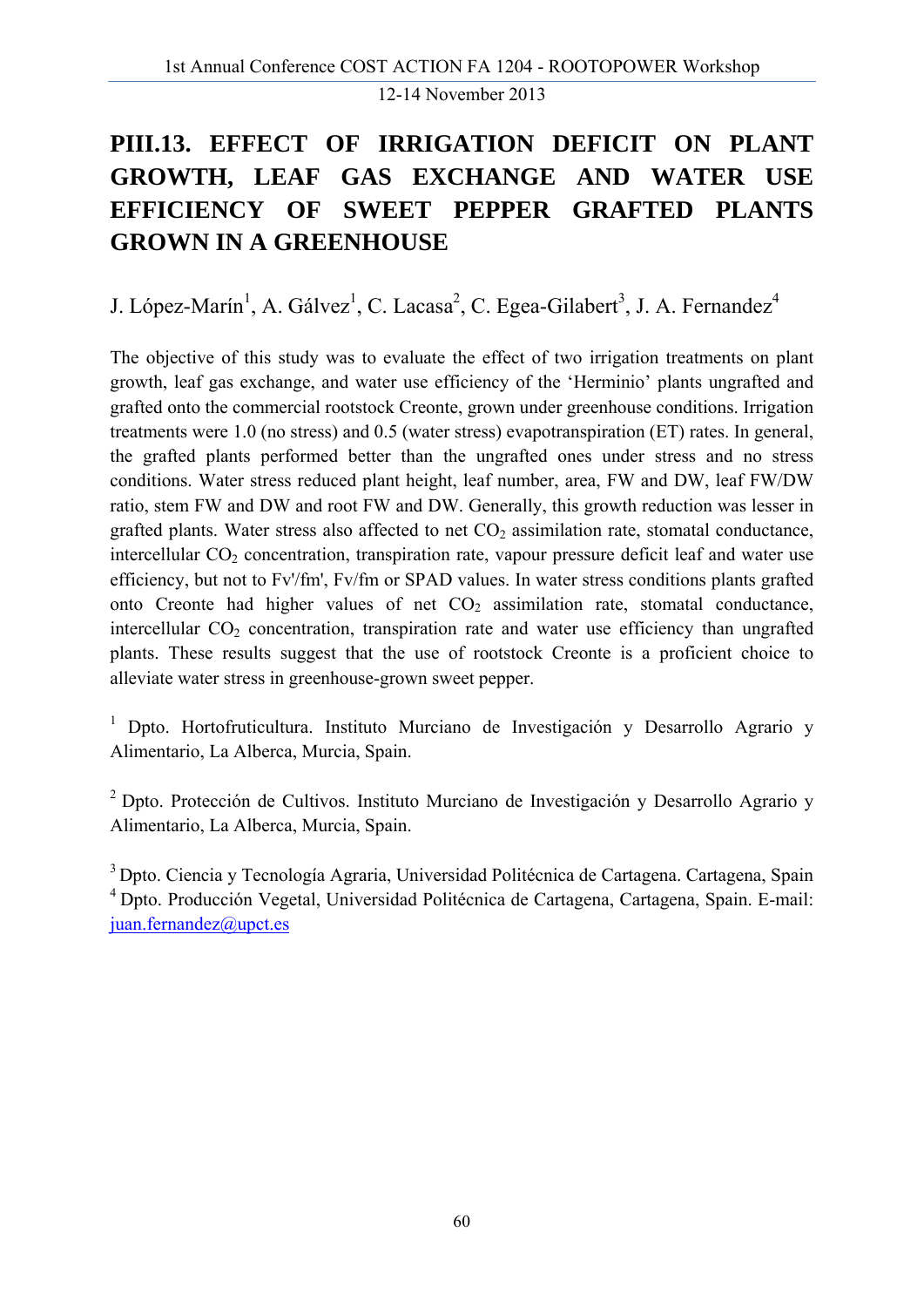# PIII.13. EFFECT OF IRRIGATION DEFICIT ON PLANT GROWTH, LEAF GAS EXCHANGE AND WATER USE EFFICIENCY OF SWEET PEPPER GRAFTED PLANTS GROWN IN A GREENHOUSE

J. López-Marín[1], A. Gálvez[1], C. Lacasa[2], C. Egea-Gilabert[3], J. A. Fernandez[4]

The objective of this study was to evaluate the effect of two irrigation treatments on plant growth, leaf gas exchange, and water use efficiency of the 'Herminio' plants ungrafted and grafted onto the commercial rootstock Creonte, grown under greenhouse conditions. Irrigation treatments were 1.0 (no stress) and 0.5 (water stress) evapotranspiration (ET) rates. In general, the grafted plants performed better than the ungrafted ones under stress and no stress conditions. Water stress reduced plant height, leaf number, area, FW and DW, leaf FW/DW ratio, stem FW and DW and root FW and DW. Generally, this growth reduction was lesser in grafted plants. Water stress also affected to net $CO_2$ assimilation rate, stomatal conductance, intercellular $CO_2$ concentration, transpiration rate, vapour pressure deficit leaf and water use efficiency, but not to Fv'/fm', Fv/fm or SPAD values. In water stress conditions plants grafted onto Creonte had higher values of net $CO_2$ assimilation rate, stomatal conductance, intercellular $CO_2$ concentration, transpiration rate and water use efficiency than ungrafted plants. These results suggest that the use of rootstock Creonte is a proficient choice to alleviate water stress in greenhouse-grown sweet pepper.

[1] Dpto. Hortofruticultura. Instituto Murciano de Investigación y Desarrollo Agrario y Alimentario, La Alberca, Murcia, Spain.

[2] Dpto. Protección de Cultivos. Instituto Murciano de Investigación y Desarrollo Agrario y Alimentario, La Alberca, Murcia, Spain.

[3] Dpto. Ciencia y Tecnología Agraria, Universidad Politécnica de Cartagena. Cartagena, Spain

[4] Dpto. Producción Vegetal, Universidad Politécnica de Cartagena, Cartagena, Spain. E-mail: juan.fernandez@upct.es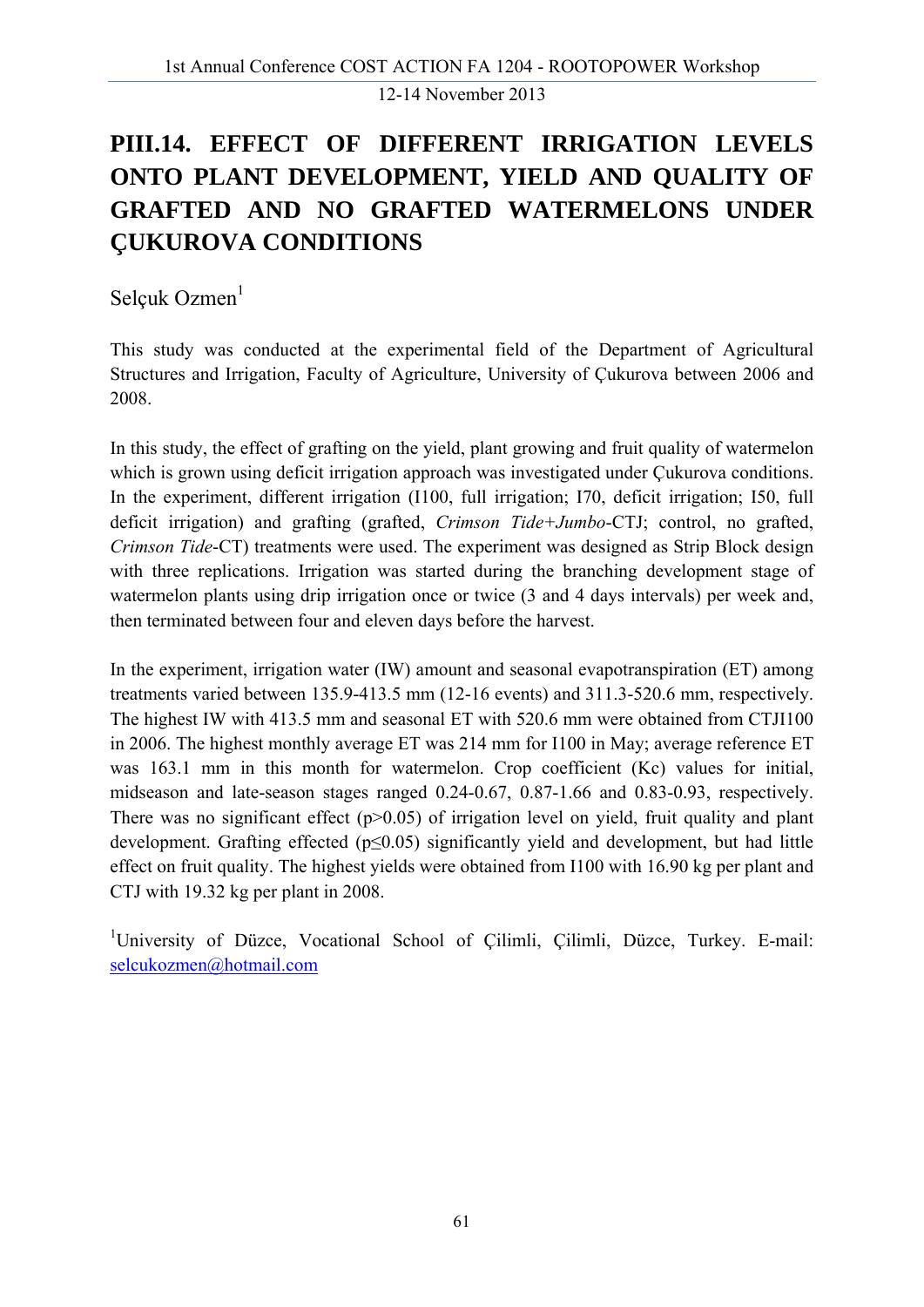# PIII.14. EFFECT OF DIFFERENT IRRIGATION LEVELS ONTO PLANT DEVELOPMENT, YIELD AND QUALITY OF GRAFTED AND NO GRAFTED WATERMELONS UNDER ÇUKUROVA CONDITIONS

Selçuk Ozmen[1]

This study was conducted at the experimental field of the Department of Agricultural Structures and Irrigation, Faculty of Agriculture, University of Çukurova between 2006 and 2008.

In this study, the effect of grafting on the yield, plant growing and fruit quality of watermelon which is grown using deficit irrigation approach was investigated under Çukurova conditions. In the experiment, different irrigation (I100, full irrigation; I70, deficit irrigation; I50, full deficit irrigation) and grafting (grafted, *Crimson Tide+Jumbo*-CTJ; control, no grafted, *Crimson Tide*-CT) treatments were used. The experiment was designed as Strip Block design with three replications. Irrigation was started during the branching development stage of watermelon plants using drip irrigation once or twice (3 and 4 days intervals) per week and, then terminated between four and eleven days before the harvest.

In the experiment, irrigation water (IW) amount and seasonal evapotranspiration (ET) among treatments varied between 135.9-413.5 mm (12-16 events) and 311.3-520.6 mm, respectively. The highest IW with 413.5 mm and seasonal ET with 520.6 mm were obtained from CTJI100 in 2006. The highest monthly average ET was 214 mm for I100 in May; average reference ET was 163.1 mm in this month for watermelon. Crop coefficient (Kc) values for initial, midseason and late-season stages ranged 0.24-0.67, 0.87-1.66 and 0.83-0.93, respectively. There was no significant effect ($p>0.05$) of irrigation level on yield, fruit quality and plant development. Grafting effected ($p \leq 0.05$) significantly yield and development, but had little effect on fruit quality. The highest yields were obtained from I100 with 16.90 kg per plant and CTJ with 19.32 kg per plant in 2008.

[1]University of Düzce, Vocational School of Çilimli, Çilimli, Düzce, Turkey. E-mail: selcukozmen@hotmail.com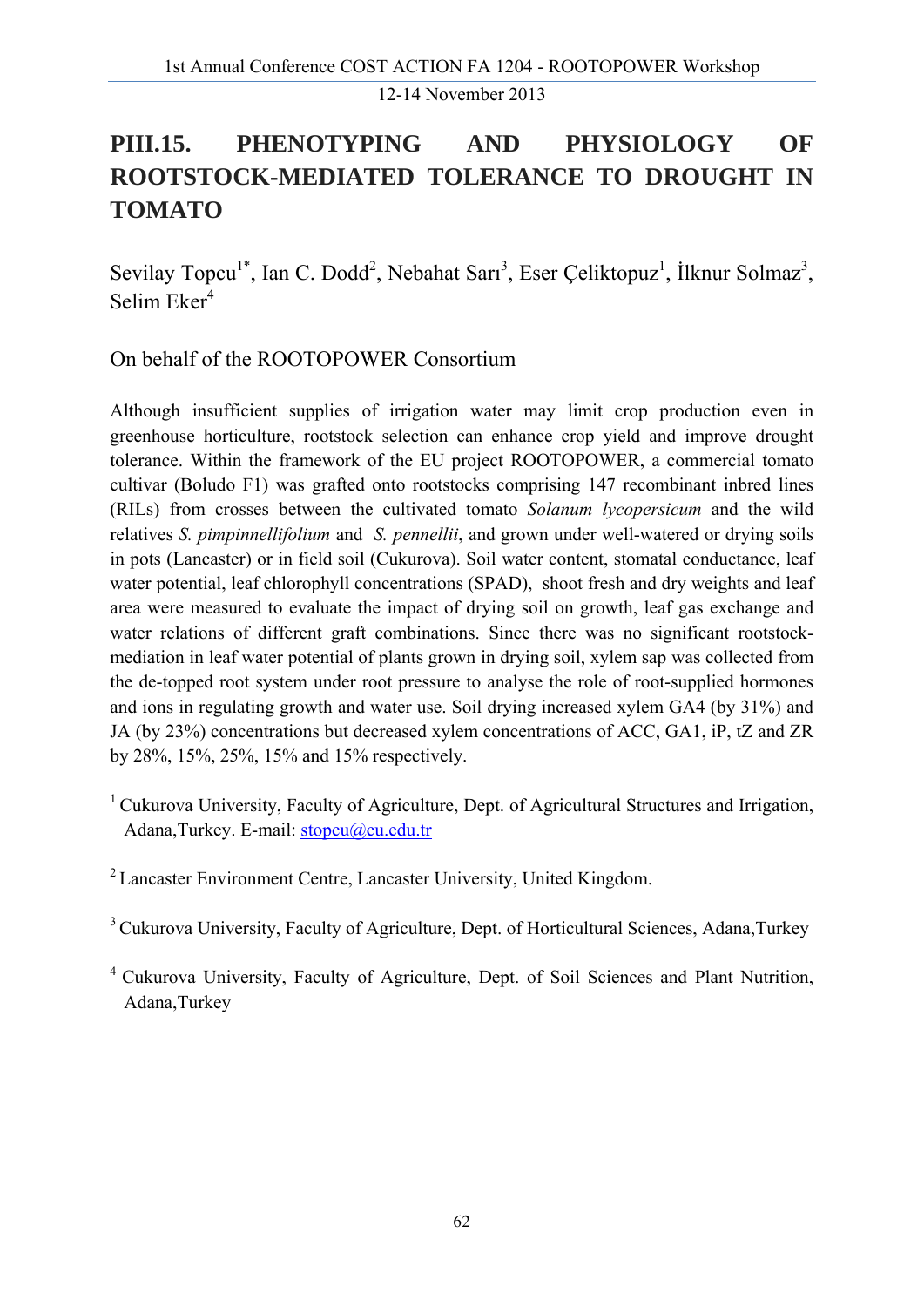# PIII.15. PHENOTYPING AND PHYSIOLOGY OF ROOTSTOCK-MEDIATED TOLERANCE TO DROUGHT IN TOMATO

Sevilay Topcu[1*], Ian C. Dodd[2], Nebahat Sarı[3], Eser Çeliktopuz[1], İlknur Solmaz[3], Selim Eker[4]

On behalf of the ROOTOPOWER Consortium

Although insufficient supplies of irrigation water may limit crop production even in greenhouse horticulture, rootstock selection can enhance crop yield and improve drought tolerance. Within the framework of the EU project ROOTOPOWER, a commercial tomato cultivar (Boludo F1) was grafted onto rootstocks comprising 147 recombinant inbred lines (RILs) from crosses between the cultivated tomato *Solanum lycopersicum* and the wild relatives *S. pimpinnellifolium* and *S. pennellii*, and grown under well-watered or drying soils in pots (Lancaster) or in field soil (Cukurova). Soil water content, stomatal conductance, leaf water potential, leaf chlorophyll concentrations (SPAD), shoot fresh and dry weights and leaf area were measured to evaluate the impact of drying soil on growth, leaf gas exchange and water relations of different graft combinations. Since there was no significant rootstock-mediation in leaf water potential of plants grown in drying soil, xylem sap was collected from the de-topped root system under root pressure to analyse the role of root-supplied hormones and ions in regulating growth and water use. Soil drying increased xylem GA4 (by 31%) and JA (by 23%) concentrations but decreased xylem concentrations of ACC, GA1, iP, tZ and ZR by 28%, 15%, 25%, 15% and 15% respectively.

[1] Cukurova University, Faculty of Agriculture, Dept. of Agricultural Structures and Irrigation, Adana,Turkey. E-mail: stopcu@cu.edu.tr

[2] Lancaster Environment Centre, Lancaster University, United Kingdom.

[3] Cukurova University, Faculty of Agriculture, Dept. of Horticultural Sciences, Adana,Turkey

[4] Cukurova University, Faculty of Agriculture, Dept. of Soil Sciences and Plant Nutrition, Adana,Turkey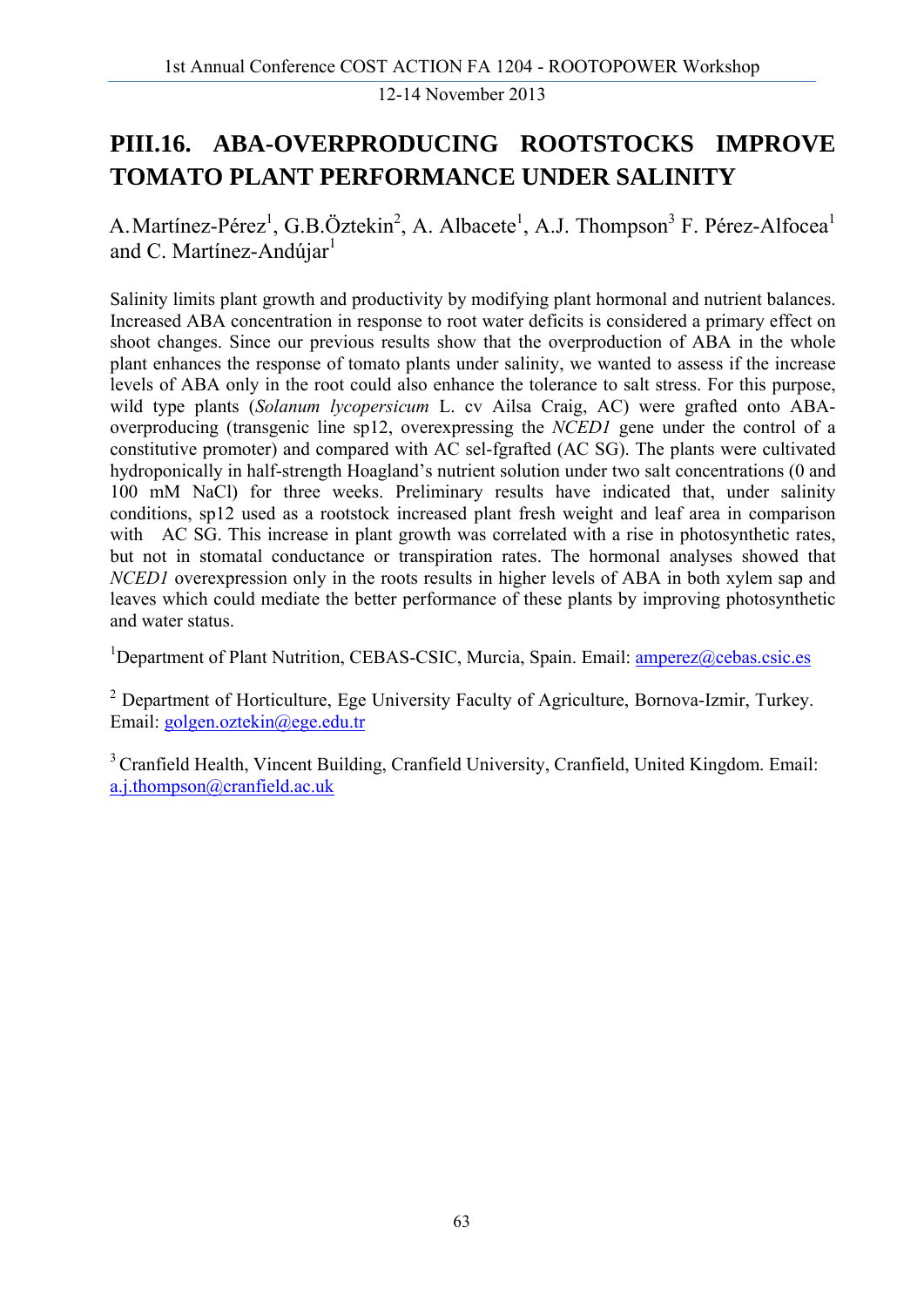# PIII.16. ABA-OVERPRODUCING ROOTSTOCKS IMPROVE TOMATO PLANT PERFORMANCE UNDER SALINITY

A.Martínez-Pérez[1], G.B.Öztekin[2], A. Albacete[1], A.J. Thompson[3] F. Pérez-Alfocea[1] and C. Martínez-Andújar[1]

Salinity limits plant growth and productivity by modifying plant hormonal and nutrient balances. Increased ABA concentration in response to root water deficits is considered a primary effect on shoot changes. Since our previous results show that the overproduction of ABA in the whole plant enhances the response of tomato plants under salinity, we wanted to assess if the increase levels of ABA only in the root could also enhance the tolerance to salt stress. For this purpose, wild type plants (*Solanum lycopersicum* L. cv Ailsa Craig, AC) were grafted onto ABA-overproducing (transgenic line sp12, overexpressing the *NCED1* gene under the control of a constitutive promoter) and compared with AC sel-fgrafted (AC SG). The plants were cultivated hydroponically in half-strength Hoagland's nutrient solution under two salt concentrations (0 and 100 mM NaCl) for three weeks. Preliminary results have indicated that, under salinity conditions, sp12 used as a rootstock increased plant fresh weight and leaf area in comparison with AC SG. This increase in plant growth was correlated with a rise in photosynthetic rates, but not in stomatal conductance or transpiration rates. The hormonal analyses showed that *NCED1* overexpression only in the roots results in higher levels of ABA in both xylem sap and leaves which could mediate the better performance of these plants by improving photosynthetic and water status.

[1]Department of Plant Nutrition, CEBAS-CSIC, Murcia, Spain. Email: amperez@cebas.csic.es

[2] Department of Horticulture, Ege University Faculty of Agriculture, Bornova-Izmir, Turkey. Email: golgen.oztekin@ege.edu.tr

[3] Cranfield Health, Vincent Building, Cranfield University, Cranfield, United Kingdom. Email: a.j.thompson@cranfield.ac.uk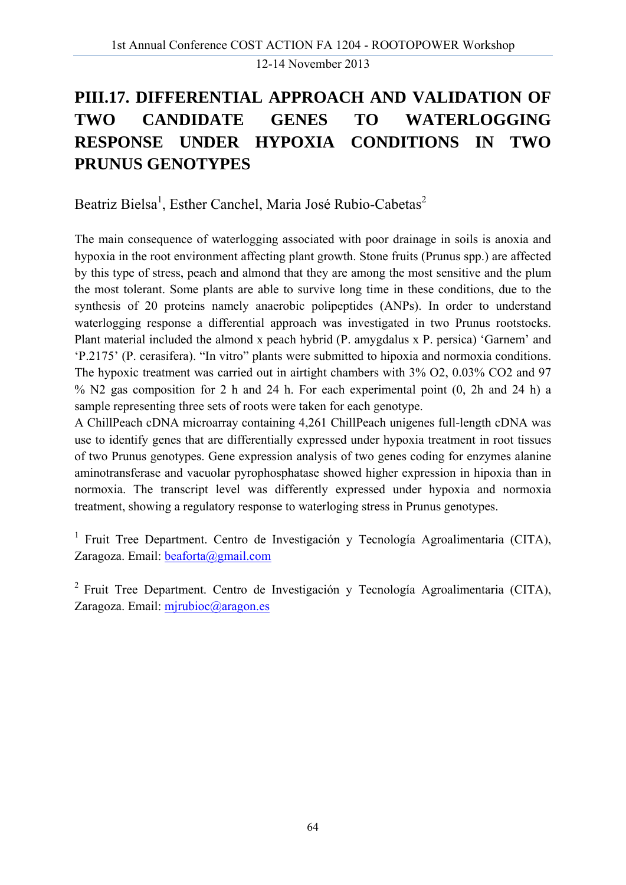# PIII.17. DIFFERENTIAL APPROACH AND VALIDATION OF TWO CANDIDATE GENES TO WATERLOGGING RESPONSE UNDER HYPOXIA CONDITIONS IN TWO PRUNUS GENOTYPES

Beatriz Bielsa[1], Esther Canchel, Maria José Rubio-Cabetas[2]

The main consequence of waterlogging associated with poor drainage in soils is anoxia and hypoxia in the root environment affecting plant growth. Stone fruits (Prunus spp.) are affected by this type of stress, peach and almond that they are among the most sensitive and the plum the most tolerant. Some plants are able to survive long time in these conditions, due to the synthesis of 20 proteins namely anaerobic polipeptides (ANPs). In order to understand waterlogging response a differential approach was investigated in two Prunus rootstocks. Plant material included the almond x peach hybrid (P. amygdalus x P. persica) 'Garnem' and 'P.2175' (P. cerasifera). "In vitro" plants were submitted to hipoxia and normoxia conditions. The hypoxic treatment was carried out in airtight chambers with 3% $O_2$, 0.03% $CO_2$ and 97 % $N_2$ gas composition for 2 h and 24 h. For each experimental point (0, 2h and 24 h) a sample representing three sets of roots were taken for each genotype.

A ChillPeach cDNA microarray containing 4,261 ChillPeach unigenes full-length cDNA was use to identify genes that are differentially expressed under hypoxia treatment in root tissues of two Prunus genotypes. Gene expression analysis of two genes coding for enzymes alanine aminotransferase and vacuolar pyrophosphatase showed higher expression in hipoxia than in normoxia. The transcript level was differently expressed under hypoxia and normoxia treatment, showing a regulatory response to waterloging stress in Prunus genotypes.

[1] Fruit Tree Department. Centro de Investigación y Tecnología Agroalimentaria (CITA), Zaragoza. Email: beaforta@gmail.com

[2] Fruit Tree Department. Centro de Investigación y Tecnología Agroalimentaria (CITA), Zaragoza. Email: mjrubioc@aragon.es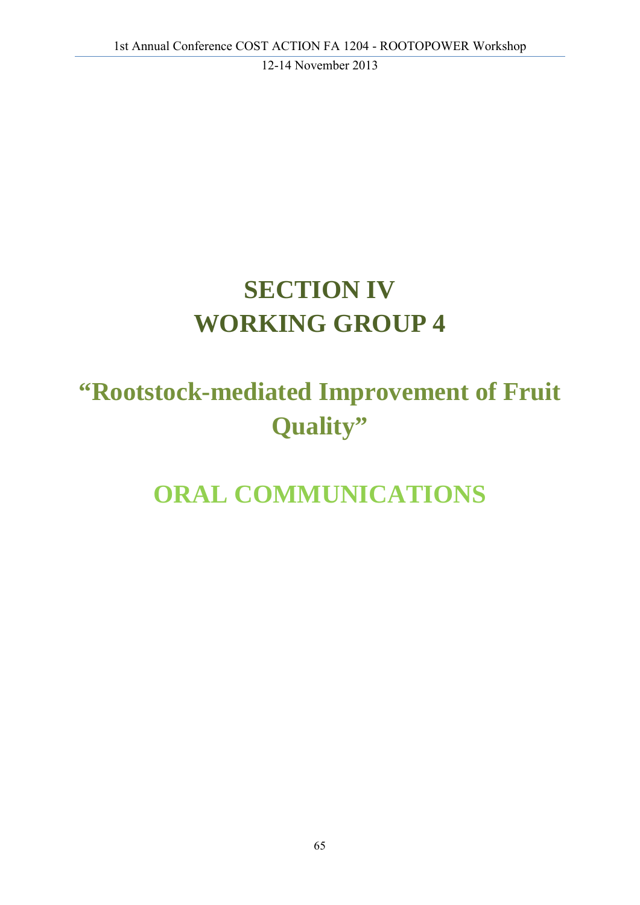# SECTION IV
# WORKING GROUP 4

## "Rootstock-mediated Improvement of Fruit Quality"

## ORAL COMMUNICATIONS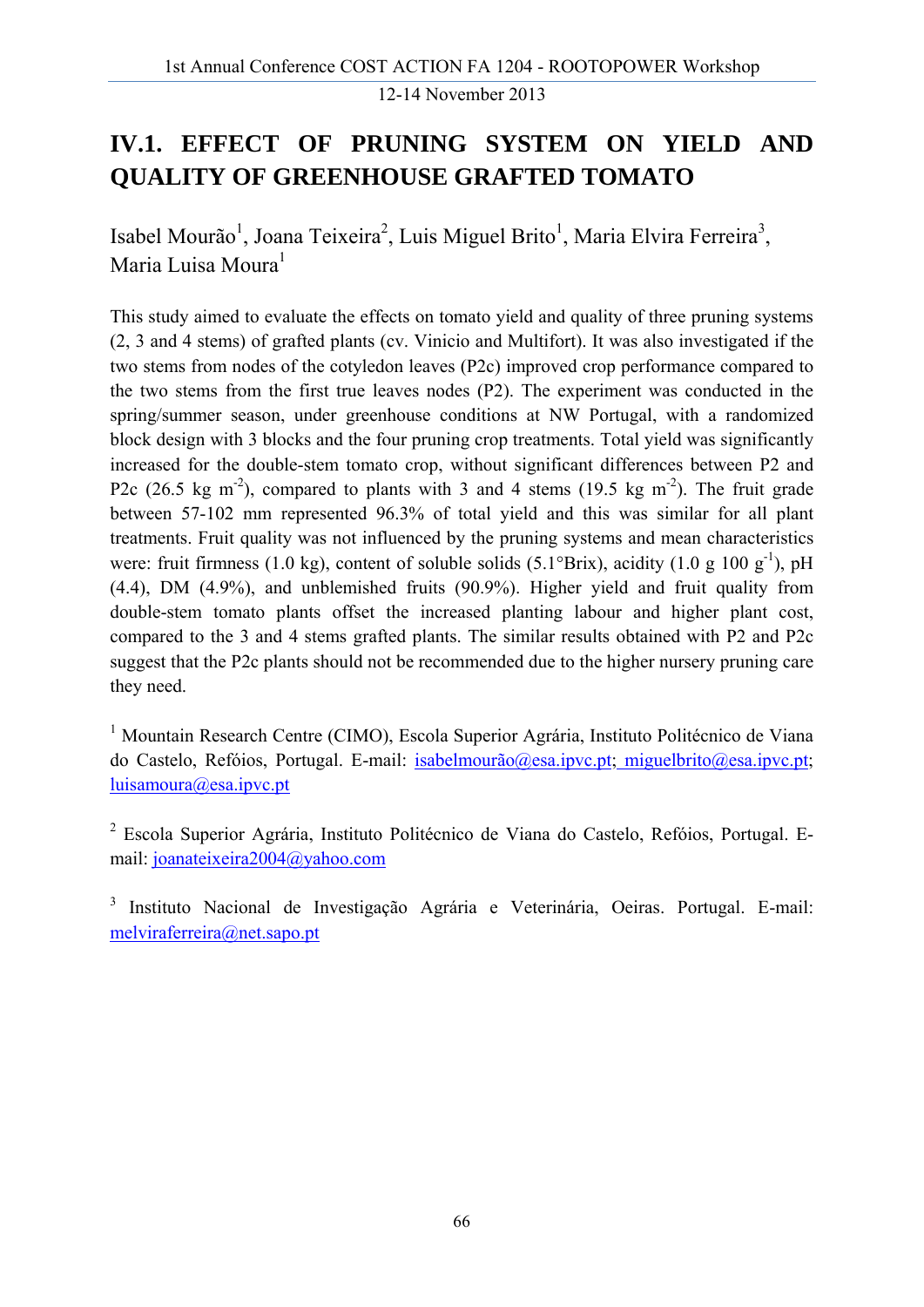# IV.1. EFFECT OF PRUNING SYSTEM ON YIELD AND QUALITY OF GREENHOUSE GRAFTED TOMATO

Isabel Mourão[1], Joana Teixeira[2], Luis Miguel Brito[1], Maria Elvira Ferreira[3], Maria Luisa Moura[1]

This study aimed to evaluate the effects on tomato yield and quality of three pruning systems (2, 3 and 4 stems) of grafted plants (cv. Vinicio and Multifort). It was also investigated if the two stems from nodes of the cotyledon leaves (P2c) improved crop performance compared to the two stems from the first true leaves nodes (P2). The experiment was conducted in the spring/summer season, under greenhouse conditions at NW Portugal, with a randomized block design with 3 blocks and the four pruning crop treatments. Total yield was significantly increased for the double-stem tomato crop, without significant differences between P2 and P2c (26.5 kg $m^{-2}$), compared to plants with 3 and 4 stems (19.5 kg $m^{-2}$). The fruit grade between 57-102 mm represented 96.3% of total yield and this was similar for all plant treatments. Fruit quality was not influenced by the pruning systems and mean characteristics were: fruit firmness (1.0 kg), content of soluble solids (5.1°Brix), acidity (1.0 g 100 $g^{-1}$), pH (4.4), DM (4.9%), and unblemished fruits (90.9%). Higher yield and fruit quality from double-stem tomato plants offset the increased planting labour and higher plant cost, compared to the 3 and 4 stems grafted plants. The similar results obtained with P2 and P2c suggest that the P2c plants should not be recommended due to the higher nursery pruning care they need.

[1] Mountain Research Centre (CIMO), Escola Superior Agrária, Instituto Politécnico de Viana do Castelo, Refóios, Portugal. E-mail: isabelmourão@esa.ipvc.pt; miguelbrito@esa.ipvc.pt; luisamoura@esa.ipvc.pt

[2] Escola Superior Agrária, Instituto Politécnico de Viana do Castelo, Refóios, Portugal. E-mail: joanateixeira2004@yahoo.com

[3] Instituto Nacional de Investigação Agrária e Veterinária, Oeiras. Portugal. E-mail: melviraferreira@net.sapo.pt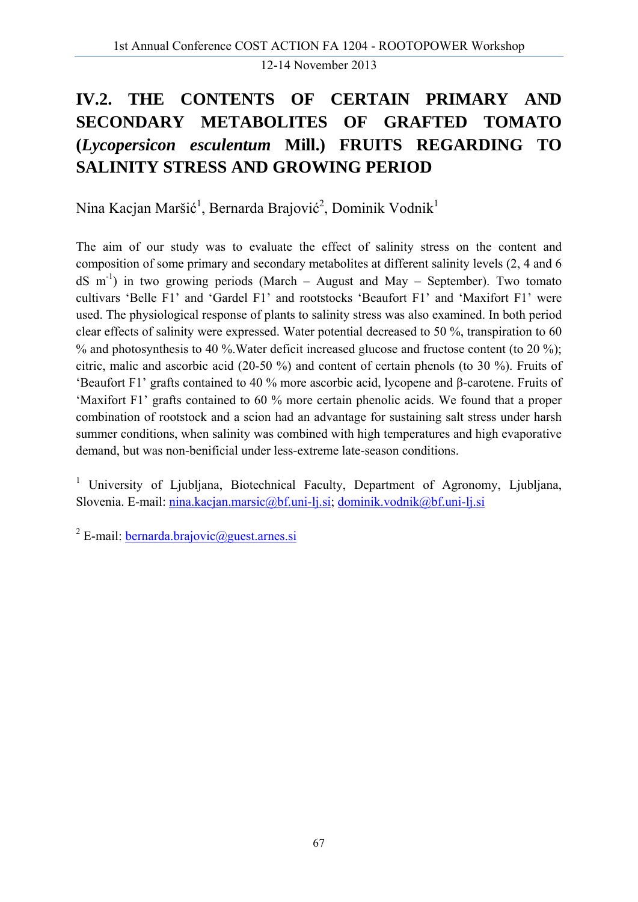# IV.2. THE CONTENTS OF CERTAIN PRIMARY AND SECONDARY METABOLITES OF GRAFTED TOMATO (*Lycopersicon esculentum* Mill.) FRUITS REGARDING TO SALINITY STRESS AND GROWING PERIOD

Nina Kacjan Maršić[1], Bernarda Brajović[2], Dominik Vodnik[1]

The aim of our study was to evaluate the effect of salinity stress on the content and composition of some primary and secondary metabolites at different salinity levels (2, 4 and 6 dS $m^{-1}$) in two growing periods (March – August and May – September). Two tomato cultivars 'Belle F1' and 'Gardel F1' and rootstocks 'Beaufort F1' and 'Maxifort F1' were used. The physiological response of plants to salinity stress was also examined. In both period clear effects of salinity were expressed. Water potential decreased to 50 %, transpiration to 60 % and photosynthesis to 40 %.Water deficit increased glucose and fructose content (to 20 %); citric, malic and ascorbic acid (20-50 %) and content of certain phenols (to 30 %). Fruits of 'Beaufort F1' grafts contained to 40 % more ascorbic acid, lycopene and β-carotene. Fruits of 'Maxifort F1' grafts contained to 60 % more certain phenolic acids. We found that a proper combination of rootstock and a scion had an advantage for sustaining salt stress under harsh summer conditions, when salinity was combined with high temperatures and high evaporative demand, but was non-benificial under less-extreme late-season conditions.

[1] University of Ljubljana, Biotechnical Faculty, Department of Agronomy, Ljubljana, Slovenia. E-mail: nina.kacjan.marsic@bf.uni-lj.si; dominik.vodnik@bf.uni-lj.si

[2] E-mail: bernarda.brajovic@guest.arnes.si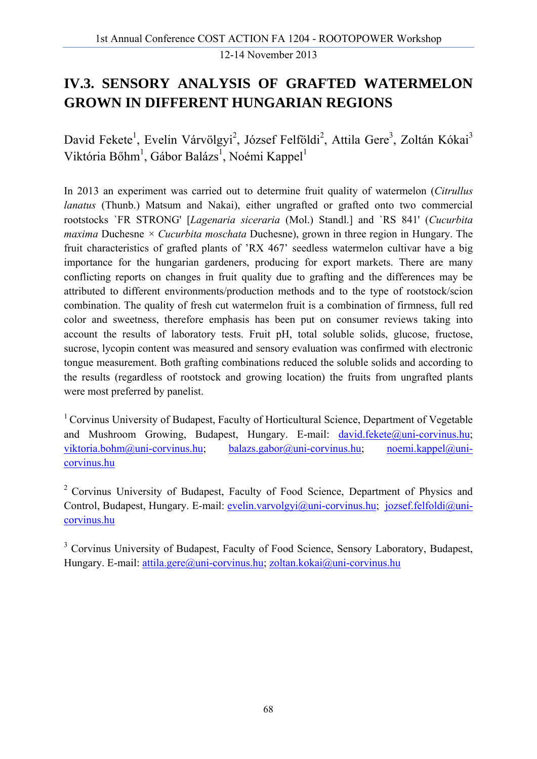# IV.3. SENSORY ANALYSIS OF GRAFTED WATERMELON GROWN IN DIFFERENT HUNGARIAN REGIONS

David Fekete[1], Evelin Várvölgyi[2], József Felföldi[2], Attila Gere[3], Zoltán Kókai[3] Viktória Bőhm[1], Gábor Balázs[1], Noémi Kappel[1]

In 2013 an experiment was carried out to determine fruit quality of watermelon (*Citrullus lanatus* (Thunb.) Matsum and Nakai), either ungrafted or grafted onto two commercial rootstocks `FR STRONG' [*Lagenaria siceraria* (Mol.) Standl.] and `RS 841' (*Cucurbita maxima* Duchesne × *Cucurbita moschata* Duchesne), grown in three region in Hungary. The fruit characteristics of grafted plants of 'RX 467' seedless watermelon cultivar have a big importance for the hungarian gardeners, producing for export markets. There are many conflicting reports on changes in fruit quality due to grafting and the differences may be attributed to different environments/production methods and to the type of rootstock/scion combination. The quality of fresh cut watermelon fruit is a combination of firmness, full red color and sweetness, therefore emphasis has been put on consumer reviews taking into account the results of laboratory tests. Fruit pH, total soluble solids, glucose, fructose, sucrose, lycopin content was measured and sensory evaluation was confirmed with electronic tongue measurement. Both grafting combinations reduced the soluble solids and according to the results (regardless of rootstock and growing location) the fruits from ungrafted plants were most preferred by panelist.

[1] Corvinus University of Budapest, Faculty of Horticultural Science, Department of Vegetable and Mushroom Growing, Budapest, Hungary. E-mail: david.fekete@uni-corvinus.hu; viktoria.bohm@uni-corvinus.hu; balazs.gabor@uni-corvinus.hu; noemi.kappel@uni-corvinus.hu

[2] Corvinus University of Budapest, Faculty of Food Science, Department of Physics and Control, Budapest, Hungary. E-mail: evelin.varvolgyi@uni-corvinus.hu; jozsef.felfoldi@uni-corvinus.hu

[3] Corvinus University of Budapest, Faculty of Food Science, Sensory Laboratory, Budapest, Hungary. E-mail: attila.gere@uni-corvinus.hu; zoltan.kokai@uni-corvinus.hu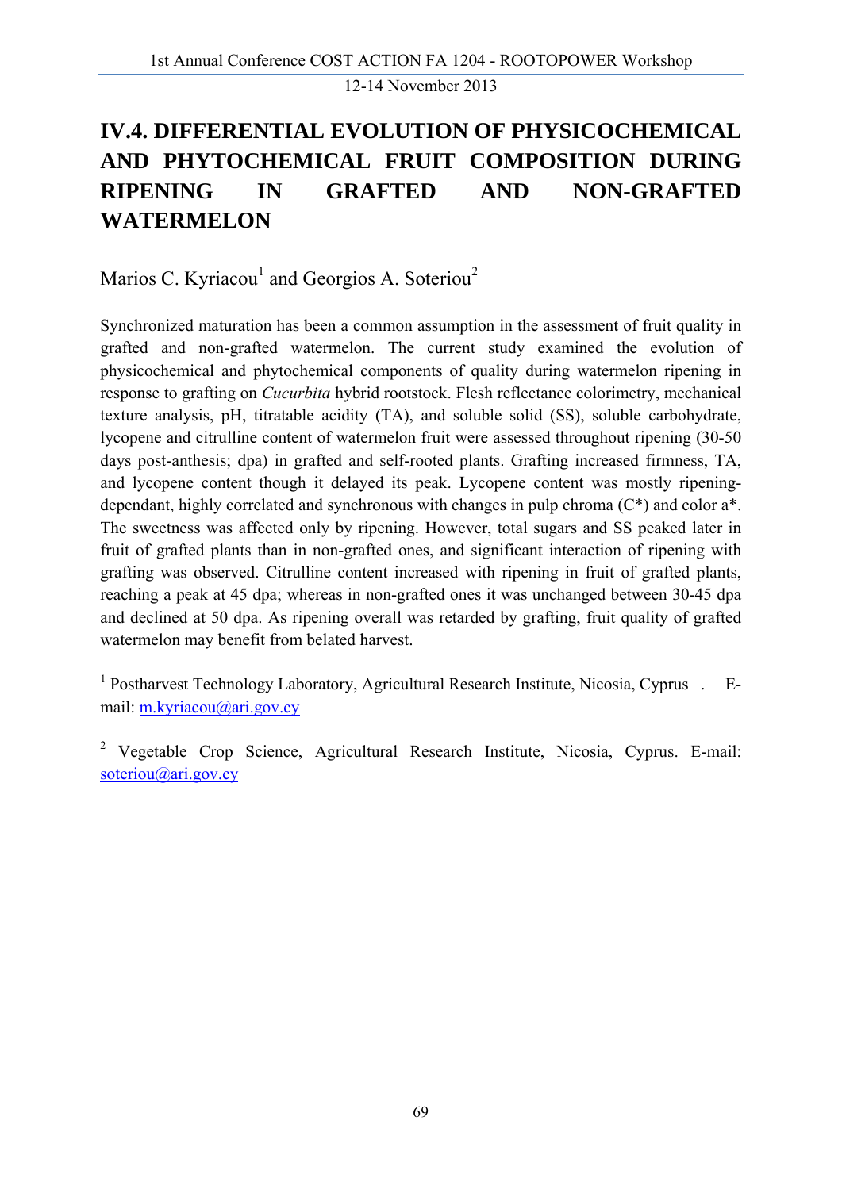# IV.4. DIFFERENTIAL EVOLUTION OF PHYSICOCHEMICAL AND PHYTOCHEMICAL FRUIT COMPOSITION DURING RIPENING IN GRAFTED AND NON-GRAFTED WATERMELON

Marios C. Kyriacou[1] and Georgios A. Soteriou[2]

Synchronized maturation has been a common assumption in the assessment of fruit quality in grafted and non-grafted watermelon. The current study examined the evolution of physicochemical and phytochemical components of quality during watermelon ripening in response to grafting on *Cucurbita* hybrid rootstock. Flesh reflectance colorimetry, mechanical texture analysis, pH, titratable acidity (TA), and soluble solid (SS), soluble carbohydrate, lycopene and citrulline content of watermelon fruit were assessed throughout ripening (30-50 days post-anthesis; dpa) in grafted and self-rooted plants. Grafting increased firmness, TA, and lycopene content though it delayed its peak. Lycopene content was mostly ripening-dependant, highly correlated and synchronous with changes in pulp chroma (C*) and color a*. The sweetness was affected only by ripening. However, total sugars and SS peaked later in fruit of grafted plants than in non-grafted ones, and significant interaction of ripening with grafting was observed. Citrulline content increased with ripening in fruit of grafted plants, reaching a peak at 45 dpa; whereas in non-grafted ones it was unchanged between 30-45 dpa and declined at 50 dpa. As ripening overall was retarded by grafting, fruit quality of grafted watermelon may benefit from belated harvest.

[1] Postharvest Technology Laboratory, Agricultural Research Institute, Nicosia, Cyprus . E-mail: m.kyriacou@ari.gov.cy

[2] Vegetable Crop Science, Agricultural Research Institute, Nicosia, Cyprus. E-mail: soteriou@ari.gov.cy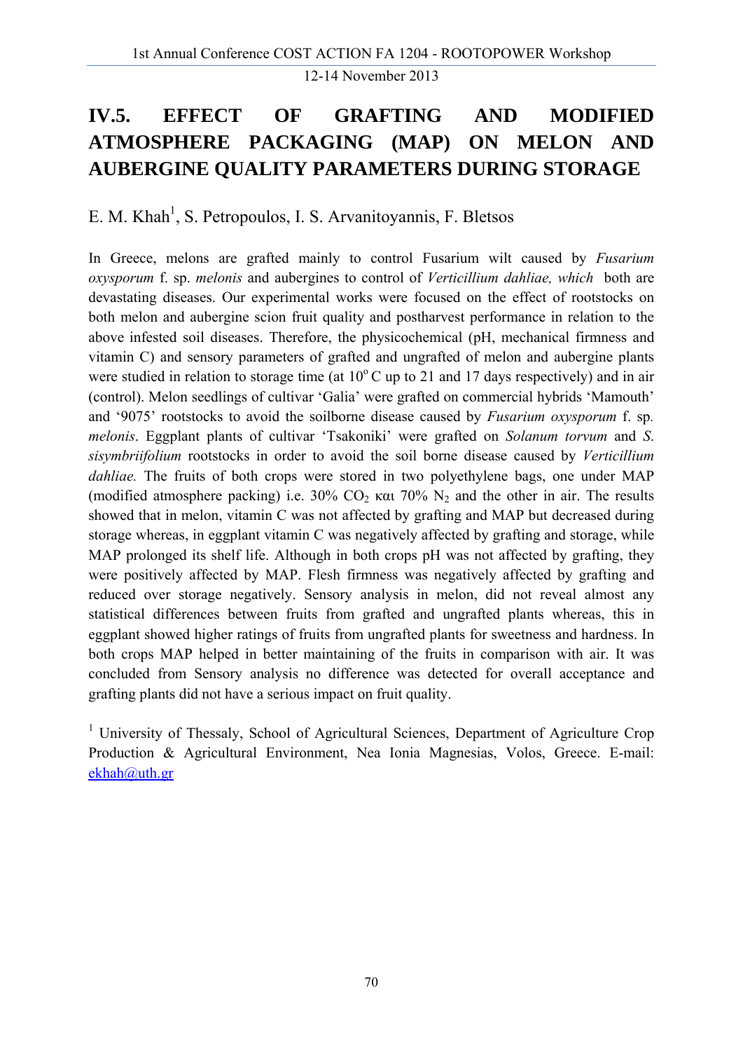# IV.5. EFFECT OF GRAFTING AND MODIFIED ATMOSPHERE PACKAGING (MAP) ON MELON AND AUBERGINE QUALITY PARAMETERS DURING STORAGE

E. M. Khah[1], S. Petropoulos, I. S. Arvanitoyannis, F. Bletsos

In Greece, melons are grafted mainly to control Fusarium wilt caused by *Fusarium oxysporum* f. sp. *melonis* and aubergines to control of *Verticillium dahliae, which* both are devastating diseases. Our experimental works were focused on the effect of rootstocks on both melon and aubergine scion fruit quality and postharvest performance in relation to the above infested soil diseases. Therefore, the physicochemical (pH, mechanical firmness and vitamin C) and sensory parameters of grafted and ungrafted of melon and aubergine plants were studied in relation to storage time (at $10^o$ C up to 21 and 17 days respectively) and in air (control). Melon seedlings of cultivar 'Galia' were grafted on commercial hybrids 'Mamouth' and '9075' rootstocks to avoid the soilborne disease caused by *Fusarium oxysporum* f. sp*. melonis*. Eggplant plants of cultivar 'Tsakoniki' were grafted on *Solanum torvum* and *S. sisymbriifolium* rootstocks in order to avoid the soil borne disease caused by *Verticillium dahliae.* The fruits of both crops were stored in two polyethylene bags, one under MAP (modified atmosphere packing) i.e. 30% $CO_2$ και 70% $N_2$ and the other in air. The results showed that in melon, vitamin C was not affected by grafting and MAP but decreased during storage whereas, in eggplant vitamin C was negatively affected by grafting and storage, while MAP prolonged its shelf life. Although in both crops pH was not affected by grafting, they were positively affected by MAP. Flesh firmness was negatively affected by grafting and reduced over storage negatively. Sensory analysis in melon, did not reveal almost any statistical differences between fruits from grafted and ungrafted plants whereas, this in eggplant showed higher ratings of fruits from ungrafted plants for sweetness and hardness. In both crops MAP helped in better maintaining of the fruits in comparison with air. It was concluded from Sensory analysis no difference was detected for overall acceptance and grafting plants did not have a serious impact on fruit quality.

[1] University of Thessaly, School of Agricultural Sciences, Department of Agriculture Crop Production & Agricultural Environment, Nea Ionia Magnesias, Volos, Greece. E-mail: ekhah@uth.gr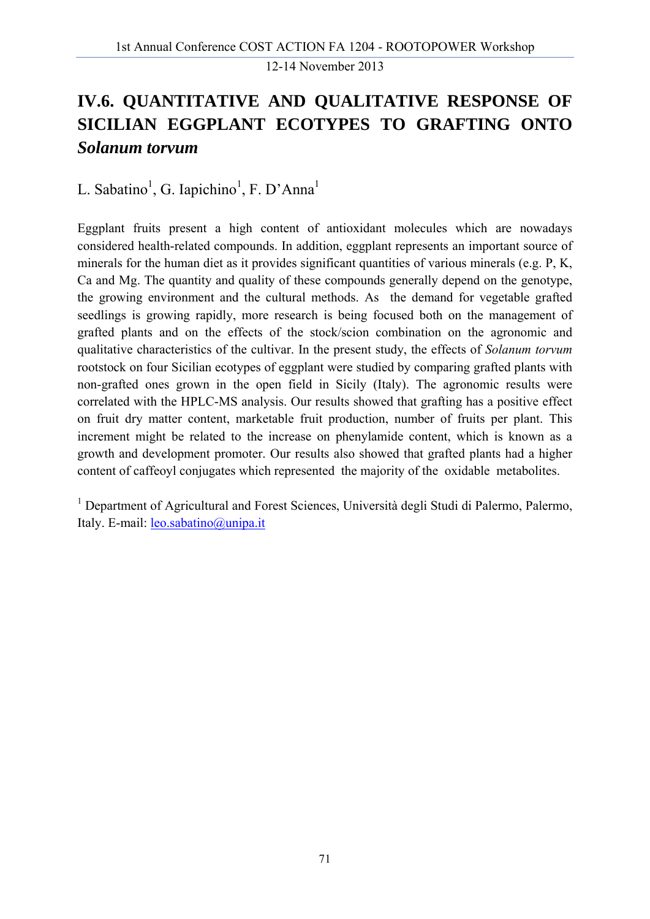## IV.6. QUANTITATIVE AND QUALITATIVE RESPONSE OF SICILIAN EGGPLANT ECOTYPES TO GRAFTING ONTO *Solanum torvum*

L. Sabatino[1], G. Iapichino[1], F. D'Anna[1]

Eggplant fruits present a high content of antioxidant molecules which are nowadays considered health-related compounds. In addition, eggplant represents an important source of minerals for the human diet as it provides significant quantities of various minerals (e.g. P, K, Ca and Mg. The quantity and quality of these compounds generally depend on the genotype, the growing environment and the cultural methods. As the demand for vegetable grafted seedlings is growing rapidly, more research is being focused both on the management of grafted plants and on the effects of the stock/scion combination on the agronomic and qualitative characteristics of the cultivar. In the present study, the effects of *Solanum torvum* rootstock on four Sicilian ecotypes of eggplant were studied by comparing grafted plants with non-grafted ones grown in the open field in Sicily (Italy). The agronomic results were correlated with the HPLC-MS analysis. Our results showed that grafting has a positive effect on fruit dry matter content, marketable fruit production, number of fruits per plant. This increment might be related to the increase on phenylamide content, which is known as a growth and development promoter. Our results also showed that grafted plants had a higher content of caffeoyl conjugates which represented the majority of the oxidable metabolites.

[1] Department of Agricultural and Forest Sciences, Università degli Studi di Palermo, Palermo, Italy. E-mail: leo.sabatino@unipa.it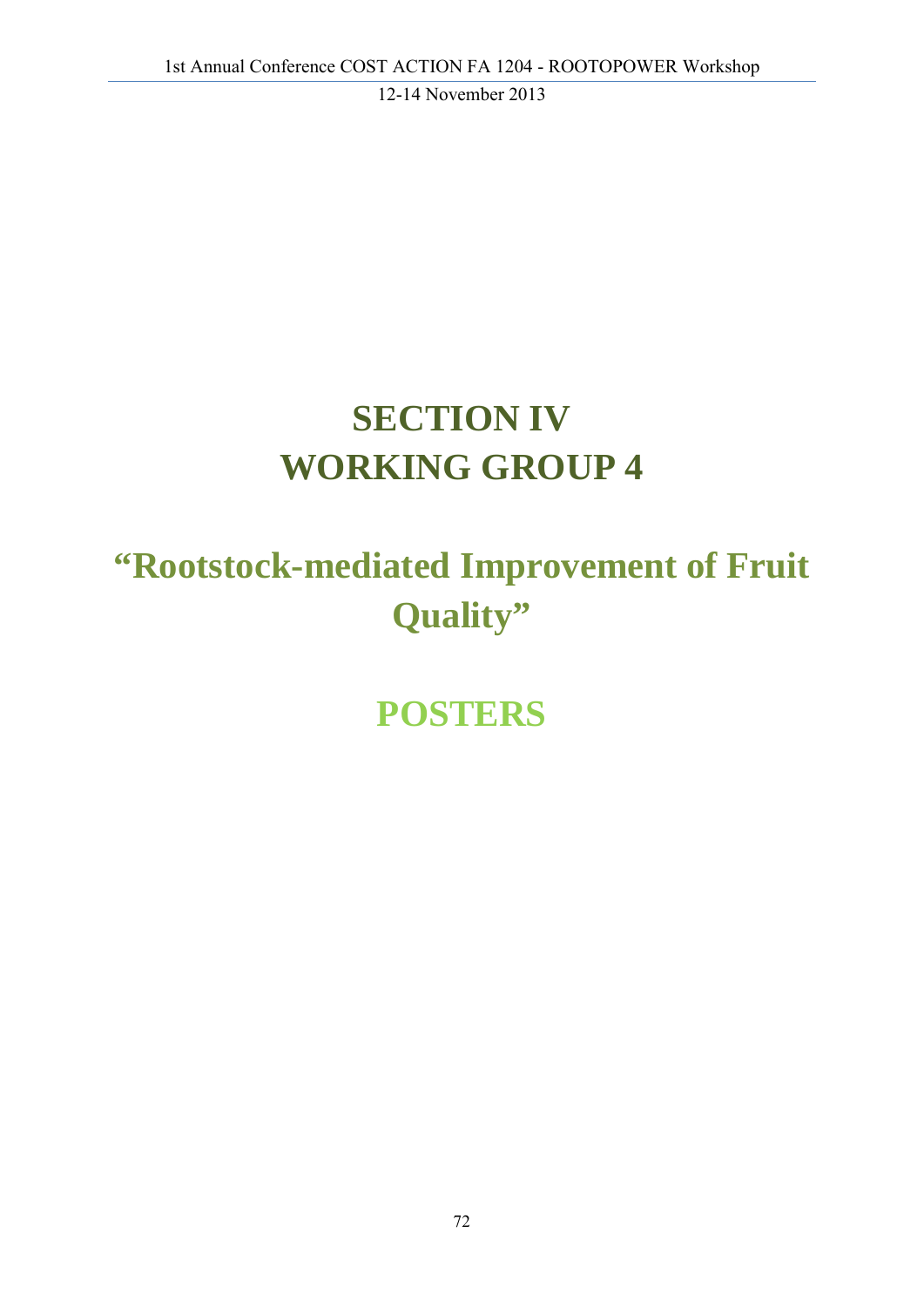# SECTION IV
# WORKING GROUP 4

## "Rootstock-mediated Improvement of Fruit Quality"

## POSTERS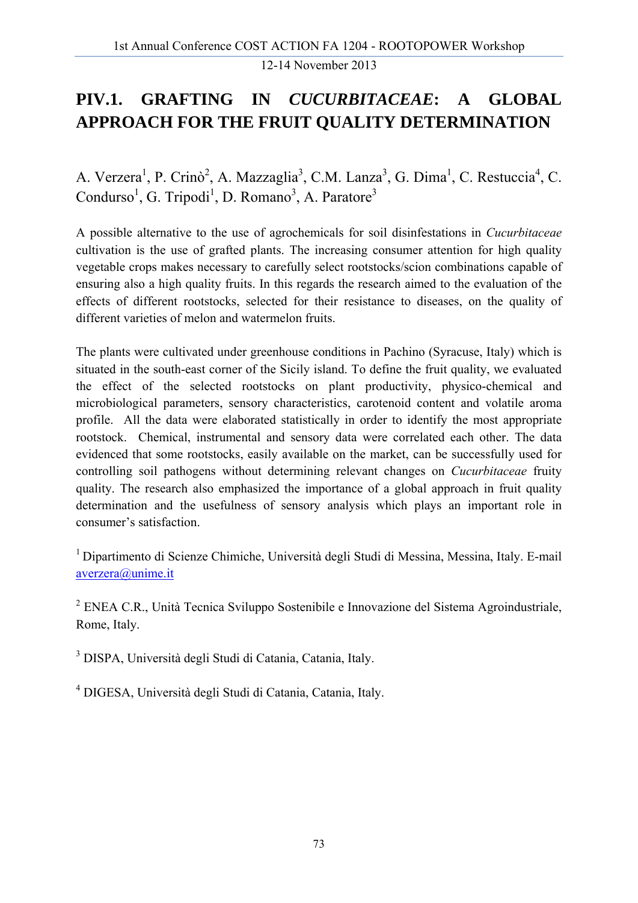# PIV.1. GRAFTING IN *CUCURBITACEAE*: A GLOBAL APPROACH FOR THE FRUIT QUALITY DETERMINATION

A. Verzera[1], P. Crinò[2], A. Mazzaglia[3], C.M. Lanza[3], G. Dima[1], C. Restuccia[4], C. Condurso[1], G. Tripodi[1], D. Romano[3], A. Paratore[3]

A possible alternative to the use of agrochemicals for soil disinfestations in *Cucurbitaceae* cultivation is the use of grafted plants. The increasing consumer attention for high quality vegetable crops makes necessary to carefully select rootstocks/scion combinations capable of ensuring also a high quality fruits. In this regards the research aimed to the evaluation of the effects of different rootstocks, selected for their resistance to diseases, on the quality of different varieties of melon and watermelon fruits.

The plants were cultivated under greenhouse conditions in Pachino (Syracuse, Italy) which is situated in the south-east corner of the Sicily island. To define the fruit quality, we evaluated the effect of the selected rootstocks on plant productivity, physico-chemical and microbiological parameters, sensory characteristics, carotenoid content and volatile aroma profile. All the data were elaborated statistically in order to identify the most appropriate rootstock. Chemical, instrumental and sensory data were correlated each other. The data evidenced that some rootstocks, easily available on the market, can be successfully used for controlling soil pathogens without determining relevant changes on *Cucurbitaceae* fruity quality. The research also emphasized the importance of a global approach in fruit quality determination and the usefulness of sensory analysis which plays an important role in consumer's satisfaction.

[1] Dipartimento di Scienze Chimiche, Università degli Studi di Messina, Messina, Italy. E-mail averzera@unime.it

[2] ENEA C.R., Unità Tecnica Sviluppo Sostenibile e Innovazione del Sistema Agroindustriale, Rome, Italy.

[3] DISPA, Università degli Studi di Catania, Catania, Italy.

[4] DIGESA, Università degli Studi di Catania, Catania, Italy.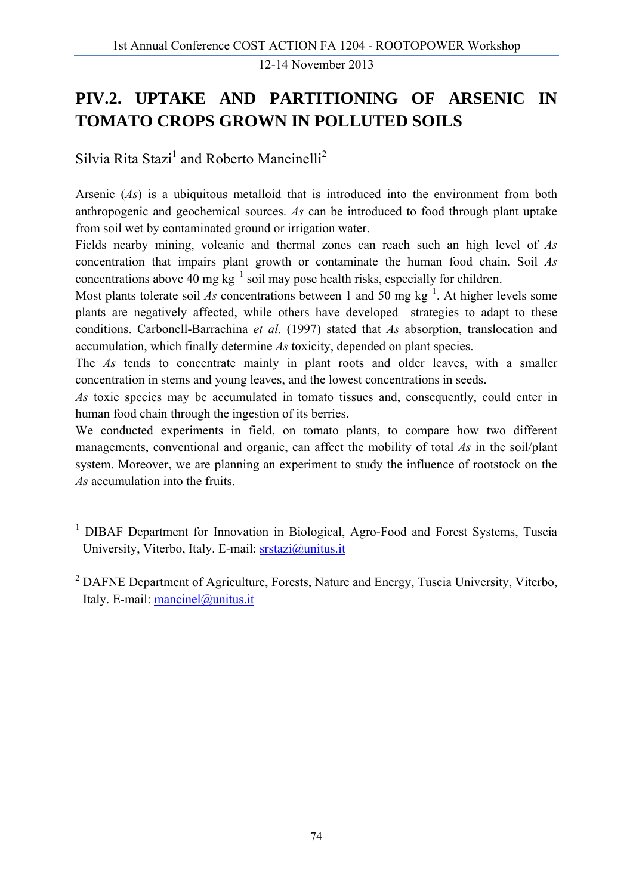## PIV.2. UPTAKE AND PARTITIONING OF ARSENIC IN TOMATO CROPS GROWN IN POLLUTED SOILS

Silvia Rita Stazi[1] and Roberto Mancinelli[2]

Arsenic (*As*) is a ubiquitous metalloid that is introduced into the environment from both anthropogenic and geochemical sources. *As* can be introduced to food through plant uptake from soil wet by contaminated ground or irrigation water.

Fields nearby mining, volcanic and thermal zones can reach such an high level of *As* concentration that impairs plant growth or contaminate the human food chain. Soil *As* concentrations above 40 mg $kg^{-1}$ soil may pose health risks, especially for children.

Most plants tolerate soil *As* concentrations between 1 and 50 mg $kg^{-1}$. At higher levels some plants are negatively affected, while others have developed strategies to adapt to these conditions. Carbonell-Barrachina *et al*. (1997) stated that *As* absorption, translocation and accumulation, which finally determine *As* toxicity, depended on plant species.

The *As* tends to concentrate mainly in plant roots and older leaves, with a smaller concentration in stems and young leaves, and the lowest concentrations in seeds.

*As* toxic species may be accumulated in tomato tissues and, consequently, could enter in human food chain through the ingestion of its berries.

We conducted experiments in field, on tomato plants, to compare how two different managements, conventional and organic, can affect the mobility of total *As* in the soil/plant system. Moreover, we are planning an experiment to study the influence of rootstock on the *As* accumulation into the fruits.

[1] DIBAF Department for Innovation in Biological, Agro-Food and Forest Systems, Tuscia University, Viterbo, Italy. E-mail: srstazi@unitus.it

[2] DAFNE Department of Agriculture, Forests, Nature and Energy, Tuscia University, Viterbo, Italy. E-mail: mancinel@unitus.it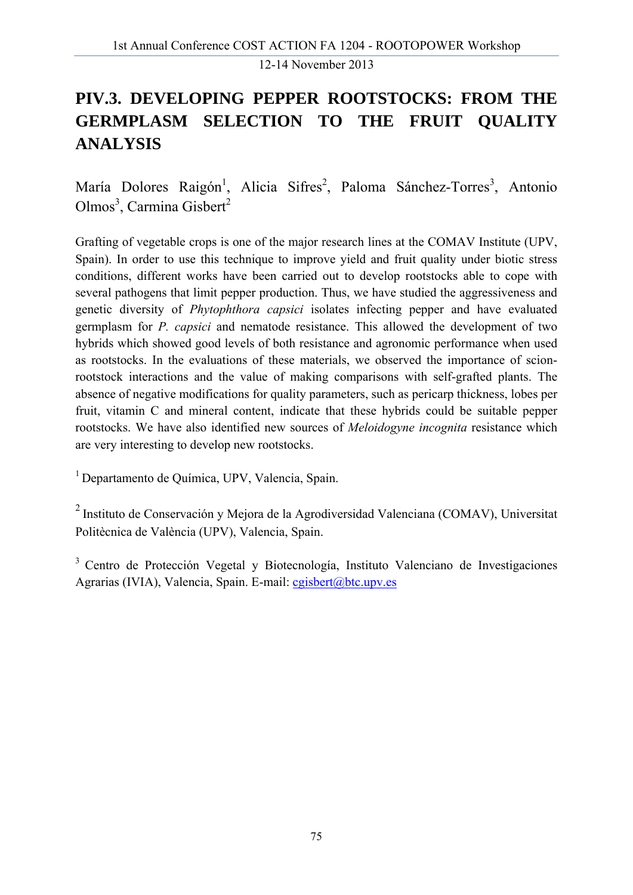# PIV.3. DEVELOPING PEPPER ROOTSTOCKS: FROM THE GERMPLASM SELECTION TO THE FRUIT QUALITY ANALYSIS

María Dolores Raigón[1], Alicia Sifres[2], Paloma Sánchez-Torres[3], Antonio Olmos[3], Carmina Gisbert[2]

Grafting of vegetable crops is one of the major research lines at the COMAV Institute (UPV, Spain). In order to use this technique to improve yield and fruit quality under biotic stress conditions, different works have been carried out to develop rootstocks able to cope with several pathogens that limit pepper production. Thus, we have studied the aggressiveness and genetic diversity of *Phytophthora capsici* isolates infecting pepper and have evaluated germplasm for *P. capsici* and nematode resistance. This allowed the development of two hybrids which showed good levels of both resistance and agronomic performance when used as rootstocks. In the evaluations of these materials, we observed the importance of scion-rootstock interactions and the value of making comparisons with self-grafted plants. The absence of negative modifications for quality parameters, such as pericarp thickness, lobes per fruit, vitamin C and mineral content, indicate that these hybrids could be suitable pepper rootstocks. We have also identified new sources of *Meloidogyne incognita* resistance which are very interesting to develop new rootstocks.

[1] Departamento de Química, UPV, Valencia, Spain.

[2] Instituto de Conservación y Mejora de la Agrodiversidad Valenciana (COMAV), Universitat Politècnica de València (UPV), Valencia, Spain.

[3] Centro de Protección Vegetal y Biotecnología, Instituto Valenciano de Investigaciones Agrarias (IVIA), Valencia, Spain. E-mail: cgisbert@btc.upv.es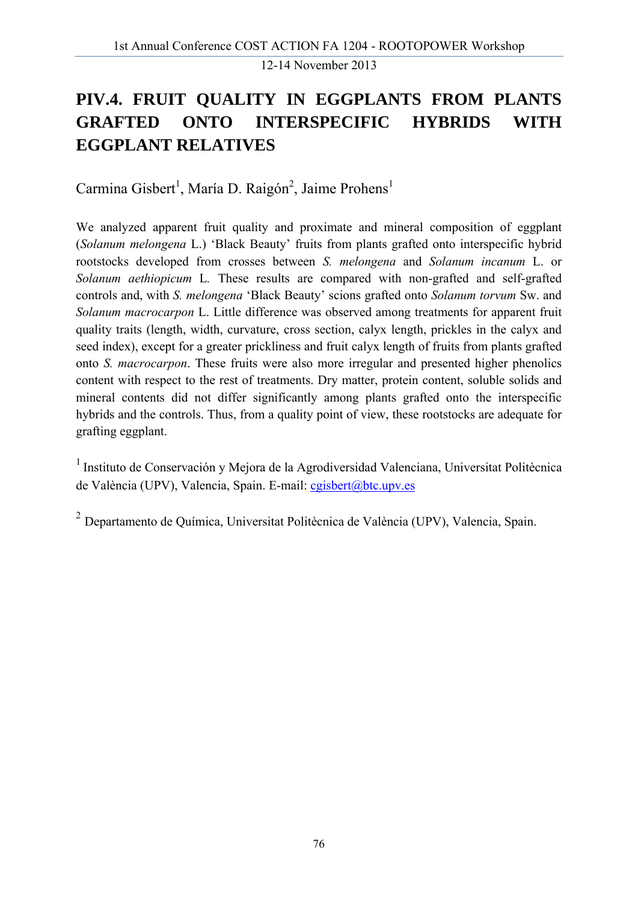# PIV.4. FRUIT QUALITY IN EGGPLANTS FROM PLANTS GRAFTED ONTO INTERSPECIFIC HYBRIDS WITH EGGPLANT RELATIVES

Carmina Gisbert[1], María D. Raigón[2], Jaime Prohens[1]

We analyzed apparent fruit quality and proximate and mineral composition of eggplant (*Solanum melongena* L.) 'Black Beauty' fruits from plants grafted onto interspecific hybrid rootstocks developed from crosses between *S. melongena* and *Solanum incanum* L. or *Solanum aethiopicum* L. These results are compared with non-grafted and self-grafted controls and, with *S. melongena* 'Black Beauty' scions grafted onto *Solanum torvum* Sw. and *Solanum macrocarpon* L. Little difference was observed among treatments for apparent fruit quality traits (length, width, curvature, cross section, calyx length, prickles in the calyx and seed index), except for a greater prickliness and fruit calyx length of fruits from plants grafted onto *S. macrocarpon*. These fruits were also more irregular and presented higher phenolics content with respect to the rest of treatments. Dry matter, protein content, soluble solids and mineral contents did not differ significantly among plants grafted onto the interspecific hybrids and the controls. Thus, from a quality point of view, these rootstocks are adequate for grafting eggplant.

[1] Instituto de Conservación y Mejora de la Agrodiversidad Valenciana, Universitat Politècnica de València (UPV), Valencia, Spain. E-mail: cgisbert@btc.upv.es

[2] Departamento de Química, Universitat Politècnica de València (UPV), Valencia, Spain.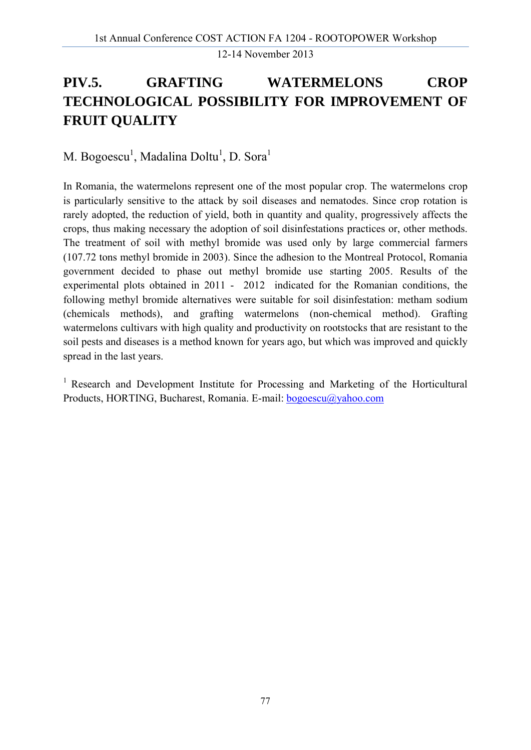# PIV.5. GRAFTING WATERMELONS CROP TECHNOLOGICAL POSSIBILITY FOR IMPROVEMENT OF FRUIT QUALITY

M. Bogoescu[1], Madalina Doltu[1], D. Sora[1]

In Romania, the watermelons represent one of the most popular crop. The watermelons crop is particularly sensitive to the attack by soil diseases and nematodes. Since crop rotation is rarely adopted, the reduction of yield, both in quantity and quality, progressively affects the crops, thus making necessary the adoption of soil disinfestations practices or, other methods. The treatment of soil with methyl bromide was used only by large commercial farmers (107.72 tons methyl bromide in 2003). Since the adhesion to the Montreal Protocol, Romania government decided to phase out methyl bromide use starting 2005. Results of the experimental plots obtained in 2011 - 2012 indicated for the Romanian conditions, the following methyl bromide alternatives were suitable for soil disinfestation: metham sodium (chemicals methods), and grafting watermelons (non-chemical method). Grafting watermelons cultivars with high quality and productivity on rootstocks that are resistant to the soil pests and diseases is a method known for years ago, but which was improved and quickly spread in the last years.

[1] Research and Development Institute for Processing and Marketing of the Horticultural Products, HORTING, Bucharest, Romania. E-mail: bogoescu@yahoo.com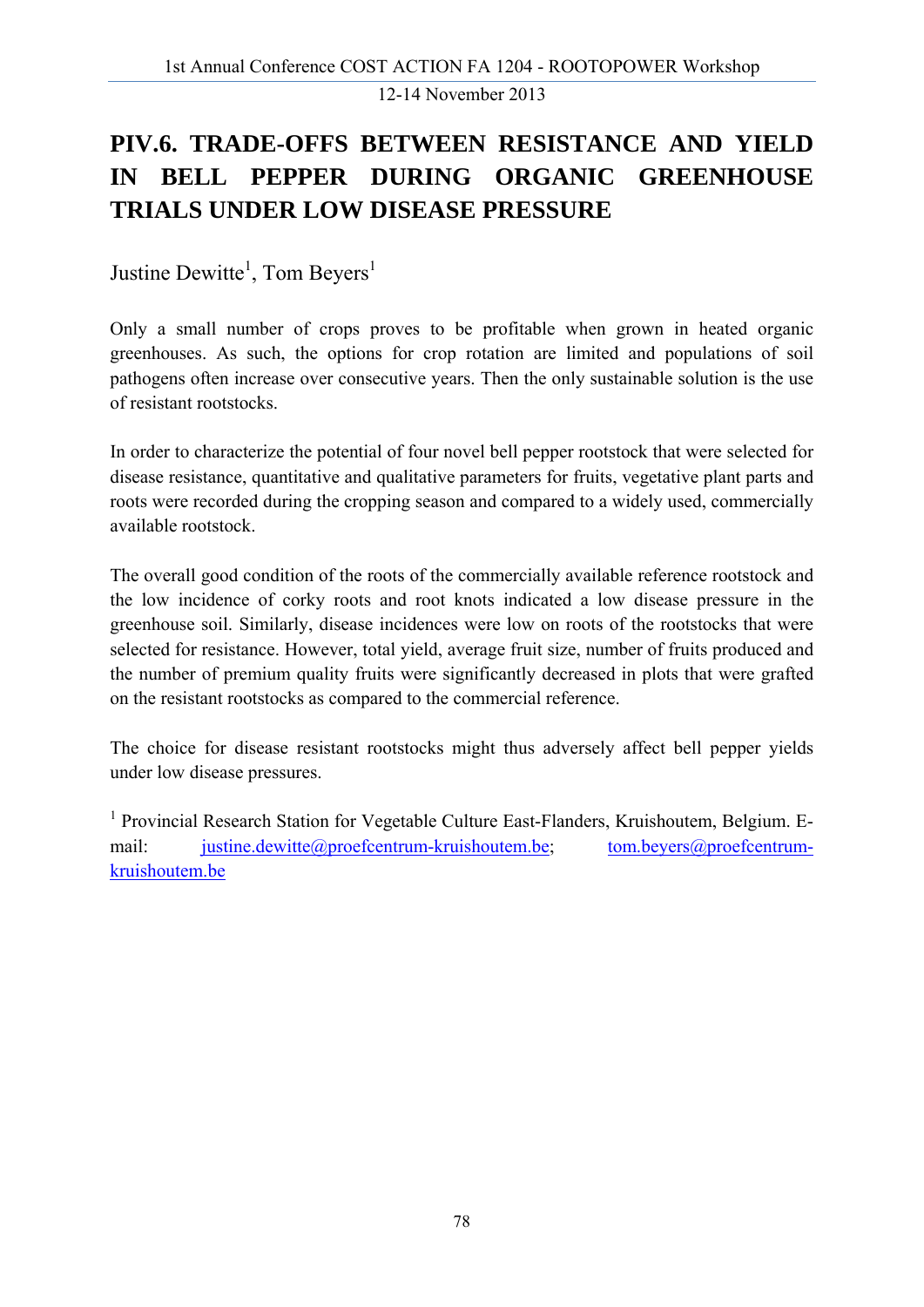# PIV.6. TRADE-OFFS BETWEEN RESISTANCE AND YIELD IN BELL PEPPER DURING ORGANIC GREENHOUSE TRIALS UNDER LOW DISEASE PRESSURE

Justine Dewitte[1], Tom Beyers[1]

Only a small number of crops proves to be profitable when grown in heated organic greenhouses. As such, the options for crop rotation are limited and populations of soil pathogens often increase over consecutive years. Then the only sustainable solution is the use of resistant rootstocks.

In order to characterize the potential of four novel bell pepper rootstock that were selected for disease resistance, quantitative and qualitative parameters for fruits, vegetative plant parts and roots were recorded during the cropping season and compared to a widely used, commercially available rootstock.

The overall good condition of the roots of the commercially available reference rootstock and the low incidence of corky roots and root knots indicated a low disease pressure in the greenhouse soil. Similarly, disease incidences were low on roots of the rootstocks that were selected for resistance. However, total yield, average fruit size, number of fruits produced and the number of premium quality fruits were significantly decreased in plots that were grafted on the resistant rootstocks as compared to the commercial reference.

The choice for disease resistant rootstocks might thus adversely affect bell pepper yields under low disease pressures.

[1] Provincial Research Station for Vegetable Culture East-Flanders, Kruishoutem, Belgium. E-mail: justine.dewitte@proefcentrum-kruishoutem.be; tom.beyers@proefcentrum-kruishoutem.be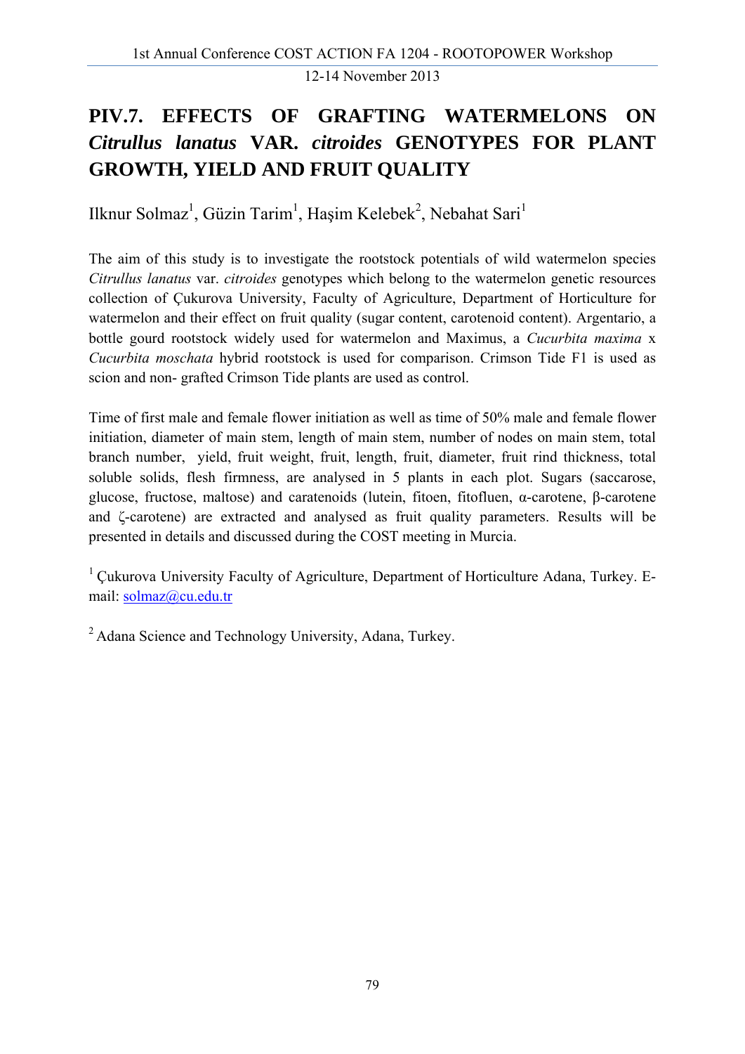# PIV.7. EFFECTS OF GRAFTING WATERMELONS ON *Citrullus lanatus* VAR. *citroides* GENOTYPES FOR PLANT GROWTH, YIELD AND FRUIT QUALITY

Ilknur Solmaz[1], Güzin Tarim[1], Haşim Kelebek[2], Nebahat Sari[1]

The aim of this study is to investigate the rootstock potentials of wild watermelon species *Citrullus lanatus* var. *citroides* genotypes which belong to the watermelon genetic resources collection of Çukurova University, Faculty of Agriculture, Department of Horticulture for watermelon and their effect on fruit quality (sugar content, carotenoid content). Argentario, a bottle gourd rootstock widely used for watermelon and Maximus, a *Cucurbita maxima* x *Cucurbita moschata* hybrid rootstock is used for comparison. Crimson Tide F1 is used as scion and non- grafted Crimson Tide plants are used as control.

Time of first male and female flower initiation as well as time of 50% male and female flower initiation, diameter of main stem, length of main stem, number of nodes on main stem, total branch number, yield, fruit weight, fruit, length, fruit, diameter, fruit rind thickness, total soluble solids, flesh firmness, are analysed in 5 plants in each plot. Sugars (saccarose, glucose, fructose, maltose) and caratenoids (lutein, fitoen, fitofluen, α-carotene, β-carotene and ζ-carotene) are extracted and analysed as fruit quality parameters. Results will be presented in details and discussed during the COST meeting in Murcia.

[1] Çukurova University Faculty of Agriculture, Department of Horticulture Adana, Turkey. E-mail: solmaz@cu.edu.tr

[2] Adana Science and Technology University, Adana, Turkey.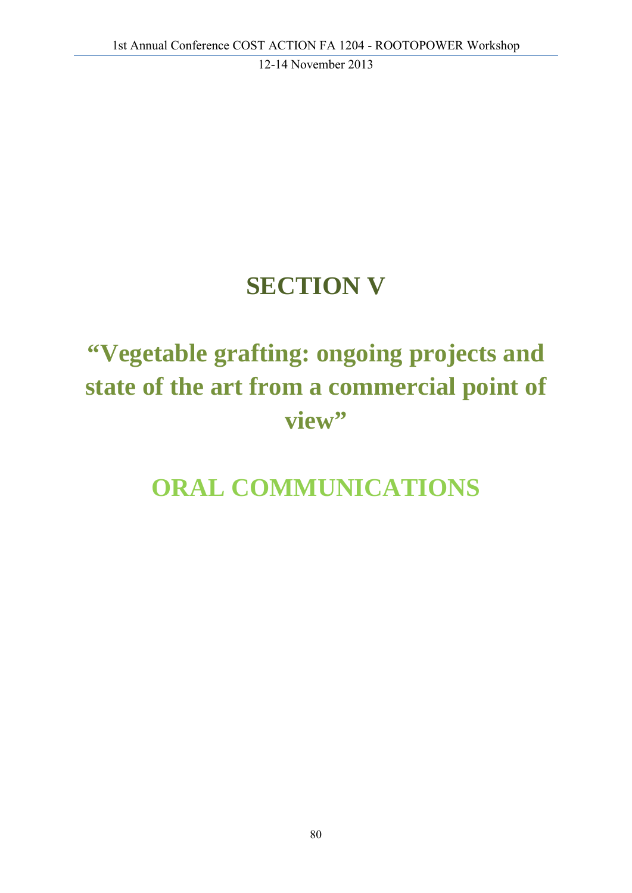# SECTION V

# "Vegetable grafting: ongoing projects and state of the art from a commercial point of view"

# ORAL COMMUNICATIONS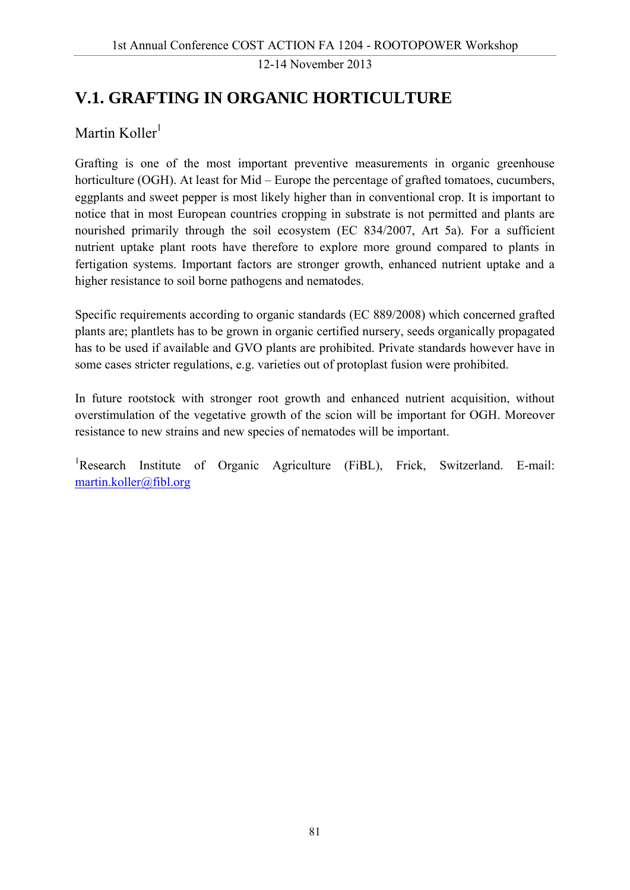# V.1. GRAFTING IN ORGANIC HORTICULTURE

Martin Koller[1]

Grafting is one of the most important preventive measurements in organic greenhouse horticulture (OGH). At least for Mid – Europe the percentage of grafted tomatoes, cucumbers, eggplants and sweet pepper is most likely higher than in conventional crop. It is important to notice that in most European countries cropping in substrate is not permitted and plants are nourished primarily through the soil ecosystem (EC 834/2007, Art 5a). For a sufficient nutrient uptake plant roots have therefore to explore more ground compared to plants in fertigation systems. Important factors are stronger growth, enhanced nutrient uptake and a higher resistance to soil borne pathogens and nematodes.

Specific requirements according to organic standards (EC 889/2008) which concerned grafted plants are; plantlets has to be grown in organic certified nursery, seeds organically propagated has to be used if available and GVO plants are prohibited. Private standards however have in some cases stricter regulations, e.g. varieties out of protoplast fusion were prohibited.

In future rootstock with stronger root growth and enhanced nutrient acquisition, without overstimulation of the vegetative growth of the scion will be important for OGH. Moreover resistance to new strains and new species of nematodes will be important.

[1]Research Institute of Organic Agriculture (FiBL), Frick, Switzerland. E-mail: martin.koller@fibl.org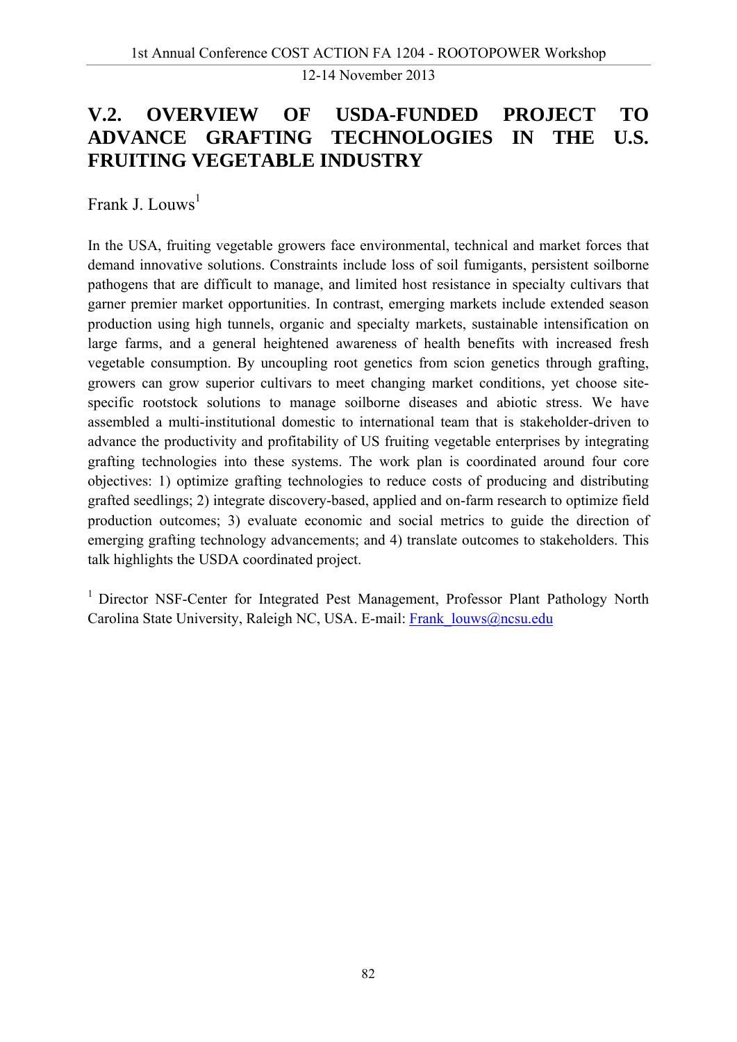## V.2. OVERVIEW OF USDA-FUNDED PROJECT TO ADVANCE GRAFTING TECHNOLOGIES IN THE U.S. FRUITING VEGETABLE INDUSTRY

Frank J. Louws[1]

In the USA, fruiting vegetable growers face environmental, technical and market forces that demand innovative solutions. Constraints include loss of soil fumigants, persistent soilborne pathogens that are difficult to manage, and limited host resistance in specialty cultivars that garner premier market opportunities. In contrast, emerging markets include extended season production using high tunnels, organic and specialty markets, sustainable intensification on large farms, and a general heightened awareness of health benefits with increased fresh vegetable consumption. By uncoupling root genetics from scion genetics through grafting, growers can grow superior cultivars to meet changing market conditions, yet choose site-specific rootstock solutions to manage soilborne diseases and abiotic stress. We have assembled a multi-institutional domestic to international team that is stakeholder-driven to advance the productivity and profitability of US fruiting vegetable enterprises by integrating grafting technologies into these systems. The work plan is coordinated around four core objectives: 1) optimize grafting technologies to reduce costs of producing and distributing grafted seedlings; 2) integrate discovery-based, applied and on-farm research to optimize field production outcomes; 3) evaluate economic and social metrics to guide the direction of emerging grafting technology advancements; and 4) translate outcomes to stakeholders. This talk highlights the USDA coordinated project.

[1] Director NSF-Center for Integrated Pest Management, Professor Plant Pathology North Carolina State University, Raleigh NC, USA. E-mail: Frank_louws@ncsu.edu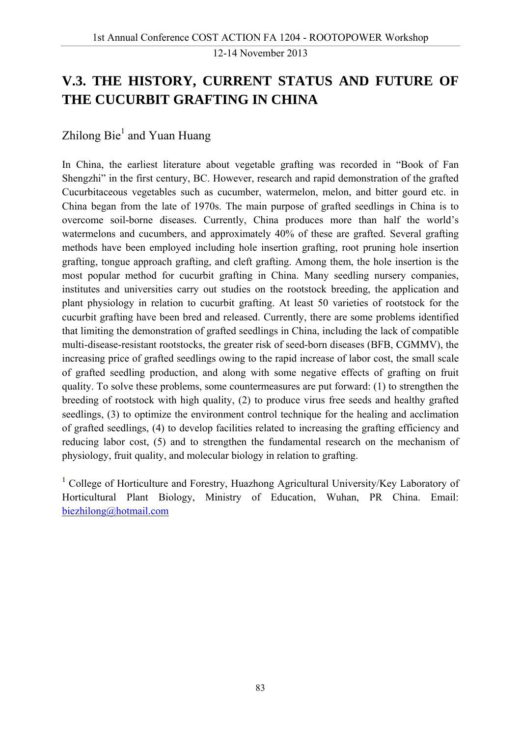## V.3. THE HISTORY, CURRENT STATUS AND FUTURE OF THE CUCURBIT GRAFTING IN CHINA

Zhilong Bie[1] and Yuan Huang

In China, the earliest literature about vegetable grafting was recorded in "Book of Fan Shengzhi" in the first century, BC. However, research and rapid demonstration of the grafted Cucurbitaceous vegetables such as cucumber, watermelon, melon, and bitter gourd etc. in China began from the late of 1970s. The main purpose of grafted seedlings in China is to overcome soil-borne diseases. Currently, China produces more than half the world's watermelons and cucumbers, and approximately 40% of these are grafted. Several grafting methods have been employed including hole insertion grafting, root pruning hole insertion grafting, tongue approach grafting, and cleft grafting. Among them, the hole insertion is the most popular method for cucurbit grafting in China. Many seedling nursery companies, institutes and universities carry out studies on the rootstock breeding, the application and plant physiology in relation to cucurbit grafting. At least 50 varieties of rootstock for the cucurbit grafting have been bred and released. Currently, there are some problems identified that limiting the demonstration of grafted seedlings in China, including the lack of compatible multi-disease-resistant rootstocks, the greater risk of seed-born diseases (BFB, CGMMV), the increasing price of grafted seedlings owing to the rapid increase of labor cost, the small scale of grafted seedling production, and along with some negative effects of grafting on fruit quality. To solve these problems, some countermeasures are put forward: (1) to strengthen the breeding of rootstock with high quality, (2) to produce virus free seeds and healthy grafted seedlings, (3) to optimize the environment control technique for the healing and acclimation of grafted seedlings, (4) to develop facilities related to increasing the grafting efficiency and reducing labor cost, (5) and to strengthen the fundamental research on the mechanism of physiology, fruit quality, and molecular biology in relation to grafting.

[1] College of Horticulture and Forestry, Huazhong Agricultural University/Key Laboratory of Horticultural Plant Biology, Ministry of Education, Wuhan, PR China. Email: biezhilong@hotmail.com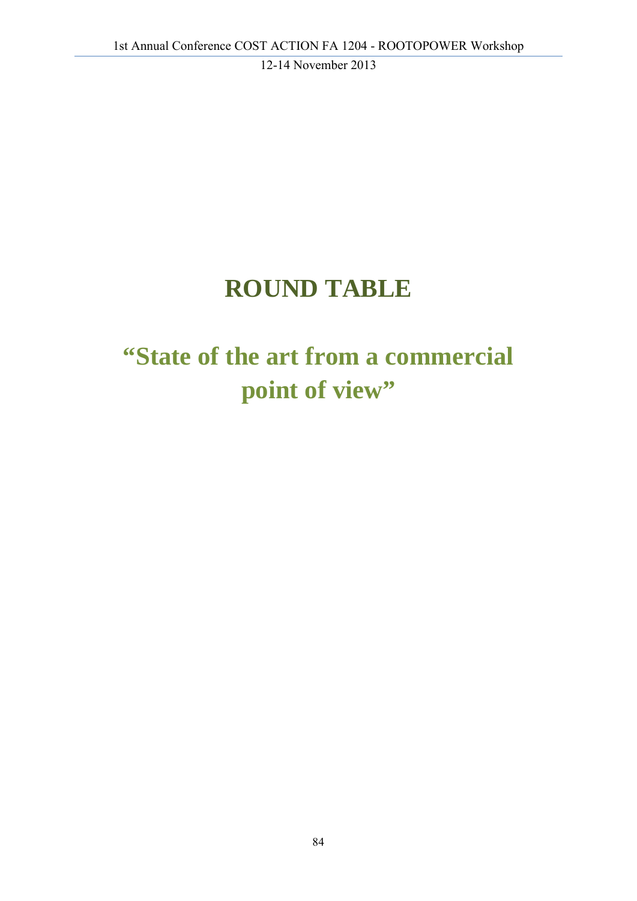# ROUND TABLE

## "State of the art from a commercial point of view"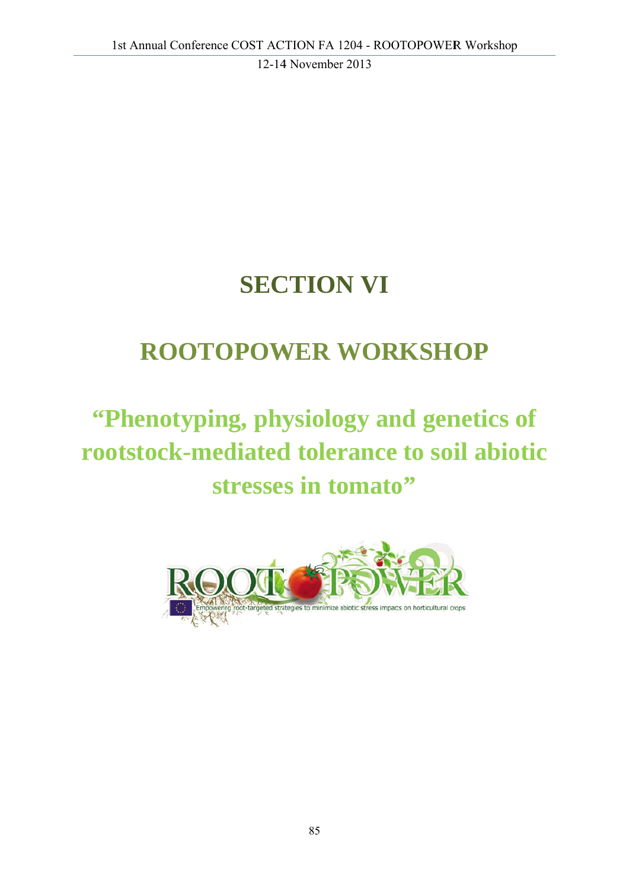# SECTION VI

# ROOTOPOWER WORKSHOP

## "Phenotyping, physiology and genetics of rootstock-mediated tolerance to soil abiotic stresses in tomato"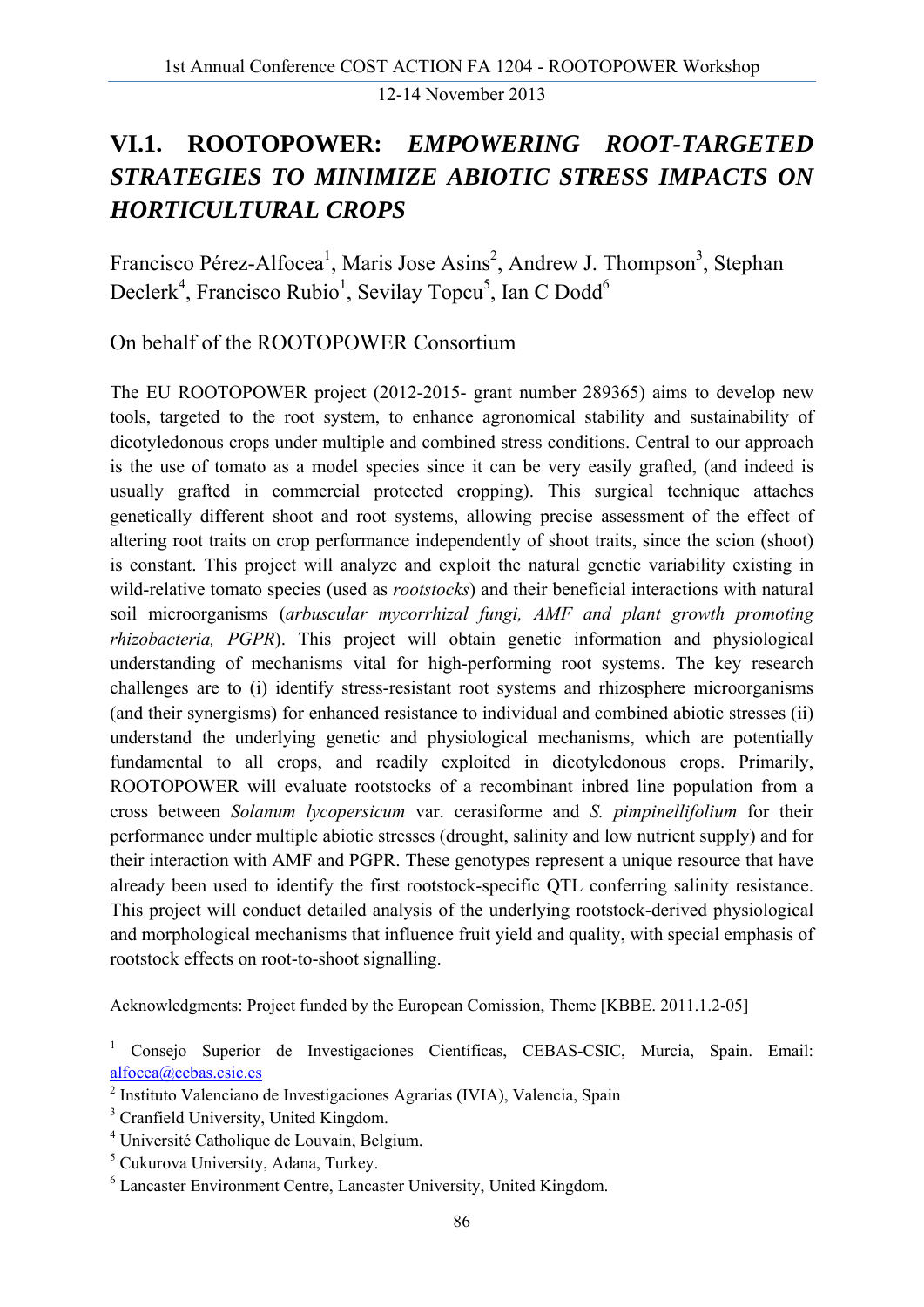# VI.1. ROOTOPOWER: *EMPOWERING ROOT-TARGETED STRATEGIES TO MINIMIZE ABIOTIC STRESS IMPACTS ON HORTICULTURAL CROPS*

Francisco Pérez-Alfocea[1], Maris Jose Asins[2], Andrew J. Thompson[3], Stephan Declerk[4], Francisco Rubio[1], Sevilay Topcu[5], Ian C Dodd[6]

On behalf of the ROOTOPOWER Consortium

The EU ROOTOPOWER project (2012-2015- grant number 289365) aims to develop new tools, targeted to the root system, to enhance agronomical stability and sustainability of dicotyledonous crops under multiple and combined stress conditions. Central to our approach is the use of tomato as a model species since it can be very easily grafted, (and indeed is usually grafted in commercial protected cropping). This surgical technique attaches genetically different shoot and root systems, allowing precise assessment of the effect of altering root traits on crop performance independently of shoot traits, since the scion (shoot) is constant. This project will analyze and exploit the natural genetic variability existing in wild-relative tomato species (used as *rootstocks*) and their beneficial interactions with natural soil microorganisms (*arbuscular mycorrhizal fungi, AMF and plant growth promoting rhizobacteria, PGPR*). This project will obtain genetic information and physiological understanding of mechanisms vital for high-performing root systems. The key research challenges are to (i) identify stress-resistant root systems and rhizosphere microorganisms (and their synergisms) for enhanced resistance to individual and combined abiotic stresses (ii) understand the underlying genetic and physiological mechanisms, which are potentially fundamental to all crops, and readily exploited in dicotyledonous crops. Primarily, ROOTOPOWER will evaluate rootstocks of a recombinant inbred line population from a cross between *Solanum lycopersicum* var. cerasiforme and *S. pimpinellifolium* for their performance under multiple abiotic stresses (drought, salinity and low nutrient supply) and for their interaction with AMF and PGPR. These genotypes represent a unique resource that have already been used to identify the first rootstock-specific QTL conferring salinity resistance. This project will conduct detailed analysis of the underlying rootstock-derived physiological and morphological mechanisms that influence fruit yield and quality, with special emphasis of rootstock effects on root-to-shoot signalling.

Acknowledgments: Project funded by the European Comission, Theme [KBBE. 2011.1.2-05]

[1] Consejo Superior de Investigaciones Científicas, CEBAS-CSIC, Murcia, Spain. Email: alfocea@cebas.csic.es

[2] Instituto Valenciano de Investigaciones Agrarias (IVIA), Valencia, Spain

[3] Cranfield University, United Kingdom.

[4] Université Catholique de Louvain, Belgium.

[5] Cukurova University, Adana, Turkey.

[6] Lancaster Environment Centre, Lancaster University, United Kingdom.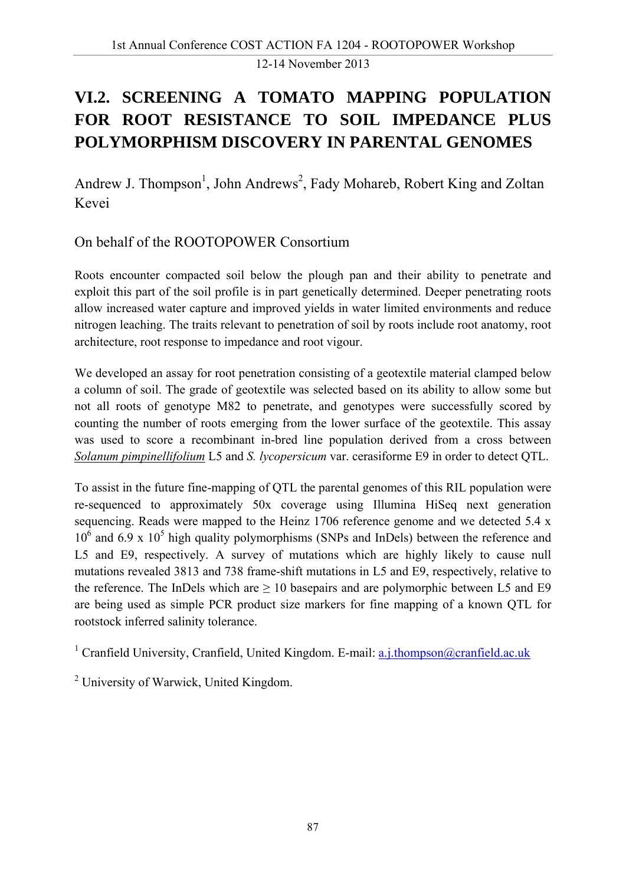# VI.2. SCREENING A TOMATO MAPPING POPULATION FOR ROOT RESISTANCE TO SOIL IMPEDANCE PLUS POLYMORPHISM DISCOVERY IN PARENTAL GENOMES

Andrew J. Thompson[1], John Andrews[2], Fady Mohareb, Robert King and Zoltan Kevei

On behalf of the ROOTOPOWER Consortium

Roots encounter compacted soil below the plough pan and their ability to penetrate and exploit this part of the soil profile is in part genetically determined. Deeper penetrating roots allow increased water capture and improved yields in water limited environments and reduce nitrogen leaching. The traits relevant to penetration of soil by roots include root anatomy, root architecture, root response to impedance and root vigour.

We developed an assay for root penetration consisting of a geotextile material clamped below a column of soil. The grade of geotextile was selected based on its ability to allow some but not all roots of genotype M82 to penetrate, and genotypes were successfully scored by counting the number of roots emerging from the lower surface of the geotextile. This assay was used to score a recombinant in-bred line population derived from a cross between *Solanum pimpinellifolium* L5 and *S. lycopersicum* var. cerasiforme E9 in order to detect QTL.

To assist in the future fine-mapping of QTL the parental genomes of this RIL population were re-sequenced to approximately 50x coverage using Illumina HiSeq next generation sequencing. Reads were mapped to the Heinz 1706 reference genome and we detected $5.4 \times 10^6$ and $6.9 \times 10^5$ high quality polymorphisms (SNPs and InDels) between the reference and L5 and E9, respectively. A survey of mutations which are highly likely to cause null mutations revealed 3813 and 738 frame-shift mutations in L5 and E9, respectively, relative to the reference. The InDels which are $\geq 10$ basepairs and are polymorphic between L5 and E9 are being used as simple PCR product size markers for fine mapping of a known QTL for rootstock inferred salinity tolerance.

[1] Cranfield University, Cranfield, United Kingdom. E-mail: a.j.thompson@cranfield.ac.uk

[2] University of Warwick, United Kingdom.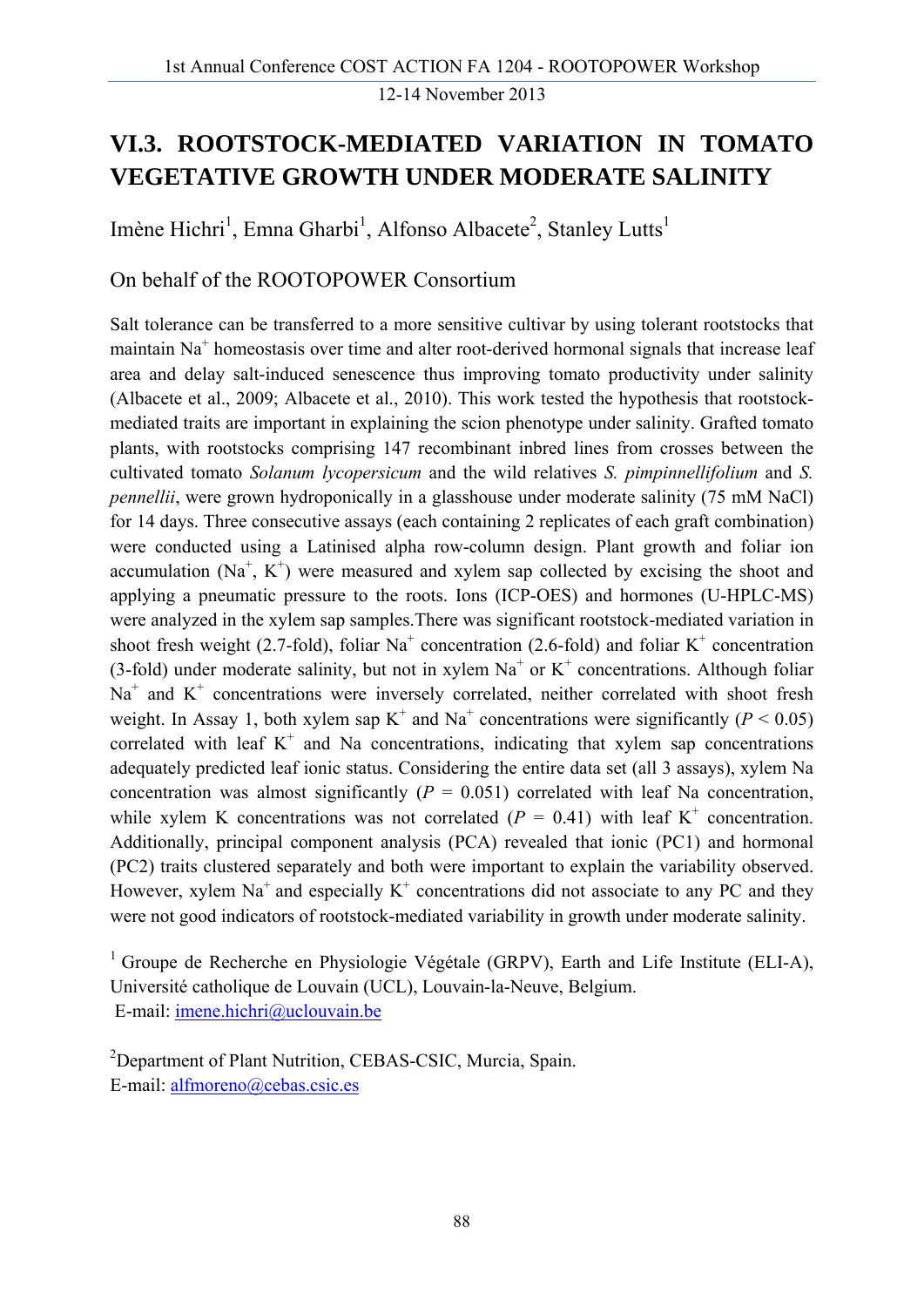## VI.3. ROOTSTOCK-MEDIATED VARIATION IN TOMATO VEGETATIVE GROWTH UNDER MODERATE SALINITY

Imène Hichri[1], Emna Gharbi[1], Alfonso Albacete[2], Stanley Lutts[1]

On behalf of the ROOTOPOWER Consortium

Salt tolerance can be transferred to a more sensitive cultivar by using tolerant rootstocks that maintain $Na^+$ homeostasis over time and alter root-derived hormonal signals that increase leaf area and delay salt-induced senescence thus improving tomato productivity under salinity (Albacete et al., 2009; Albacete et al., 2010). This work tested the hypothesis that rootstock-mediated traits are important in explaining the scion phenotype under salinity. Grafted tomato plants, with rootstocks comprising 147 recombinant inbred lines from crosses between the cultivated tomato *Solanum lycopersicum* and the wild relatives *S. pimpinnellifolium* and *S. pennellii*, were grown hydroponically in a glasshouse under moderate salinity (75 mM NaCl) for 14 days. Three consecutive assays (each containing 2 replicates of each graft combination) were conducted using a Latinised alpha row-column design. Plant growth and foliar ion accumulation ($Na^+$, $K^+$) were measured and xylem sap collected by excising the shoot and applying a pneumatic pressure to the roots. Ions (ICP-OES) and hormones (U-HPLC-MS) were analyzed in the xylem sap samples.There was significant rootstock-mediated variation in shoot fresh weight (2.7-fold), foliar $Na^+$ concentration (2.6-fold) and foliar $K^+$ concentration (3-fold) under moderate salinity, but not in xylem $Na^+$ or $K^+$ concentrations. Although foliar $Na^+$ and $K^+$ concentrations were inversely correlated, neither correlated with shoot fresh weight. In Assay 1, both xylem sap $K^+$ and $Na^+$ concentrations were significantly ($P < 0.05$) correlated with leaf $K^+$ and Na concentrations, indicating that xylem sap concentrations adequately predicted leaf ionic status. Considering the entire data set (all 3 assays), xylem Na concentration was almost significantly ($P = 0.051$) correlated with leaf Na concentration, while xylem K concentrations was not correlated ($P = 0.41$) with leaf $K^+$ concentration. Additionally, principal component analysis (PCA) revealed that ionic (PC1) and hormonal (PC2) traits clustered separately and both were important to explain the variability observed. However, xylem $Na^+$ and especially $K^+$ concentrations did not associate to any PC and they were not good indicators of rootstock-mediated variability in growth under moderate salinity.

[1] Groupe de Recherche en Physiologie Végétale (GRPV), Earth and Life Institute (ELI-A), Université catholique de Louvain (UCL), Louvain-la-Neuve, Belgium.
E-mail: imene.hichri@uclouvain.be

[2]Department of Plant Nutrition, CEBAS-CSIC, Murcia, Spain.
E-mail: alfmoreno@cebas.csic.es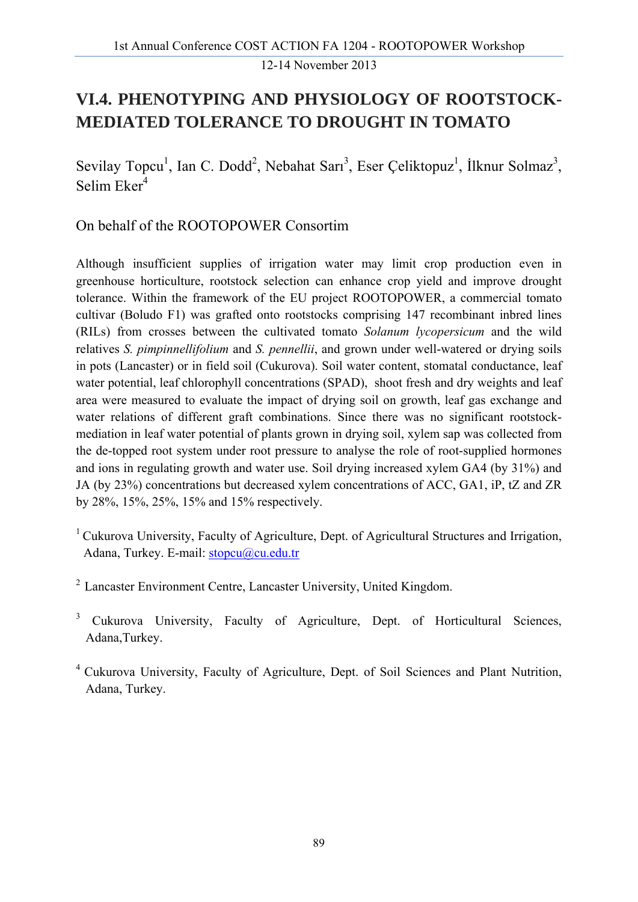# VI.4. PHENOTYPING AND PHYSIOLOGY OF ROOTSTOCK-MEDIATED TOLERANCE TO DROUGHT IN TOMATO

Sevilay Topcu[1], Ian C. Dodd[2], Nebahat Sarı[3], Eser Çeliktopuz[1], İlknur Solmaz[3], Selim Eker[4]

On behalf of the ROOTOPOWER Consortim

Although insufficient supplies of irrigation water may limit crop production even in greenhouse horticulture, rootstock selection can enhance crop yield and improve drought tolerance. Within the framework of the EU project ROOTOPOWER, a commercial tomato cultivar (Boludo F1) was grafted onto rootstocks comprising 147 recombinant inbred lines (RILs) from crosses between the cultivated tomato *Solanum lycopersicum* and the wild relatives *S. pimpinnellifolium* and *S. pennellii*, and grown under well-watered or drying soils in pots (Lancaster) or in field soil (Cukurova). Soil water content, stomatal conductance, leaf water potential, leaf chlorophyll concentrations (SPAD), shoot fresh and dry weights and leaf area were measured to evaluate the impact of drying soil on growth, leaf gas exchange and water relations of different graft combinations. Since there was no significant rootstock-mediation in leaf water potential of plants grown in drying soil, xylem sap was collected from the de-topped root system under root pressure to analyse the role of root-supplied hormones and ions in regulating growth and water use. Soil drying increased xylem GA4 (by 31%) and JA (by 23%) concentrations but decreased xylem concentrations of ACC, GA1, iP, tZ and ZR by 28%, 15%, 25%, 15% and 15% respectively.

[1] Cukurova University, Faculty of Agriculture, Dept. of Agricultural Structures and Irrigation, Adana, Turkey. E-mail: stopcu@cu.edu.tr

[2] Lancaster Environment Centre, Lancaster University, United Kingdom.

[3] Cukurova University, Faculty of Agriculture, Dept. of Horticultural Sciences, Adana,Turkey.

[4] Cukurova University, Faculty of Agriculture, Dept. of Soil Sciences and Plant Nutrition, Adana, Turkey.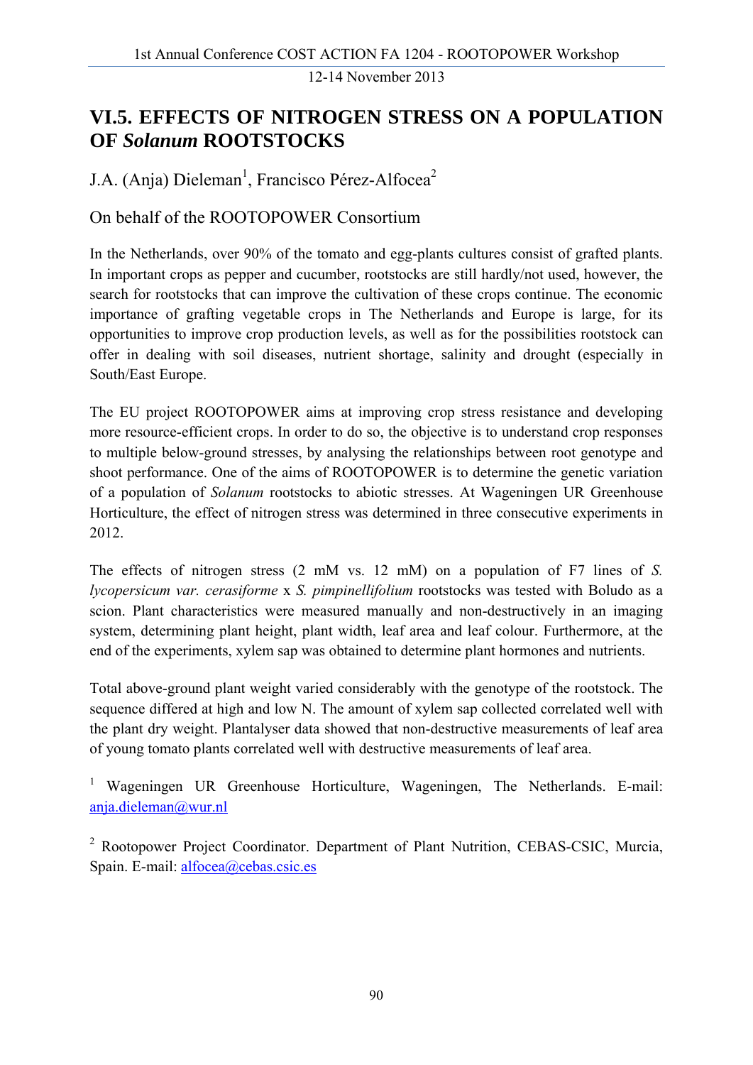# VI.5. EFFECTS OF NITROGEN STRESS ON A POPULATION OF *Solanum* ROOTSTOCKS

J.A. (Anja) Dieleman[1], Francisco Pérez-Alfocea[2]

On behalf of the ROOTOPOWER Consortium

In the Netherlands, over 90% of the tomato and egg-plants cultures consist of grafted plants. In important crops as pepper and cucumber, rootstocks are still hardly/not used, however, the search for rootstocks that can improve the cultivation of these crops continue. The economic importance of grafting vegetable crops in The Netherlands and Europe is large, for its opportunities to improve crop production levels, as well as for the possibilities rootstock can offer in dealing with soil diseases, nutrient shortage, salinity and drought (especially in South/East Europe.

The EU project ROOTOPOWER aims at improving crop stress resistance and developing more resource-efficient crops. In order to do so, the objective is to understand crop responses to multiple below-ground stresses, by analysing the relationships between root genotype and shoot performance. One of the aims of ROOTOPOWER is to determine the genetic variation of a population of *Solanum* rootstocks to abiotic stresses. At Wageningen UR Greenhouse Horticulture, the effect of nitrogen stress was determined in three consecutive experiments in 2012.

The effects of nitrogen stress (2 mM vs. 12 mM) on a population of F7 lines of *S. lycopersicum var. cerasiforme* x *S. pimpinellifolium* rootstocks was tested with Boludo as a scion. Plant characteristics were measured manually and non-destructively in an imaging system, determining plant height, plant width, leaf area and leaf colour. Furthermore, at the end of the experiments, xylem sap was obtained to determine plant hormones and nutrients.

Total above-ground plant weight varied considerably with the genotype of the rootstock. The sequence differed at high and low N. The amount of xylem sap collected correlated well with the plant dry weight. Plantalyser data showed that non-destructive measurements of leaf area of young tomato plants correlated well with destructive measurements of leaf area.

[1] Wageningen UR Greenhouse Horticulture, Wageningen, The Netherlands. E-mail: anja.dieleman@wur.nl

[2] Rootopower Project Coordinator. Department of Plant Nutrition, CEBAS-CSIC, Murcia, Spain. E-mail: alfocea@cebas.csic.es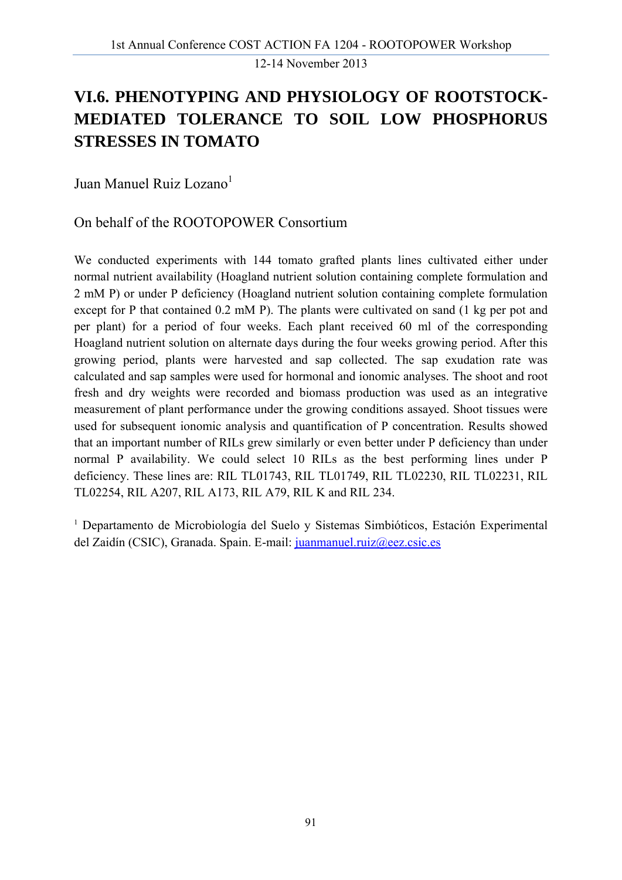# VI.6. PHENOTYPING AND PHYSIOLOGY OF ROOTSTOCK-MEDIATED TOLERANCE TO SOIL LOW PHOSPHORUS STRESSES IN TOMATO

Juan Manuel Ruiz Lozano[1]

On behalf of the ROOTOPOWER Consortium

We conducted experiments with 144 tomato grafted plants lines cultivated either under normal nutrient availability (Hoagland nutrient solution containing complete formulation and 2 mM P) or under P deficiency (Hoagland nutrient solution containing complete formulation except for P that contained 0.2 mM P). The plants were cultivated on sand (1 kg per pot and per plant) for a period of four weeks. Each plant received 60 ml of the corresponding Hoagland nutrient solution on alternate days during the four weeks growing period. After this growing period, plants were harvested and sap collected. The sap exudation rate was calculated and sap samples were used for hormonal and ionomic analyses. The shoot and root fresh and dry weights were recorded and biomass production was used as an integrative measurement of plant performance under the growing conditions assayed. Shoot tissues were used for subsequent ionomic analysis and quantification of P concentration. Results showed that an important number of RILs grew similarly or even better under P deficiency than under normal P availability. We could select 10 RILs as the best performing lines under P deficiency. These lines are: RIL TL01743, RIL TL01749, RIL TL02230, RIL TL02231, RIL TL02254, RIL A207, RIL A173, RIL A79, RIL K and RIL 234.

[1] Departamento de Microbiología del Suelo y Sistemas Simbióticos, Estación Experimental del Zaidín (CSIC), Granada. Spain. E-mail: juanmanuel.ruiz@eez.csic.es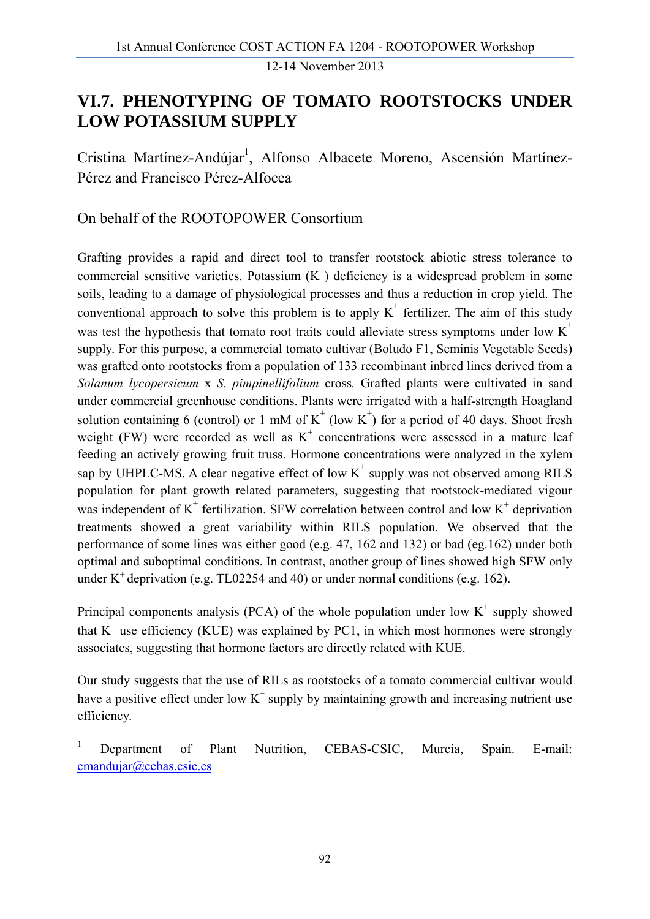# VI.7. PHENOTYPING OF TOMATO ROOTSTOCKS UNDER LOW POTASSIUM SUPPLY

Cristina Martínez-Andújar[1], Alfonso Albacete Moreno, Ascensión Martínez-Pérez and Francisco Pérez-Alfocea

On behalf of the ROOTOPOWER Consortium

Grafting provides a rapid and direct tool to transfer rootstock abiotic stress tolerance to commercial sensitive varieties. Potassium ($K^+$) deficiency is a widespread problem in some soils, leading to a damage of physiological processes and thus a reduction in crop yield. The conventional approach to solve this problem is to apply $K^+$ fertilizer. The aim of this study was test the hypothesis that tomato root traits could alleviate stress symptoms under low $K^+$ supply. For this purpose, a commercial tomato cultivar (Boludo F1, Seminis Vegetable Seeds) was grafted onto rootstocks from a population of 133 recombinant inbred lines derived from a *Solanum lycopersicum* x *S. pimpinellifolium* cross*.* Grafted plants were cultivated in sand under commercial greenhouse conditions. Plants were irrigated with a half-strength Hoagland solution containing 6 (control) or 1 mM of $K^+$ (low $K^+$) for a period of 40 days. Shoot fresh weight (FW) were recorded as well as $K^+$ concentrations were assessed in a mature leaf feeding an actively growing fruit truss. Hormone concentrations were analyzed in the xylem sap by UHPLC-MS. A clear negative effect of low $K^+$ supply was not observed among RILS population for plant growth related parameters, suggesting that rootstock-mediated vigour was independent of $K^+$ fertilization. SFW correlation between control and low $K^+$ deprivation treatments showed a great variability within RILS population. We observed that the performance of some lines was either good (e.g. 47, 162 and 132) or bad (eg.162) under both optimal and suboptimal conditions. In contrast, another group of lines showed high SFW only under $K^+$ deprivation (e.g. TL02254 and 40) or under normal conditions (e.g. 162).

Principal components analysis (PCA) of the whole population under low $K^+$ supply showed that $K^+$ use efficiency (KUE) was explained by PC1, in which most hormones were strongly associates, suggesting that hormone factors are directly related with KUE.

Our study suggests that the use of RILs as rootstocks of a tomato commercial cultivar would have a positive effect under low $K^+$ supply by maintaining growth and increasing nutrient use efficiency.

[1] Department of Plant Nutrition, CEBAS-CSIC, Murcia, Spain. E-mail: cmandujar@cebas.csic.es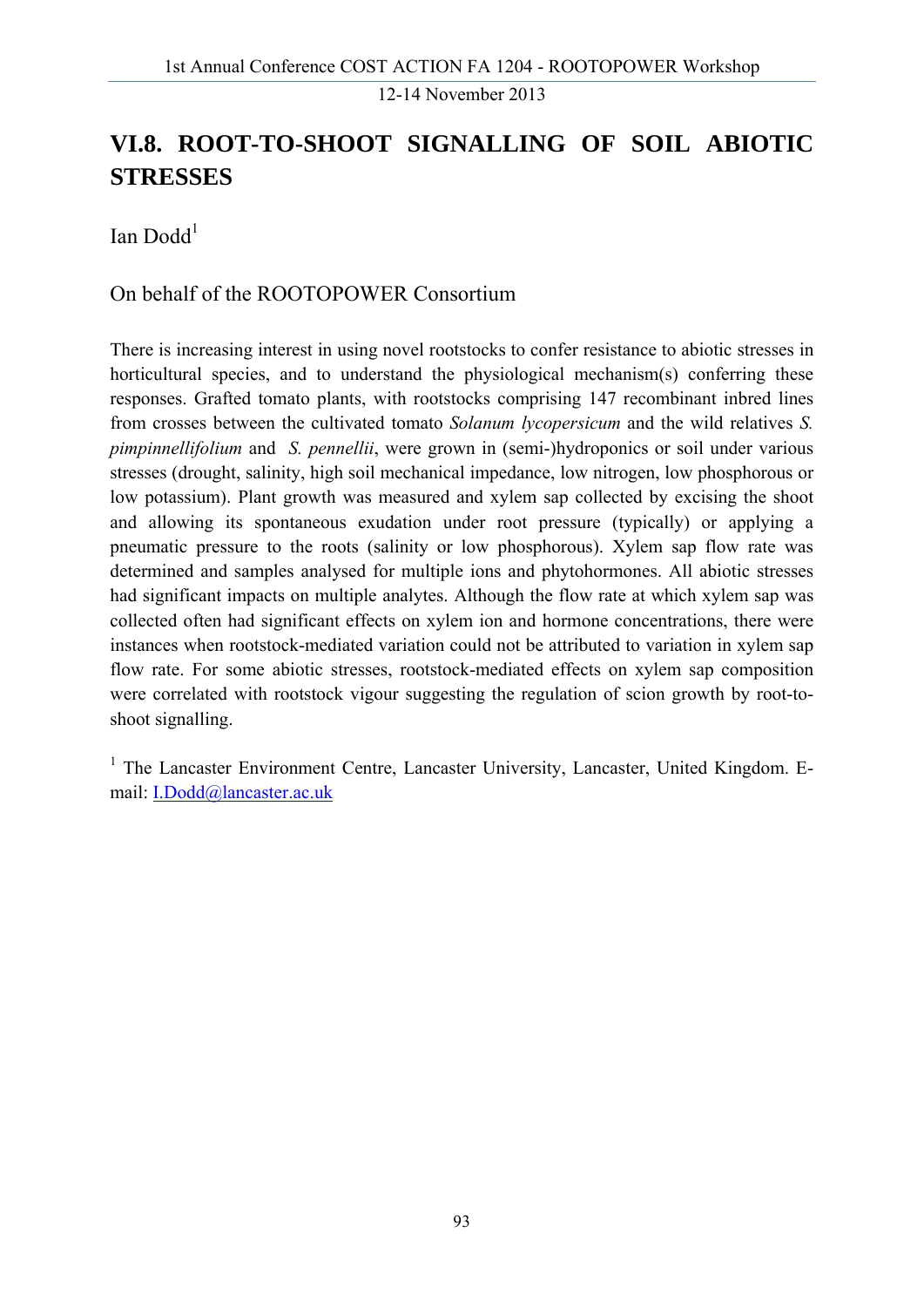# VI.8. ROOT-TO-SHOOT SIGNALLING OF SOIL ABIOTIC STRESSES

Ian Dodd[1]

On behalf of the ROOTOPOWER Consortium

There is increasing interest in using novel rootstocks to confer resistance to abiotic stresses in horticultural species, and to understand the physiological mechanism(s) conferring these responses. Grafted tomato plants, with rootstocks comprising 147 recombinant inbred lines from crosses between the cultivated tomato *Solanum lycopersicum* and the wild relatives *S. pimpinnellifolium* and *S. pennellii*, were grown in (semi-)hydroponics or soil under various stresses (drought, salinity, high soil mechanical impedance, low nitrogen, low phosphorous or low potassium). Plant growth was measured and xylem sap collected by excising the shoot and allowing its spontaneous exudation under root pressure (typically) or applying a pneumatic pressure to the roots (salinity or low phosphorous). Xylem sap flow rate was determined and samples analysed for multiple ions and phytohormones. All abiotic stresses had significant impacts on multiple analytes. Although the flow rate at which xylem sap was collected often had significant effects on xylem ion and hormone concentrations, there were instances when rootstock-mediated variation could not be attributed to variation in xylem sap flow rate. For some abiotic stresses, rootstock-mediated effects on xylem sap composition were correlated with rootstock vigour suggesting the regulation of scion growth by root-to-shoot signalling.

[1] The Lancaster Environment Centre, Lancaster University, Lancaster, United Kingdom. E-mail: I.Dodd@lancaster.ac.uk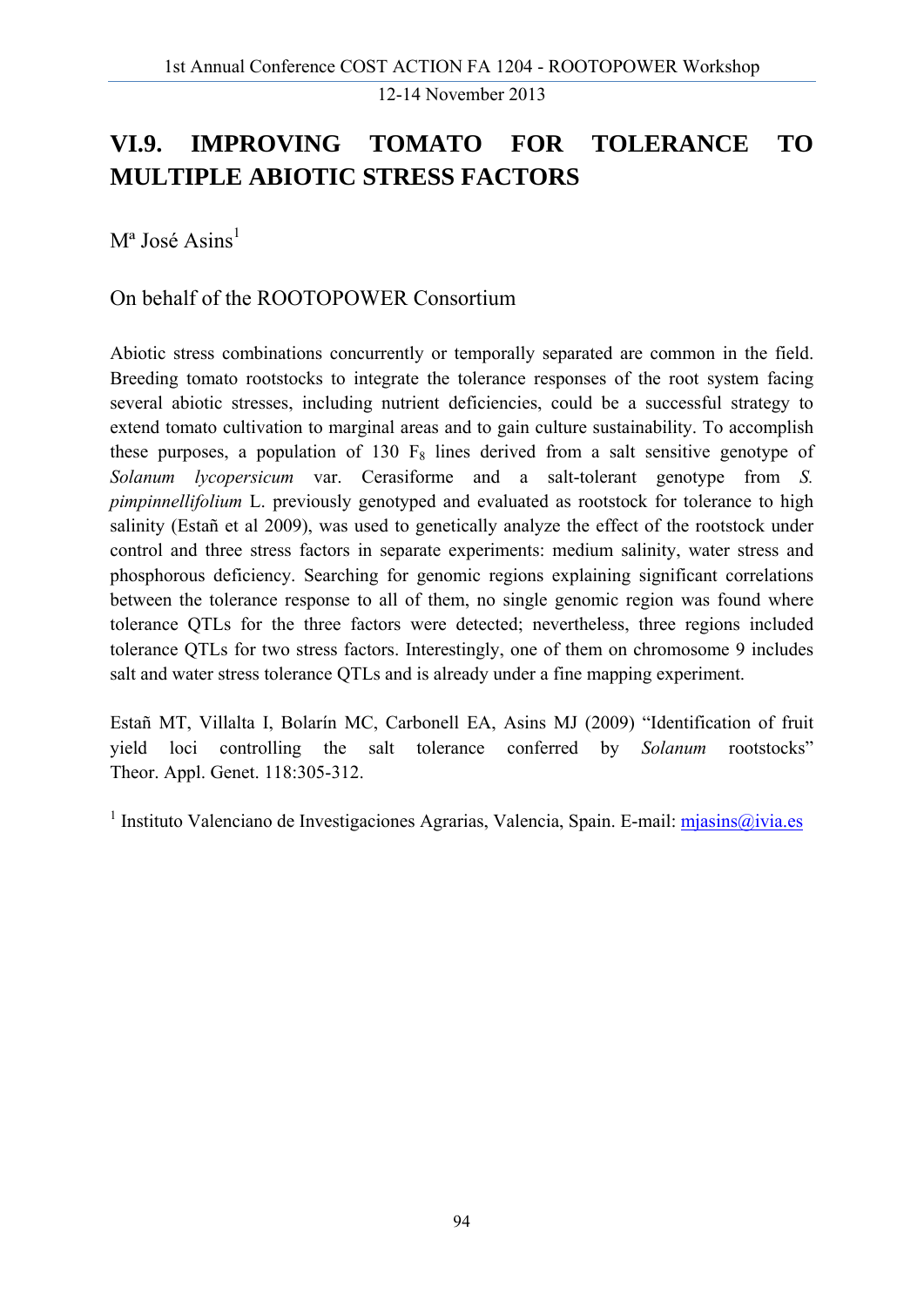## VI.9. IMPROVING TOMATO FOR TOLERANCE TO MULTIPLE ABIOTIC STRESS FACTORS

Mª José Asins[1]

On behalf of the ROOTOPOWER Consortium

Abiotic stress combinations concurrently or temporally separated are common in the field. Breeding tomato rootstocks to integrate the tolerance responses of the root system facing several abiotic stresses, including nutrient deficiencies, could be a successful strategy to extend tomato cultivation to marginal areas and to gain culture sustainability. To accomplish these purposes, a population of 130 $F_8$ lines derived from a salt sensitive genotype of *Solanum lycopersicum* var. Cerasiforme and a salt-tolerant genotype from *S. pimpinnellifolium* L. previously genotyped and evaluated as rootstock for tolerance to high salinity (Estañ et al 2009), was used to genetically analyze the effect of the rootstock under control and three stress factors in separate experiments: medium salinity, water stress and phosphorous deficiency. Searching for genomic regions explaining significant correlations between the tolerance response to all of them, no single genomic region was found where tolerance QTLs for the three factors were detected; nevertheless, three regions included tolerance QTLs for two stress factors. Interestingly, one of them on chromosome 9 includes salt and water stress tolerance QTLs and is already under a fine mapping experiment.

Estañ MT, Villalta I, Bolarín MC, Carbonell EA, Asins MJ (2009) "Identification of fruit yield loci controlling the salt tolerance conferred by *Solanum* rootstocks" Theor. Appl. Genet. 118:305-312.

[1] Instituto Valenciano de Investigaciones Agrarias, Valencia, Spain. E-mail: mjasins@ivia.es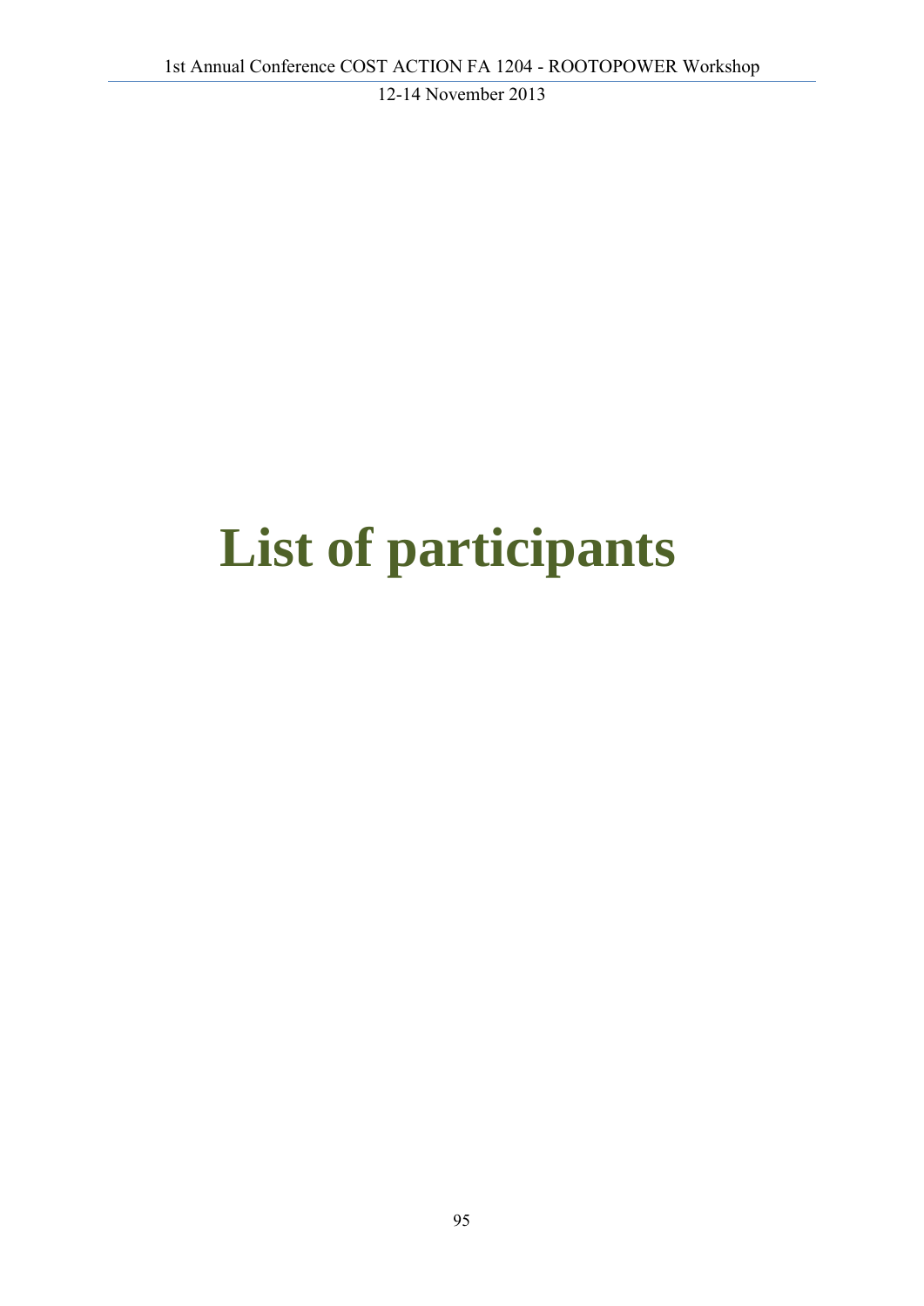# List of participants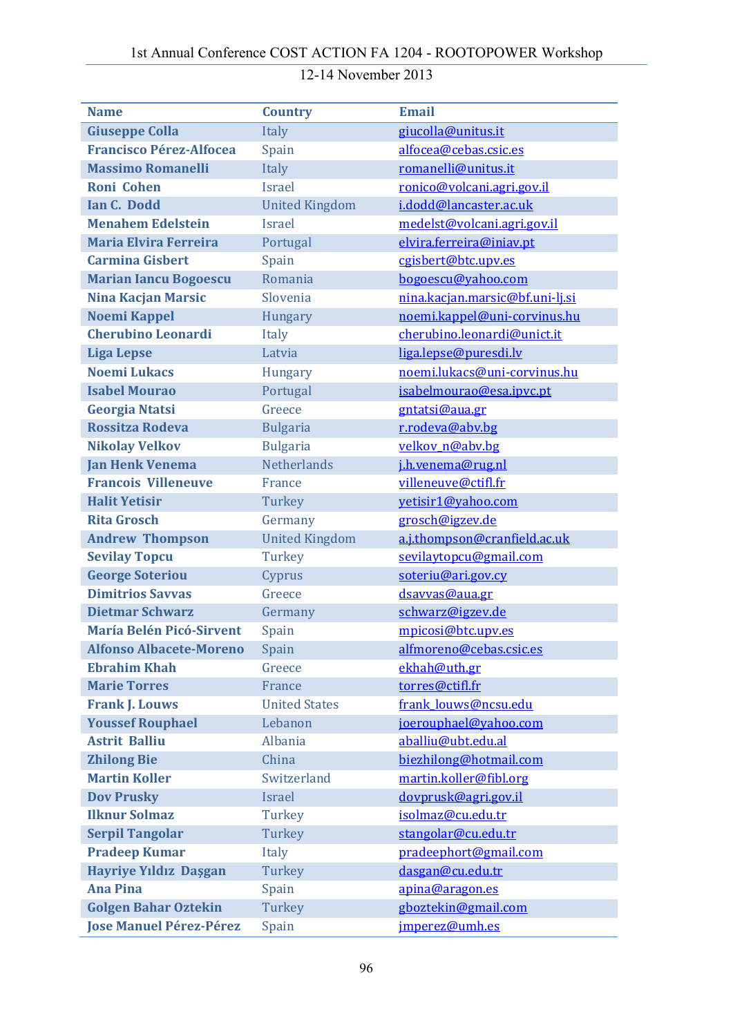| Name | Country | Email |
|---|---|---|
| Giuseppe Colla | Italy | giucolla@unitus.it |
| Francisco Pérez-Alfocea | Spain | alfocea@cebas.csic.es |
| Massimo Romanelli | Italy | romanelli@unitus.it |
| Roni Cohen | Israel | ronico@volcani.agri.gov.il |
| Ian C. Dodd | United Kingdom | i.dodd@lancaster.ac.uk |
| Menahem Edelstein | Israel | medelst@volcani.agri.gov.il |
| Maria Elvira Ferreira | Portugal | elvira.ferreira@iniav.pt |
| Carmina Gisbert | Spain | cgisbert@btc.upv.es |
| Marian Iancu Bogoescu | Romania | bogoescu@yahoo.com |
| Nina Kacjan Marsic | Slovenia | nina.kacjan.marsic@bf.uni-lj.si |
| Noemi Kappel | Hungary | noemi.kappel@uni-corvinus.hu |
| Cherubino Leonardi | Italy | cherubino.leonardi@unict.it |
| Liga Lepse | Latvia | liga.lepse@puresdi.lv |
| Noemi Lukacs | Hungary | noemi.lukacs@uni-corvinus.hu |
| Isabel Mourao | Portugal | isabelmourao@esa.ipvc.pt |
| Georgia Ntatsi | Greece | gntatsi@aua.gr |
| Rossitza Rodeva | Bulgaria | r.rodeva@abv.bg |
| Nikolay Velkov | Bulgaria | velkov_n@abv.bg |
| Jan Henk Venema | Netherlands | j.h.venema@rug.nl |
| Francois Villeneuve | France | villeneuve@ctifl.fr |
| Halit Yetisir | Turkey | yetisir1@yahoo.com |
| Rita Grosch | Germany | grosch@igzev.de |
| Andrew Thompson | United Kingdom | a.j.thompson@cranfield.ac.uk |
| Sevilay Topcu | Turkey | sevilaytopcu@gmail.com |
| George Soteriou | Cyprus | soteriu@ari.gov.cy |
| Dimitrios Savvas | Greece | dsavvas@aua.gr |
| Dietmar Schwarz | Germany | schwarz@igzev.de |
| María Belén Picó-Sirvent | Spain | mpicosi@btc.upv.es |
| Alfonso Albacete-Moreno | Spain | alfmoreno@cebas.csic.es |
| Ebrahim Khah | Greece | ekhah@uth.gr |
| Marie Torres | France | torres@ctifl.fr |
| Frank J. Louws | United States | frank_louws@ncsu.edu |
| Youssef Rouphael | Lebanon | joerouphael@yahoo.com |
| Astrit Balliu | Albania | aballiu@ubt.edu.al |
| Zhilong Bie | China | biezhilong@hotmail.com |
| Martin Koller | Switzerland | martin.koller@fibl.org |
| Dov Prusky | Israel | dovprusk@agri.gov.il |
| Ilknur Solmaz | Turkey | isolmaz@cu.edu.tr |
| Serpil Tangolar | Turkey | stangolar@cu.edu.tr |
| Pradeep Kumar | Italy | pradeephort@gmail.com |
| Hayriye Yıldız Daşgan | Turkey | dasgan@cu.edu.tr |
| Ana Pina | Spain | apina@aragon.es |
| Golgen Bahar Oztekin | Turkey | gboztekin@gmail.com |
| Jose Manuel Pérez-Pérez | Spain | jmperez@umh.es |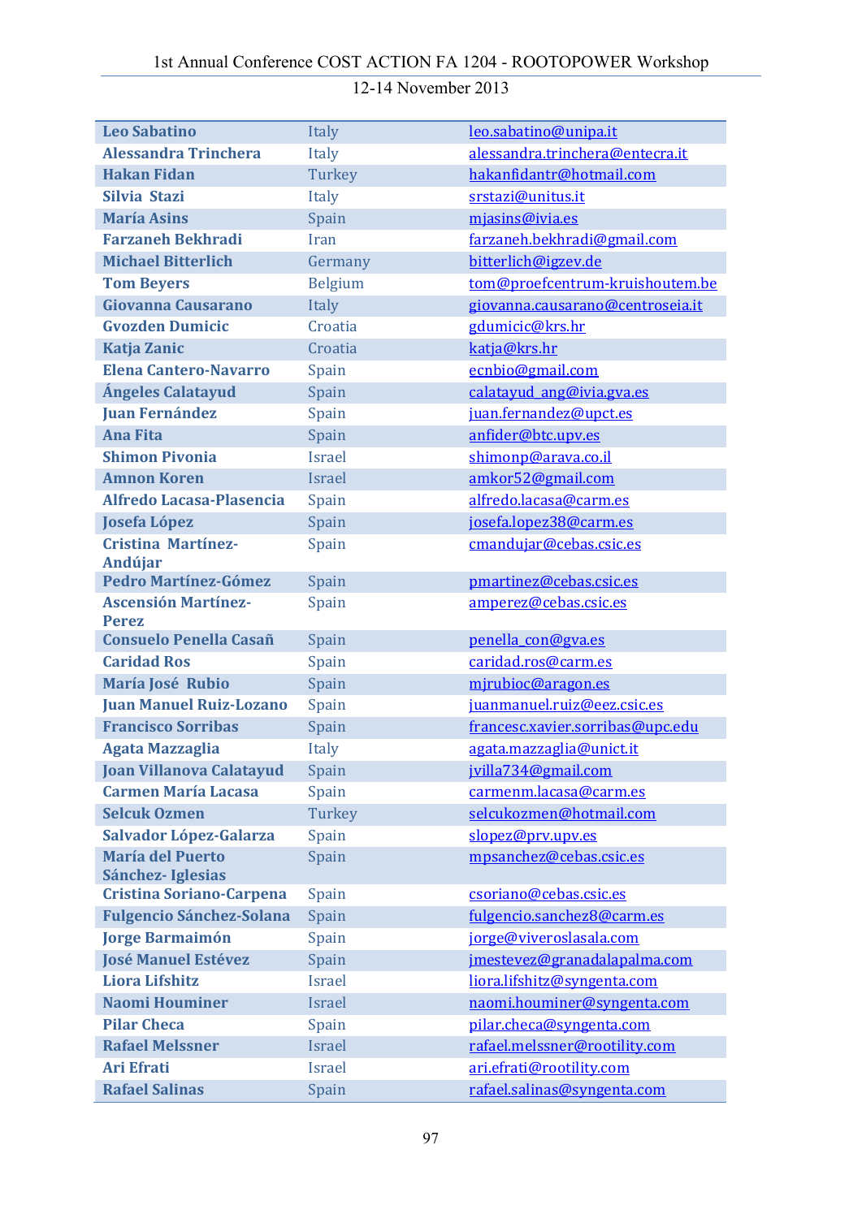| | | |
|---|---|---|
| Leo Sabatino | Italy | leo.sabatino@unipa.it |
| Alessandra Trinchera | Italy | alessandra.trinchera@entecra.it |
| Hakan Fidan | Turkey | hakanfidantr@hotmail.com |
| Silvia Stazi | Italy | srstazi@unitus.it |
| María Asins | Spain | mjasins@ivia.es |
| Farzaneh Bekhradi | Iran | farzaneh.bekhradi@gmail.com |
| Michael Bitterlich | Germany | bitterlich@igzev.de |
| Tom Beyers | Belgium | tom@proefcentrum-kruishoutem.be |
| Giovanna Causarano | Italy | giovanna.causarano@centroseia.it |
| Gvozden Dumicic | Croatia | gdumicic@krs.hr |
| Katja Zanic | Croatia | katja@krs.hr |
| Elena Cantero-Navarro | Spain | ecnbio@gmail.com |
| Ángeles Calatayud | Spain | calatayud_ang@ivia.gva.es |
| Juan Fernández | Spain | juan.fernandez@upct.es |
| Ana Fita | Spain | anfider@btc.upv.es |
| Shimon Pivonia | Israel | shimonp@arava.co.il |
| Amnon Koren | Israel | amkor52@gmail.com |
| Alfredo Lacasa-Plasencia | Spain | alfredo.lacasa@carm.es |
| Josefa López | Spain | josefa.lopez38@carm.es |
| Cristina Martínez-Andújar | Spain | cmandujar@cebas.csic.es |
| Pedro Martínez-Gómez | Spain | pmartinez@cebas.csic.es |
| Ascensión Martínez-Perez | Spain | amperez@cebas.csic.es |
| Consuelo Penella Casañ | Spain | penella_con@gva.es |
| Caridad Ros | Spain | caridad.ros@carm.es |
| María José Rubio | Spain | mjrubioc@aragon.es |
| Juan Manuel Ruiz-Lozano | Spain | juanmanuel.ruiz@eez.csic.es |
| Francisco Sorribas | Spain | francesc.xavier.sorribas@upc.edu |
| Agata Mazzaglia | Italy | agata.mazzaglia@unict.it |
| Joan Villanova Calatayud | Spain | jvilla734@gmail.com |
| Carmen María Lacasa | Spain | carmenm.lacasa@carm.es |
| Selcuk Ozmen | Turkey | selcukozmen@hotmail.com |
| Salvador López-Galarza | Spain | slopez@prv.upv.es |
| María del Puerto Sánchez- Iglesias | Spain | mpsanchez@cebas.csic.es |
| Cristina Soriano-Carpena | Spain | csoriano@cebas.csic.es |
| Fulgencio Sánchez-Solana | Spain | fulgencio.sanchez8@carm.es |
| Jorge Barmaimón | Spain | jorge@viveroslasala.com |
| José Manuel Estévez | Spain | jmestevez@granadalapalma.com |
| Liora Lifshitz | Israel | liora.lifshitz@syngenta.com |
| Naomi Houminer | Israel | naomi.houminer@syngenta.com |
| Pilar Checa | Spain | pilar.checa@syngenta.com |
| Rafael Melssner | Israel | rafael.melssner@rootility.com |
| Ari Efrati | Israel | ari.efrati@rootility.com |
| Rafael Salinas | Spain | rafael.salinas@syngenta.com |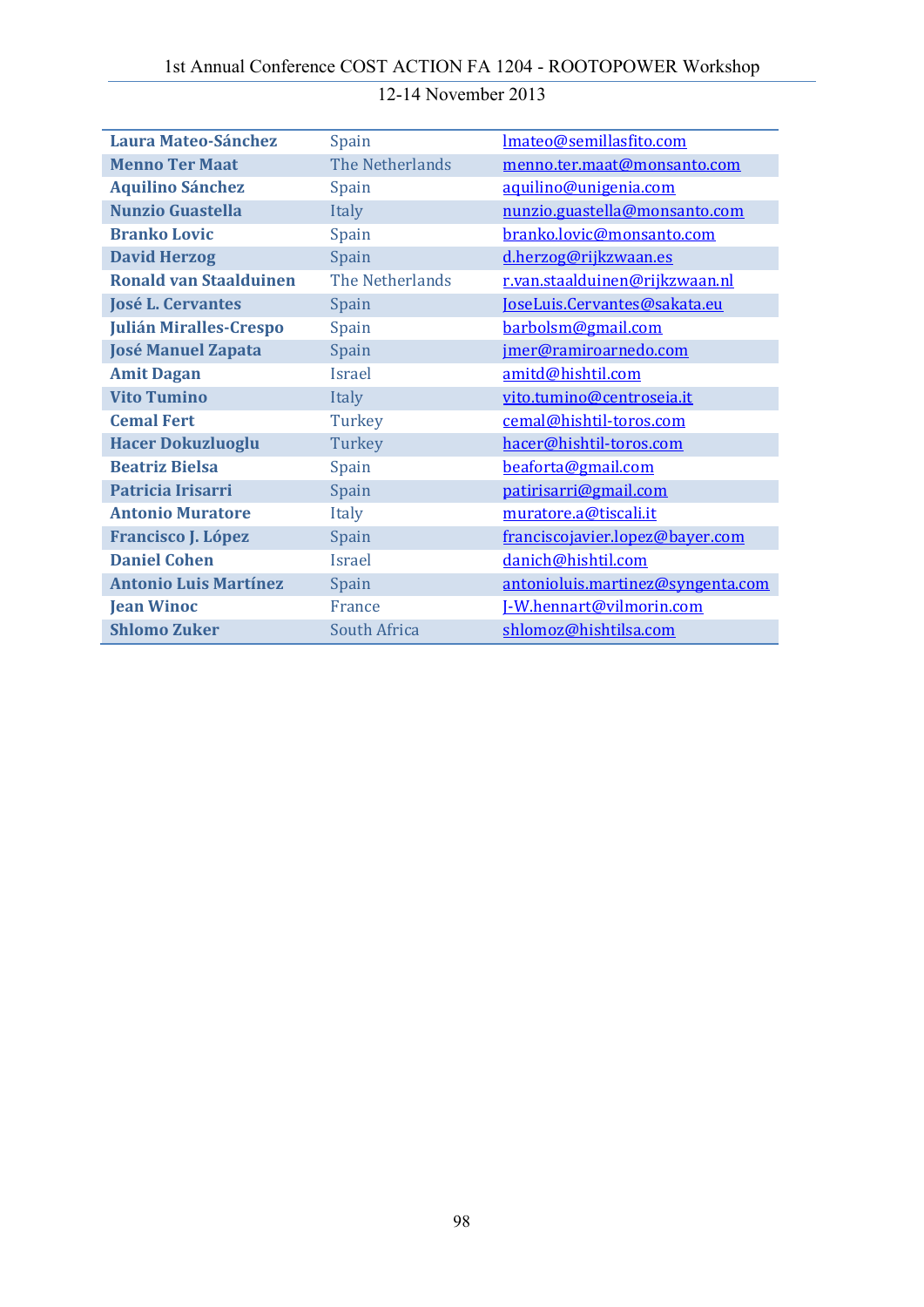| Laura Mateo-Sánchez | Spain | lmateo@semillasfito.com |
|---|---|---|
| Menno Ter Maat | The Netherlands | menno.ter.maat@monsanto.com |
| Aquilino Sánchez | Spain | aquilino@unigenia.com |
| Nunzio Guastella | Italy | nunzio.guastella@monsanto.com |
| Branko Lovic | Spain | branko.lovic@monsanto.com |
| David Herzog | Spain | d.herzog@rijkzwaan.es |
| Ronald van Staalduinen | The Netherlands | r.van.staalduinen@rijkzwaan.nl |
| José L. Cervantes | Spain | JoseLuis.Cervantes@sakata.eu |
| Julián Miralles-Crespo | Spain | barbolsm@gmail.com |
| José Manuel Zapata | Spain | jmer@ramiroarnedo.com |
| Amit Dagan | Israel | amitd@hishtil.com |
| Vito Tumino | Italy | vito.tumino@centroseia.it |
| Cemal Fert | Turkey | cemal@hishtil-toros.com |
| Hacer Dokuzluoglu | Turkey | hacer@hishtil-toros.com |
| Beatriz Bielsa | Spain | beaforta@gmail.com |
| Patricia Irisarri | Spain | patirisarri@gmail.com |
| Antonio Muratore | Italy | muratore.a@tiscali.it |
| Francisco J. López | Spain | franciscojavier.lopez@bayer.com |
| Daniel Cohen | Israel | danich@hishtil.com |
| Antonio Luis Martínez | Spain | antonioluis.martinez@syngenta.com |
| Jean Winoc | France | J-W.hennart@vilmorin.com |
| Shlomo Zuker | South Africa | shlomoz@hishtilsa.com |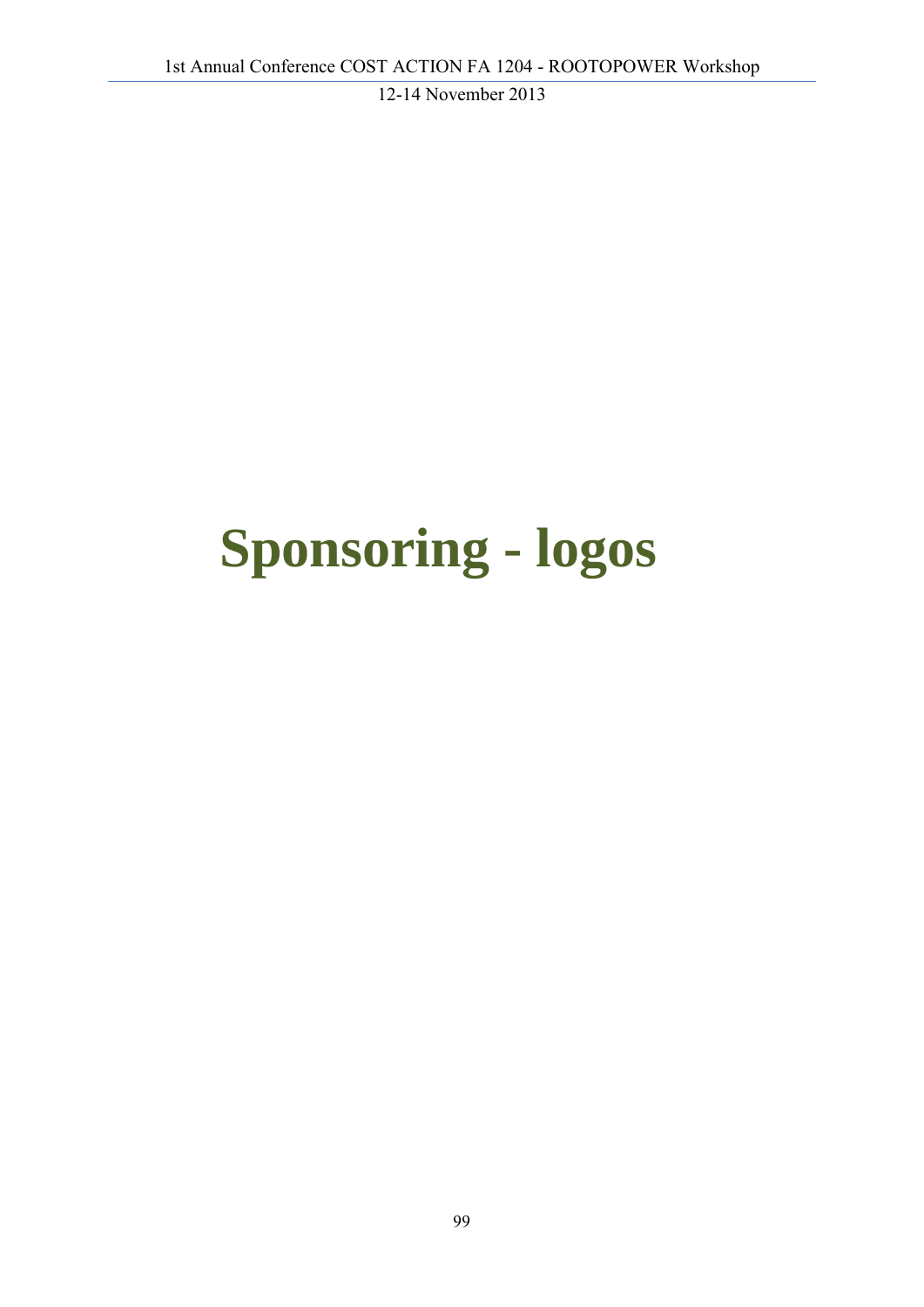# Sponsoring - logos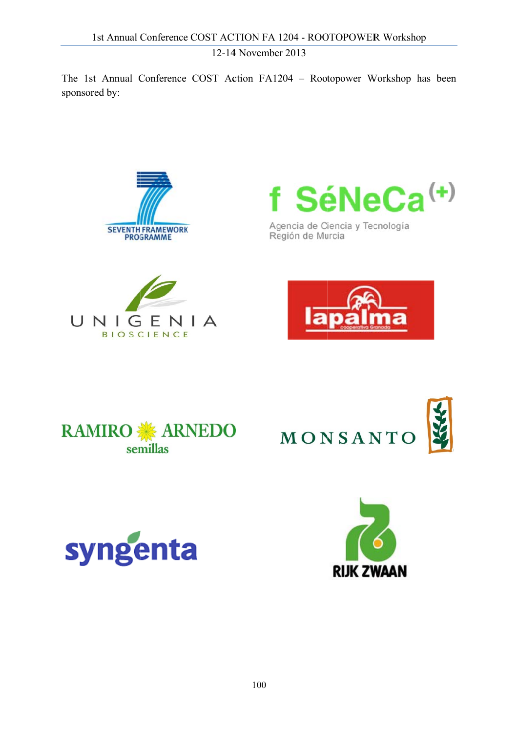The 1st Annual Conference COST Action FA1204 – Rootopower Workshop has been sponsored by:

SEVENTH FRAMEWORK PROGRAMME

f SéNeCa(+)
Agencia de Ciencia y Tecnología
Región de Murcia

UNIGENIA
BIOSCIENCE

lapalma
cooperativa Granada

RAMIRO ARNEDO
semillas

MONSANTO

syngenta

RIJK ZWAAN